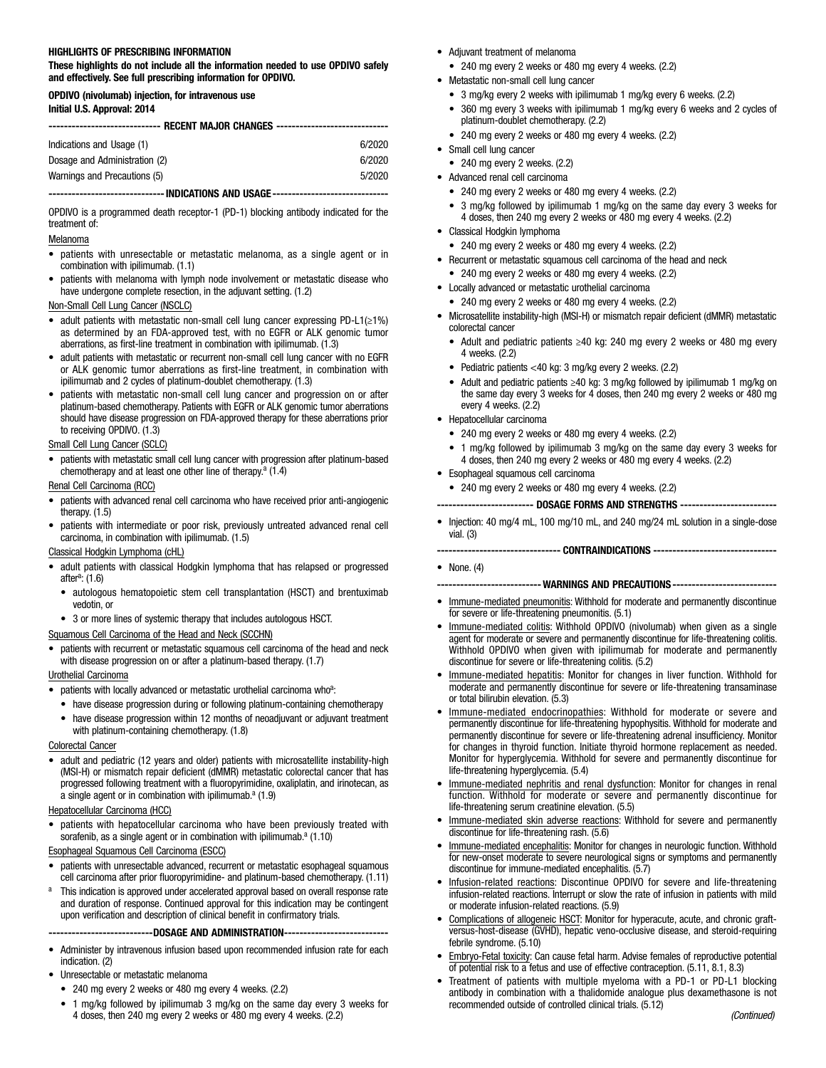**HIGHLIGHTS OF PRESCRIBING INFORMATION**

**These highlights do not include all the information needed to use OPDIVO safely and effectively. See full prescribing information for OPDIVO.**

**OPDIVO (nivolumab) injection, for intravenous use**
**Initial U.S. Approval: 2014**

**RECENT MAJOR CHANGES**

| | |
|---|---|
| Indications and Usage (1) | 6/2020 |
| Dosage and Administration (2) | 6/2020 |
| Warnings and Precautions (5) | 5/2020 |

**INDICATIONS AND USAGE**

OPDIVO is a programmed death receptor-1 (PD-1) blocking antibody indicated for the treatment of:

Melanoma

- patients with unresectable or metastatic melanoma, as a single agent or in combination with ipilimumab. (1.1)
- patients with melanoma with lymph node involvement or metastatic disease who have undergone complete resection, in the adjuvant setting. (1.2)

Non-Small Cell Lung Cancer (NSCLC)

- adult patients with metastatic non-small cell lung cancer expressing PD-L1(≥1%) as determined by an FDA-approved test, with no EGFR or ALK genomic tumor aberrations, as first-line treatment in combination with ipilimumab. (1.3)
- adult patients with metastatic or recurrent non-small cell lung cancer with no EGFR or ALK genomic tumor aberrations as first-line treatment, in combination with ipilimumab and 2 cycles of platinum-doublet chemotherapy. (1.3)
- patients with metastatic non-small cell lung cancer and progression on or after platinum-based chemotherapy. Patients with EGFR or ALK genomic tumor aberrations should have disease progression on FDA-approved therapy for these aberrations prior to receiving OPDIVO. (1.3)

Small Cell Lung Cancer (SCLC)

- patients with metastatic small cell lung cancer with progression after platinum-based chemotherapy and at least one other line of therapy.[a] (1.4)

Renal Cell Carcinoma (RCC)

- patients with advanced renal cell carcinoma who have received prior anti-angiogenic therapy. (1.5)
- patients with intermediate or poor risk, previously untreated advanced renal cell carcinoma, in combination with ipilimumab. (1.5)

Classical Hodgkin Lymphoma (cHL)

- adult patients with classical Hodgkin lymphoma that has relapsed or progressed after[a]: (1.6)
  - autologous hematopoietic stem cell transplantation (HSCT) and brentuximab vedotin, or
  - 3 or more lines of systemic therapy that includes autologous HSCT.

Squamous Cell Carcinoma of the Head and Neck (SCCHN)

- patients with recurrent or metastatic squamous cell carcinoma of the head and neck with disease progression on or after a platinum-based therapy. (1.7)

Urothelial Carcinoma

- patients with locally advanced or metastatic urothelial carcinoma who[a]:
  - have disease progression during or following platinum-containing chemotherapy
  - have disease progression within 12 months of neoadjuvant or adjuvant treatment with platinum-containing chemotherapy. (1.8)

Colorectal Cancer

- adult and pediatric (12 years and older) patients with microsatellite instability-high (MSI-H) or mismatch repair deficient (dMMR) metastatic colorectal cancer that has progressed following treatment with a fluoropyrimidine, oxaliplatin, and irinotecan, as a single agent or in combination with ipilimumab.[a] (1.9)

Hepatocellular Carcinoma (HCC)

- patients with hepatocellular carcinoma who have been previously treated with sorafenib, as a single agent or in combination with ipilimumab.[a] (1.10)

Esophageal Squamous Cell Carcinoma (ESCC)

- patients with unresectable advanced, recurrent or metastatic esophageal squamous cell carcinoma after prior fluoropyrimidine- and platinum-based chemotherapy. (1.11)

[a] This indication is approved under accelerated approval based on overall response rate and duration of response. Continued approval for this indication may be contingent upon verification and description of clinical benefit in confirmatory trials.

**DOSAGE AND ADMINISTRATION**

- Administer by intravenous infusion based upon recommended infusion rate for each indication. (2)
- Unresectable or metastatic melanoma
  - 240 mg every 2 weeks or 480 mg every 4 weeks. (2.2)
  - 1 mg/kg followed by ipilimumab 3 mg/kg on the same day every 3 weeks for 4 doses, then 240 mg every 2 weeks or 480 mg every 4 weeks. (2.2)
- Adjuvant treatment of melanoma
  - 240 mg every 2 weeks or 480 mg every 4 weeks. (2.2)
- Metastatic non-small cell lung cancer
  - 3 mg/kg every 2 weeks with ipilimumab 1 mg/kg every 6 weeks. (2.2)
  - 360 mg every 3 weeks with ipilimumab 1 mg/kg every 6 weeks and 2 cycles of platinum-doublet chemotherapy. (2.2)
  - 240 mg every 2 weeks or 480 mg every 4 weeks. (2.2)
- Small cell lung cancer
  - 240 mg every 2 weeks. (2.2)
- Advanced renal cell carcinoma
  - 240 mg every 2 weeks or 480 mg every 4 weeks. (2.2)
  - 3 mg/kg followed by ipilimumab 1 mg/kg on the same day every 3 weeks for 4 doses, then 240 mg every 2 weeks or 480 mg every 4 weeks. (2.2)
- Classical Hodgkin lymphoma
  - 240 mg every 2 weeks or 480 mg every 4 weeks. (2.2)
- Recurrent or metastatic squamous cell carcinoma of the head and neck
  - 240 mg every 2 weeks or 480 mg every 4 weeks. (2.2)
- Locally advanced or metastatic urothelial carcinoma
  - 240 mg every 2 weeks or 480 mg every 4 weeks. (2.2)
- Microsatellite instability-high (MSI-H) or mismatch repair deficient (dMMR) metastatic colorectal cancer
  - Adult and pediatric patients ≥40 kg: 240 mg every 2 weeks or 480 mg every 4 weeks. (2.2)
  - Pediatric patients <40 kg: 3 mg/kg every 2 weeks. (2.2)
  - Adult and pediatric patients ≥40 kg: 3 mg/kg followed by ipilimumab 1 mg/kg on the same day every 3 weeks for 4 doses, then 240 mg every 2 weeks or 480 mg every 4 weeks. (2.2)
- Hepatocellular carcinoma
  - 240 mg every 2 weeks or 480 mg every 4 weeks. (2.2)
  - 1 mg/kg followed by ipilimumab 3 mg/kg on the same day every 3 weeks for 4 doses, then 240 mg every 2 weeks or 480 mg every 4 weeks. (2.2)
- Esophageal squamous cell carcinoma
  - 240 mg every 2 weeks or 480 mg every 4 weeks. (2.2)

**DOSAGE FORMS AND STRENGTHS**

- Injection: 40 mg/4 mL, 100 mg/10 mL, and 240 mg/24 mL solution in a single-dose vial. (3)

**CONTRAINDICATIONS**

- None. (4)

**WARNINGS AND PRECAUTIONS**

- Immune-mediated pneumonitis: Withhold for moderate and permanently discontinue for severe or life-threatening pneumonitis. (5.1)
- Immune-mediated colitis: Withhold OPDIVO (nivolumab) when given as a single agent for moderate or severe and permanently discontinue for life-threatening colitis. Withhold OPDIVO when given with ipilimumab for moderate and permanently discontinue for severe or life-threatening colitis. (5.2)
- Immune-mediated hepatitis: Monitor for changes in liver function. Withhold for moderate and permanently discontinue for severe or life-threatening transaminase or total bilirubin elevation. (5.3)
- Immune-mediated endocrinopathies: Withhold for moderate or severe and permanently discontinue for life-threatening hypophysitis. Withhold for moderate and permanently discontinue for severe or life-threatening adrenal insufficiency. Monitor for changes in thyroid function. Initiate thyroid hormone replacement as needed. Monitor for hyperglycemia. Withhold for severe and permanently discontinue for life-threatening hyperglycemia. (5.4)
- Immune-mediated nephritis and renal dysfunction: Monitor for changes in renal function. Withhold for moderate or severe and permanently discontinue for life-threatening serum creatinine elevation. (5.5)
- Immune-mediated skin adverse reactions: Withhold for severe and permanently discontinue for life-threatening rash. (5.6)
- Immune-mediated encephalitis: Monitor for changes in neurologic function. Withhold for new-onset moderate to severe neurological signs or symptoms and permanently discontinue for immune-mediated encephalitis. (5.7)
- Infusion-related reactions: Discontinue OPDIVO for severe and life-threatening infusion-related reactions. Interrupt or slow the rate of infusion in patients with mild or moderate infusion-related reactions. (5.9)
- Complications of allogeneic HSCT: Monitor for hyperacute, acute, and chronic graft-versus-host-disease (GVHD), hepatic veno-occlusive disease, and steroid-requiring febrile syndrome. (5.10)
- Embryo-Fetal toxicity: Can cause fetal harm. Advise females of reproductive potential of potential risk to a fetus and use of effective contraception. (5.11, 8.1, 8.3)
- Treatment of patients with multiple myeloma with a PD-1 or PD-L1 blocking antibody in combination with a thalidomide analogue plus dexamethasone is not recommended outside of controlled clinical trials. (5.12)

*(Continued)*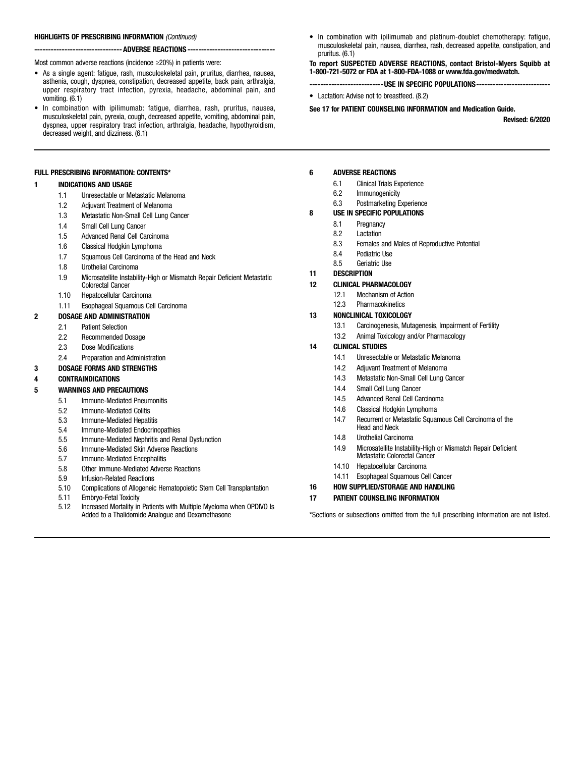**HIGHLIGHTS OF PRESCRIBING INFORMATION** *(Continued)*

**---------------------------------- ADVERSE REACTIONS ----------------------------------**

Most common adverse reactions (incidence ≥20%) in patients were:

- As a single agent: fatigue, rash, musculoskeletal pain, pruritus, diarrhea, nausea, asthenia, cough, dyspnea, constipation, decreased appetite, back pain, arthralgia, upper respiratory tract infection, pyrexia, headache, abdominal pain, and vomiting. (6.1)
- In combination with ipilimumab: fatigue, diarrhea, rash, pruritus, nausea, musculoskeletal pain, pyrexia, cough, decreased appetite, vomiting, abdominal pain, dyspnea, upper respiratory tract infection, arthralgia, headache, hypothyroidism, decreased weight, and dizziness. (6.1)
- In combination with ipilimumab and platinum-doublet chemotherapy: fatigue, musculoskeletal pain, nausea, diarrhea, rash, decreased appetite, constipation, and pruritus. (6.1)

**To report SUSPECTED ADVERSE REACTIONS, contact Bristol-Myers Squibb at 1-800-721-5072 or FDA at 1-800-FDA-1088 or www.fda.gov/medwatch.**

**---------------------------- USE IN SPECIFIC POPULATIONS ----------------------------**

- Lactation: Advise not to breastfeed. (8.2)

**See 17 for PATIENT COUNSELING INFORMATION and Medication Guide.**

**Revised: 6/2020**

---

**FULL PRESCRIBING INFORMATION: CONTENTS***

**1 INDICATIONS AND USAGE**
- 1.1 Unresectable or Metastatic Melanoma
- 1.2 Adjuvant Treatment of Melanoma
- 1.3 Metastatic Non-Small Cell Lung Cancer
- 1.4 Small Cell Lung Cancer
- 1.5 Advanced Renal Cell Carcinoma
- 1.6 Classical Hodgkin Lymphoma
- 1.7 Squamous Cell Carcinoma of the Head and Neck
- 1.8 Urothelial Carcinoma
- 1.9 Microsatellite Instability-High or Mismatch Repair Deficient Metastatic Colorectal Cancer
- 1.10 Hepatocellular Carcinoma
- 1.11 Esophageal Squamous Cell Carcinoma

**2 DOSAGE AND ADMINISTRATION**
- 2.1 Patient Selection
- 2.2 Recommended Dosage
- 2.3 Dose Modifications
- 2.4 Preparation and Administration

**3 DOSAGE FORMS AND STRENGTHS**

**4 CONTRAINDICATIONS**

**5 WARNINGS AND PRECAUTIONS**
- 5.1 Immune-Mediated Pneumonitis
- 5.2 Immune-Mediated Colitis
- 5.3 Immune-Mediated Hepatitis
- 5.4 Immune-Mediated Endocrinopathies
- 5.5 Immune-Mediated Nephritis and Renal Dysfunction
- 5.6 Immune-Mediated Skin Adverse Reactions
- 5.7 Immune-Mediated Encephalitis
- 5.8 Other Immune-Mediated Adverse Reactions
- 5.9 Infusion-Related Reactions
- 5.10 Complications of Allogeneic Hematopoietic Stem Cell Transplantation
- 5.11 Embryo-Fetal Toxicity
- 5.12 Increased Mortality in Patients with Multiple Myeloma when OPDIVO Is Added to a Thalidomide Analogue and Dexamethasone

**6 ADVERSE REACTIONS**
- 6.1 Clinical Trials Experience
- 6.2 Immunogenicity
- 6.3 Postmarketing Experience

**8 USE IN SPECIFIC POPULATIONS**
- 8.1 Pregnancy
- 8.2 Lactation
- 8.3 Females and Males of Reproductive Potential
- 8.4 Pediatric Use
- 8.5 Geriatric Use

**11 DESCRIPTION**

**12 CLINICAL PHARMACOLOGY**
- 12.1 Mechanism of Action
- 12.3 Pharmacokinetics

**13 NONCLINICAL TOXICOLOGY**
- 13.1 Carcinogenesis, Mutagenesis, Impairment of Fertility
- 13.2 Animal Toxicology and/or Pharmacology

**14 CLINICAL STUDIES**
- 14.1 Unresectable or Metastatic Melanoma
- 14.2 Adjuvant Treatment of Melanoma
- 14.3 Metastatic Non-Small Cell Lung Cancer
- 14.4 Small Cell Lung Cancer
- 14.5 Advanced Renal Cell Carcinoma
- 14.6 Classical Hodgkin Lymphoma
- 14.7 Recurrent or Metastatic Squamous Cell Carcinoma of the Head and Neck
- 14.8 Urothelial Carcinoma
- 14.9 Microsatellite Instability-High or Mismatch Repair Deficient Metastatic Colorectal Cancer
- 14.10 Hepatocellular Carcinoma
- 14.11 Esophageal Squamous Cell Cancer

**16 HOW SUPPLIED/STORAGE AND HANDLING**

**17 PATIENT COUNSELING INFORMATION**

*Sections or subsections omitted from the full prescribing information are not listed.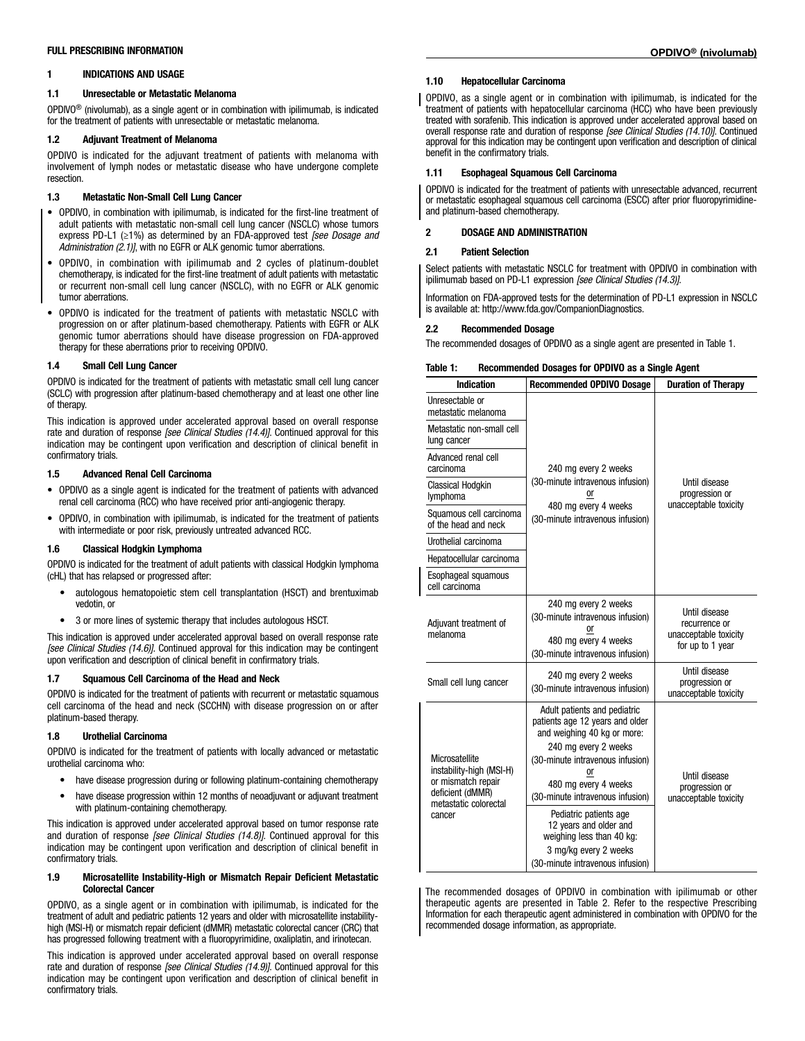# FULL PRESCRIBING INFORMATION

## 1 INDICATIONS AND USAGE

### 1.1 Unresectable or Metastatic Melanoma

OPDIVO® (nivolumab), as a single agent or in combination with ipilimumab, is indicated for the treatment of patients with unresectable or metastatic melanoma.

### 1.2 Adjuvant Treatment of Melanoma

OPDIVO is indicated for the adjuvant treatment of patients with melanoma with involvement of lymph nodes or metastatic disease who have undergone complete resection.

### 1.3 Metastatic Non-Small Cell Lung Cancer

- OPDIVO, in combination with ipilimumab, is indicated for the first-line treatment of adult patients with metastatic non-small cell lung cancer (NSCLC) whose tumors express PD-L1 (≥1%) as determined by an FDA-approved test *[see Dosage and Administration (2.1)]*, with no EGFR or ALK genomic tumor aberrations.
- OPDIVO, in combination with ipilimumab and 2 cycles of platinum-doublet chemotherapy, is indicated for the first-line treatment of adult patients with metastatic or recurrent non-small cell lung cancer (NSCLC), with no EGFR or ALK genomic tumor aberrations.
- OPDIVO is indicated for the treatment of patients with metastatic NSCLC with progression on or after platinum-based chemotherapy. Patients with EGFR or ALK genomic tumor aberrations should have disease progression on FDA-approved therapy for these aberrations prior to receiving OPDIVO.

### 1.4 Small Cell Lung Cancer

OPDIVO is indicated for the treatment of patients with metastatic small cell lung cancer (SCLC) with progression after platinum-based chemotherapy and at least one other line of therapy.

This indication is approved under accelerated approval based on overall response rate and duration of response *[see Clinical Studies (14.4)]*. Continued approval for this indication may be contingent upon verification and description of clinical benefit in confirmatory trials.

### 1.5 Advanced Renal Cell Carcinoma

- OPDIVO as a single agent is indicated for the treatment of patients with advanced renal cell carcinoma (RCC) who have received prior anti-angiogenic therapy.
- OPDIVO, in combination with ipilimumab, is indicated for the treatment of patients with intermediate or poor risk, previously untreated advanced RCC.

### 1.6 Classical Hodgkin Lymphoma

OPDIVO is indicated for the treatment of adult patients with classical Hodgkin lymphoma (cHL) that has relapsed or progressed after:

- autologous hematopoietic stem cell transplantation (HSCT) and brentuximab vedotin, or
- 3 or more lines of systemic therapy that includes autologous HSCT.

This indication is approved under accelerated approval based on overall response rate *[see Clinical Studies (14.6)]*. Continued approval for this indication may be contingent upon verification and description of clinical benefit in confirmatory trials.

### 1.7 Squamous Cell Carcinoma of the Head and Neck

OPDIVO is indicated for the treatment of patients with recurrent or metastatic squamous cell carcinoma of the head and neck (SCCHN) with disease progression on or after platinum-based therapy.

### 1.8 Urothelial Carcinoma

OPDIVO is indicated for the treatment of patients with locally advanced or metastatic urothelial carcinoma who:

- have disease progression during or following platinum-containing chemotherapy
- have disease progression within 12 months of neoadjuvant or adjuvant treatment with platinum-containing chemotherapy.

This indication is approved under accelerated approval based on tumor response rate and duration of response *[see Clinical Studies (14.8)]*. Continued approval for this indication may be contingent upon verification and description of clinical benefit in confirmatory trials.

### 1.9 Microsatellite Instability-High or Mismatch Repair Deficient Metastatic Colorectal Cancer

OPDIVO, as a single agent or in combination with ipilimumab, is indicated for the treatment of adult and pediatric patients 12 years and older with microsatellite instability-high (MSI-H) or mismatch repair deficient (dMMR) metastatic colorectal cancer (CRC) that has progressed following treatment with a fluoropyrimidine, oxaliplatin, and irinotecan.

This indication is approved under accelerated approval based on overall response rate and duration of response *[see Clinical Studies (14.9)]*. Continued approval for this indication may be contingent upon verification and description of clinical benefit in confirmatory trials.

### 1.10 Hepatocellular Carcinoma

OPDIVO, as a single agent or in combination with ipilimumab, is indicated for the treatment of patients with hepatocellular carcinoma (HCC) who have been previously treated with sorafenib. This indication is approved under accelerated approval based on overall response rate and duration of response *[see Clinical Studies (14.10)]*. Continued approval for this indication may be contingent upon verification and description of clinical benefit in the confirmatory trials.

### 1.11 Esophageal Squamous Cell Carcinoma

OPDIVO is indicated for the treatment of patients with unresectable advanced, recurrent or metastatic esophageal squamous cell carcinoma (ESCC) after prior fluoropyrimidine- and platinum-based chemotherapy.

## 2 DOSAGE AND ADMINISTRATION

### 2.1 Patient Selection

Select patients with metastatic NSCLC for treatment with OPDIVO in combination with ipilimumab based on PD-L1 expression *[see Clinical Studies (14.3)]*.

Information on FDA-approved tests for the determination of PD-L1 expression in NSCLC is available at: http://www.fda.gov/CompanionDiagnostics.

### 2.2 Recommended Dosage

The recommended dosages of OPDIVO as a single agent are presented in Table 1.

**Table 1: Recommended Dosages for OPDIVO as a Single Agent**

| Indication | Recommended OPDIVO Dosage | Duration of Therapy |
|---|---|---|
| Unresectable or metastatic melanoma<br>Metastatic non-small cell lung cancer<br>Advanced renal cell carcinoma<br>Classical Hodgkin lymphoma<br>Squamous cell carcinoma of the head and neck<br>Urothelial carcinoma<br>Hepatocellular carcinoma<br>Esophageal squamous cell carcinoma | 240 mg every 2 weeks (30-minute intravenous infusion)<br>or<br>480 mg every 4 weeks (30-minute intravenous infusion) | Until disease progression or unacceptable toxicity |
| Adjuvant treatment of melanoma | 240 mg every 2 weeks (30-minute intravenous infusion)<br>or<br>480 mg every 4 weeks (30-minute intravenous infusion) | Until disease recurrence or unacceptable toxicity for up to 1 year |
| Small cell lung cancer | 240 mg every 2 weeks (30-minute intravenous infusion) | Until disease progression or unacceptable toxicity |
| Microsatellite instability-high (MSI-H) or mismatch repair deficient (dMMR) metastatic colorectal cancer | Adult patients and pediatric patients age 12 years and older and weighing 40 kg or more:<br>240 mg every 2 weeks (30-minute intravenous infusion)<br>or<br>480 mg every 4 weeks (30-minute intravenous infusion)<br><br>Pediatric patients age 12 years and older and weighing less than 40 kg:<br>3 mg/kg every 2 weeks (30-minute intravenous infusion) | Until disease progression or unacceptable toxicity |

The recommended dosages of OPDIVO in combination with ipilimumab or other therapeutic agents are presented in Table 2. Refer to the respective Prescribing Information for each therapeutic agent administered in combination with OPDIVO for the recommended dosage information, as appropriate.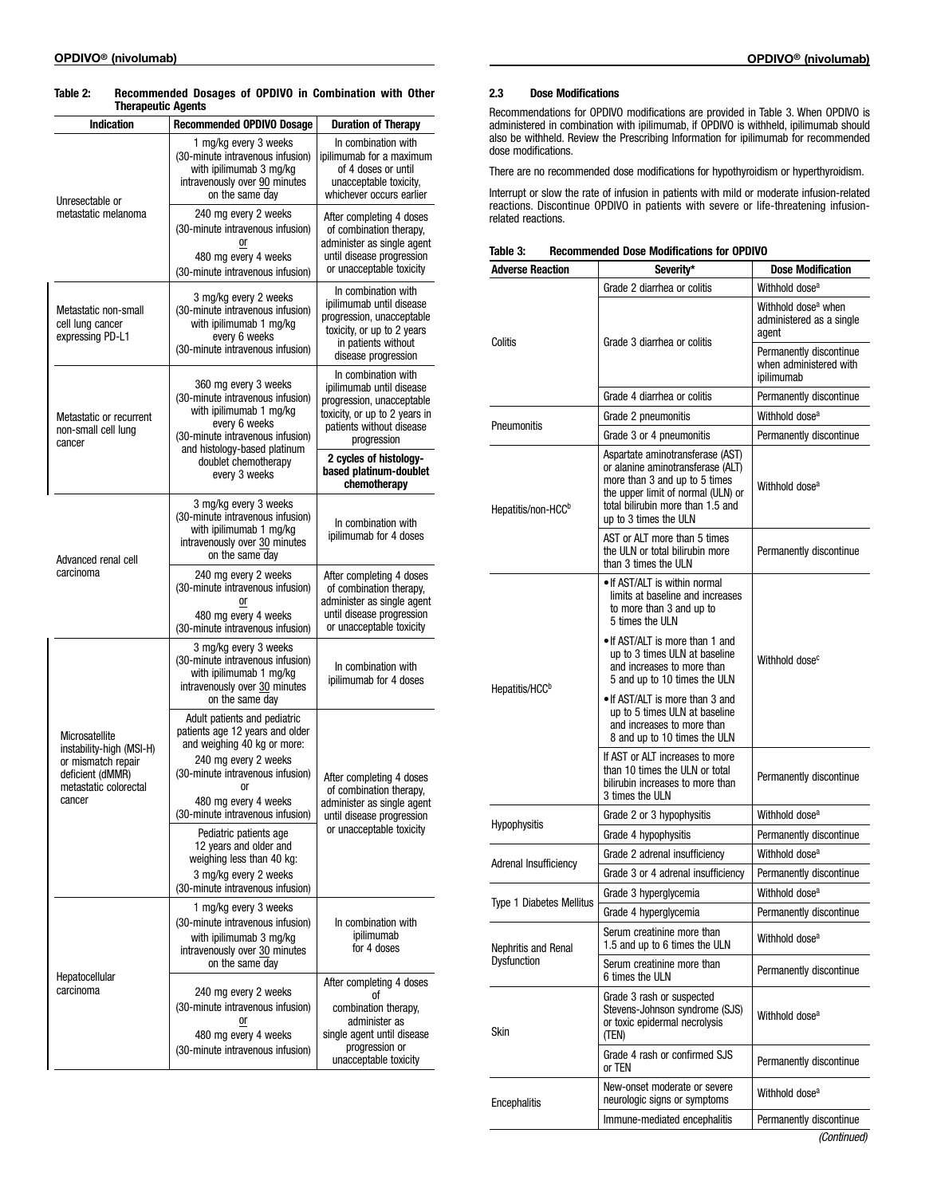**Table 2: Recommended Dosages of OPDIVO in Combination with Other Therapeutic Agents**

| Indication | Recommended OPDIVO Dosage | Duration of Therapy |
|---|---|---|
| Unresectable or metastatic melanoma | 1 mg/kg every 3 weeks (30-minute intravenous infusion) with ipilimumab 3 mg/kg intravenously over 90 minutes on the same day | In combination with ipilimumab for a maximum of 4 doses or until unacceptable toxicity, whichever occurs earlier |
| | 240 mg every 2 weeks (30-minute intravenous infusion) or 480 mg every 4 weeks (30-minute intravenous infusion) | After completing 4 doses of combination therapy, administer as single agent until disease progression or unacceptable toxicity |
| Metastatic non-small cell lung cancer expressing PD-L1 | 3 mg/kg every 2 weeks (30-minute intravenous infusion) with ipilimumab 1 mg/kg every 6 weeks (30-minute intravenous infusion) | In combination with ipilimumab until disease progression, unacceptable toxicity, or up to 2 years in patients without disease progression |
| Metastatic or recurrent non-small cell lung cancer | 360 mg every 3 weeks (30-minute intravenous infusion) with ipilimumab 1 mg/kg every 6 weeks (30-minute intravenous infusion) and histology-based platinum doublet chemotherapy every 3 weeks | In combination with ipilimumab until disease progression, unacceptable toxicity, or up to 2 years in patients without disease progression |
| | | **2 cycles of histology-based platinum-doublet chemotherapy** |
| Advanced renal cell carcinoma | 3 mg/kg every 3 weeks (30-minute intravenous infusion) with ipilimumab 1 mg/kg intravenously over 30 minutes on the same day | In combination with ipilimumab for 4 doses |
| | 240 mg every 2 weeks (30-minute intravenous infusion) or 480 mg every 4 weeks (30-minute intravenous infusion) | After completing 4 doses of combination therapy, administer as single agent until disease progression or unacceptable toxicity |
| Microsatellite instability-high (MSI-H) or mismatch repair deficient (dMMR) metastatic colorectal cancer | 3 mg/kg every 3 weeks (30-minute intravenous infusion) with ipilimumab 1 mg/kg intravenously over 30 minutes on the same day | In combination with ipilimumab for 4 doses |
| | Adult patients and pediatric patients age 12 years and older and weighing 40 kg or more: 240 mg every 2 weeks (30-minute intravenous infusion) or 480 mg every 4 weeks (30-minute intravenous infusion) | After completing 4 doses of combination therapy, administer as single agent until disease progression or unacceptable toxicity |
| | Pediatric patients age 12 years and older and weighing less than 40 kg: 3 mg/kg every 2 weeks (30-minute intravenous infusion) | |
| Hepatocellular carcinoma | 1 mg/kg every 3 weeks (30-minute intravenous infusion) with ipilimumab 3 mg/kg intravenously over 30 minutes on the same day | In combination with ipilimumab for 4 doses |
| | 240 mg every 2 weeks (30-minute intravenous infusion) or 480 mg every 4 weeks (30-minute intravenous infusion) | After completing 4 doses of combination therapy, administer as single agent until disease progression or unacceptable toxicity |

### 2.3 Dose Modifications

Recommendations for OPDIVO modifications are provided in Table 3. When OPDIVO is administered in combination with ipilimumab, if OPDIVO is withheld, ipilimumab should also be withheld. Review the Prescribing Information for ipilimumab for recommended dose modifications.

There are no recommended dose modifications for hypothyroidism or hyperthyroidism.

Interrupt or slow the rate of infusion in patients with mild or moderate infusion-related reactions. Discontinue OPDIVO in patients with severe or life-threatening infusion-related reactions.

**Table 3: Recommended Dose Modifications for OPDIVO**

| Adverse Reaction | Severity* | Dose Modification |
|---|---|---|
| Colitis | Grade 2 diarrhea or colitis | Withhold dose[a] |
| | Grade 3 diarrhea or colitis | Withhold dose[a] when administered as a single agent |
| | | Permanently discontinue when administered with ipilimumab |
| | Grade 4 diarrhea or colitis | Permanently discontinue |
| Pneumonitis | Grade 2 pneumonitis | Withhold dose[a] |
| | Grade 3 or 4 pneumonitis | Permanently discontinue |
| Hepatitis/non-HCC[b] | Aspartate aminotransferase (AST) or alanine aminotransferase (ALT) more than 3 and up to 5 times the upper limit of normal (ULN) or total bilirubin more than 1.5 and up to 3 times the ULN | Withhold dose[a] |
| | AST or ALT more than 5 times the ULN or total bilirubin more than 3 times the ULN | Permanently discontinue |
| Hepatitis/HCC[b] | • If AST/ALT is within normal limits at baseline and increases to more than 3 and up to 5 times the ULN<br>• If AST/ALT is more than 1 and up to 3 times ULN at baseline and increases to more than 5 and up to 10 times the ULN<br>• If AST/ALT is more than 3 and up to 5 times ULN at baseline and increases to more than 8 and up to 10 times the ULN | Withhold dose[c] |
| | If AST or ALT increases to more than 10 times the ULN or total bilirubin increases to more than 3 times the ULN | Permanently discontinue |
| Hypophysitis | Grade 2 or 3 hypophysitis | Withhold dose[a] |
| | Grade 4 hypophysitis | Permanently discontinue |
| Adrenal Insufficiency | Grade 2 adrenal insufficiency | Withhold dose[a] |
| | Grade 3 or 4 adrenal insufficiency | Permanently discontinue |
| Type 1 Diabetes Mellitus | Grade 3 hyperglycemia | Withhold dose[a] |
| | Grade 4 hyperglycemia | Permanently discontinue |
| Nephritis and Renal Dysfunction | Serum creatinine more than 1.5 and up to 6 times the ULN | Withhold dose[a] |
| | Serum creatinine more than 6 times the ULN | Permanently discontinue |
| Skin | Grade 3 rash or suspected Stevens-Johnson syndrome (SJS) or toxic epidermal necrolysis (TEN) | Withhold dose[a] |
| | Grade 4 rash or confirmed SJS or TEN | Permanently discontinue |
| Encephalitis | New-onset moderate or severe neurologic signs or symptoms | Withhold dose[a] |
| | Immune-mediated encephalitis | Permanently discontinue |

*(Continued)*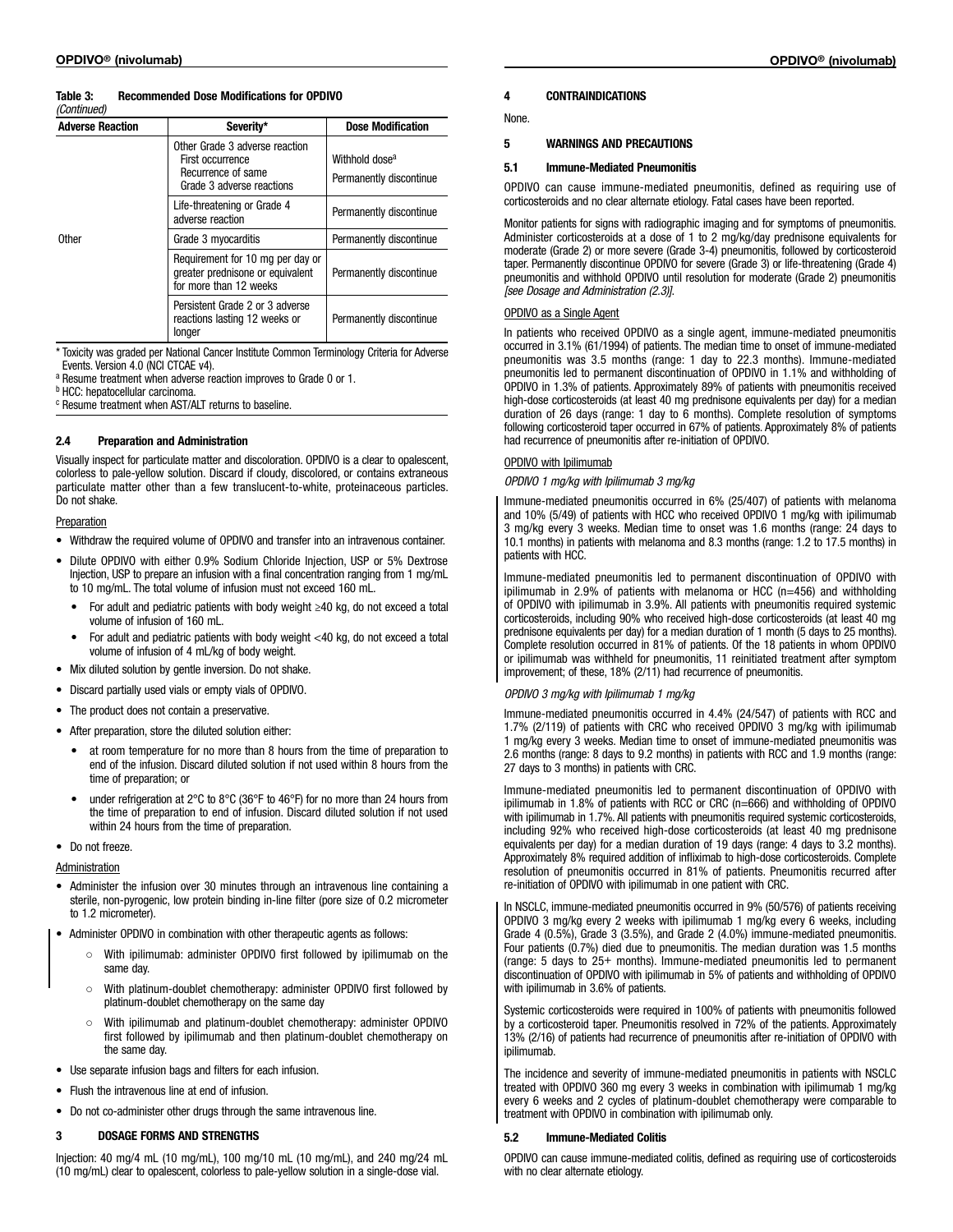**Table 3: Recommended Dose Modifications for OPDIVO**
*(Continued)*

| Adverse Reaction | Severity* | Dose Modification |
| --- | --- | --- |
| Other | Other Grade 3 adverse reaction<br>First occurrence<br>Recurrence of same Grade 3 adverse reactions | Withhold dose[a]<br>Permanently discontinue |
| | Life-threatening or Grade 4 adverse reaction | Permanently discontinue |
| | Grade 3 myocarditis | Permanently discontinue |
| | Requirement for 10 mg per day or greater prednisone or equivalent for more than 12 weeks | Permanently discontinue |
| | Persistent Grade 2 or 3 adverse reactions lasting 12 weeks or longer | Permanently discontinue |

\* Toxicity was graded per National Cancer Institute Common Terminology Criteria for Adverse Events. Version 4.0 (NCI CTCAE v4).
[a] Resume treatment when adverse reaction improves to Grade 0 or 1.
[b] HCC: hepatocellular carcinoma.
[c] Resume treatment when AST/ALT returns to baseline.

### 2.4 Preparation and Administration

Visually inspect for particulate matter and discoloration. OPDIVO is a clear to opalescent, colorless to pale-yellow solution. Discard if cloudy, discolored, or contains extraneous particulate matter other than a few translucent-to-white, proteinaceous particles. Do not shake.

Preparation

- Withdraw the required volume of OPDIVO and transfer into an intravenous container.
- Dilute OPDIVO with either 0.9% Sodium Chloride Injection, USP or 5% Dextrose Injection, USP to prepare an infusion with a final concentration ranging from 1 mg/mL to 10 mg/mL. The total volume of infusion must not exceed 160 mL.
  - For adult and pediatric patients with body weight ≥40 kg, do not exceed a total volume of infusion of 160 mL.
  - For adult and pediatric patients with body weight <40 kg, do not exceed a total volume of infusion of 4 mL/kg of body weight.
- Mix diluted solution by gentle inversion. Do not shake.
- Discard partially used vials or empty vials of OPDIVO.
- The product does not contain a preservative.
- After preparation, store the diluted solution either:
  - at room temperature for no more than 8 hours from the time of preparation to end of the infusion. Discard diluted solution if not used within 8 hours from the time of preparation; or
  - under refrigeration at 2°C to 8°C (36°F to 46°F) for no more than 24 hours from the time of preparation to end of infusion. Discard diluted solution if not used within 24 hours from the time of preparation.
- Do not freeze.

Administration

- Administer the infusion over 30 minutes through an intravenous line containing a sterile, non-pyrogenic, low protein binding in-line filter (pore size of 0.2 micrometer to 1.2 micrometer).
- Administer OPDIVO in combination with other therapeutic agents as follows:
  - With ipilimumab: administer OPDIVO first followed by ipilimumab on the same day.
  - With platinum-doublet chemotherapy: administer OPDIVO first followed by platinum-doublet chemotherapy on the same day
  - With ipilimumab and platinum-doublet chemotherapy: administer OPDIVO first followed by ipilimumab and then platinum-doublet chemotherapy on the same day.
- Use separate infusion bags and filters for each infusion.
- Flush the intravenous line at end of infusion.
- Do not co-administer other drugs through the same intravenous line.

## 3 DOSAGE FORMS AND STRENGTHS

Injection: 40 mg/4 mL (10 mg/mL), 100 mg/10 mL (10 mg/mL), and 240 mg/24 mL (10 mg/mL) clear to opalescent, colorless to pale-yellow solution in a single-dose vial.

## 4 CONTRAINDICATIONS

None.

## 5 WARNINGS AND PRECAUTIONS

### 5.1 Immune-Mediated Pneumonitis

OPDIVO can cause immune-mediated pneumonitis, defined as requiring use of corticosteroids and no clear alternate etiology. Fatal cases have been reported.

Monitor patients for signs with radiographic imaging and for symptoms of pneumonitis. Administer corticosteroids at a dose of 1 to 2 mg/kg/day prednisone equivalents for moderate (Grade 2) or more severe (Grade 3-4) pneumonitis, followed by corticosteroid taper. Permanently discontinue OPDIVO for severe (Grade 3) or life-threatening (Grade 4) pneumonitis and withhold OPDIVO until resolution for moderate (Grade 2) pneumonitis *[see Dosage and Administration (2.3)]*.

OPDIVO as a Single Agent

In patients who received OPDIVO as a single agent, immune-mediated pneumonitis occurred in 3.1% (61/1994) of patients. The median time to onset of immune-mediated pneumonitis was 3.5 months (range: 1 day to 22.3 months). Immune-mediated pneumonitis led to permanent discontinuation of OPDIVO in 1.1% and withholding of OPDIVO in 1.3% of patients. Approximately 89% of patients with pneumonitis received high-dose corticosteroids (at least 40 mg prednisone equivalents per day) for a median duration of 26 days (range: 1 day to 6 months). Complete resolution of symptoms following corticosteroid taper occurred in 67% of patients. Approximately 8% of patients had recurrence of pneumonitis after re-initiation of OPDIVO.

OPDIVO with Ipilimumab

*OPDIVO 1 mg/kg with Ipilimumab 3 mg/kg*

Immune-mediated pneumonitis occurred in 6% (25/407) of patients with melanoma and 10% (5/49) of patients with HCC who received OPDIVO 1 mg/kg with ipilimumab 3 mg/kg every 3 weeks. Median time to onset was 1.6 months (range: 24 days to 10.1 months) in patients with melanoma and 8.3 months (range: 1.2 to 17.5 months) in patients with HCC.

Immune-mediated pneumonitis led to permanent discontinuation of OPDIVO with ipilimumab in 2.9% of patients with melanoma or HCC (n=456) and withholding of OPDIVO with ipilimumab in 3.9%. All patients with pneumonitis required systemic corticosteroids, including 90% who received high-dose corticosteroids (at least 40 mg prednisone equivalents per day) for a median duration of 1 month (5 days to 25 months). Complete resolution occurred in 81% of patients. Of the 18 patients in whom OPDIVO or ipilimumab was withheld for pneumonitis, 11 reinitiated treatment after symptom improvement; of these, 18% (2/11) had recurrence of pneumonitis.

*OPDIVO 3 mg/kg with Ipilimumab 1 mg/kg*

Immune-mediated pneumonitis occurred in 4.4% (24/547) of patients with RCC and 1.7% (2/119) of patients with CRC who received OPDIVO 3 mg/kg with ipilimumab 1 mg/kg every 3 weeks. Median time to onset of immune-mediated pneumonitis was 2.6 months (range: 8 days to 9.2 months) in patients with RCC and 1.9 months (range: 27 days to 3 months) in patients with CRC.

Immune-mediated pneumonitis led to permanent discontinuation of OPDIVO with ipilimumab in 1.8% of patients with RCC or CRC (n=666) and withholding of OPDIVO with ipilimumab in 1.7%. All patients with pneumonitis required systemic corticosteroids, including 92% who received high-dose corticosteroids (at least 40 mg prednisone equivalents per day) for a median duration of 19 days (range: 4 days to 3.2 months). Approximately 8% required addition of infliximab to high-dose corticosteroids. Complete resolution of pneumonitis occurred in 81% of patients. Pneumonitis recurred after re-initiation of OPDIVO with ipilimumab in one patient with CRC.

In NSCLC, immune-mediated pneumonitis occurred in 9% (50/576) of patients receiving OPDIVO 3 mg/kg every 2 weeks with ipilimumab 1 mg/kg every 6 weeks, including Grade 4 (0.5%), Grade 3 (3.5%), and Grade 2 (4.0%) immune-mediated pneumonitis. Four patients (0.7%) died due to pneumonitis. The median duration was 1.5 months (range: 5 days to 25+ months). Immune-mediated pneumonitis led to permanent discontinuation of OPDIVO with ipilimumab in 5% of patients and withholding of OPDIVO with ipilimumab in 3.6% of patients.

Systemic corticosteroids were required in 100% of patients with pneumonitis followed by a corticosteroid taper. Pneumonitis resolved in 72% of the patients. Approximately 13% (2/16) of patients had recurrence of pneumonitis after re-initiation of OPDIVO with ipilimumab.

The incidence and severity of immune-mediated pneumonitis in patients with NSCLC treated with OPDIVO 360 mg every 3 weeks in combination with ipilimumab 1 mg/kg every 6 weeks and 2 cycles of platinum-doublet chemotherapy were comparable to treatment with OPDIVO in combination with ipilimumab only.

### 5.2 Immune-Mediated Colitis

OPDIVO can cause immune-mediated colitis, defined as requiring use of corticosteroids with no clear alternate etiology.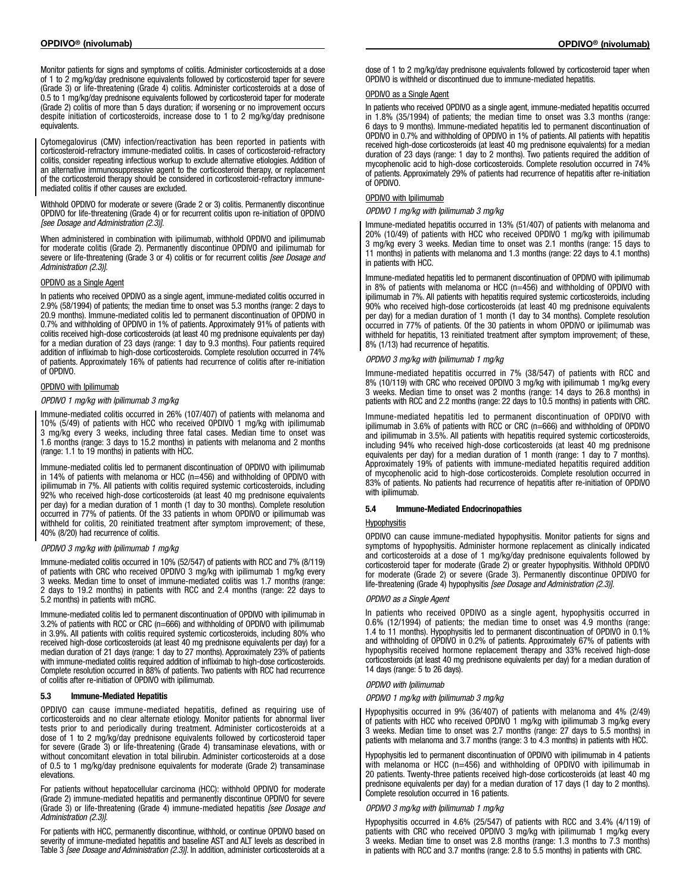Monitor patients for signs and symptoms of colitis. Administer corticosteroids at a dose of 1 to 2 mg/kg/day prednisone equivalents followed by corticosteroid taper for severe (Grade 3) or life-threatening (Grade 4) colitis. Administer corticosteroids at a dose of 0.5 to 1 mg/kg/day prednisone equivalents followed by corticosteroid taper for moderate (Grade 2) colitis of more than 5 days duration; if worsening or no improvement occurs despite initiation of corticosteroids, increase dose to 1 to 2 mg/kg/day prednisone equivalents.

Cytomegalovirus (CMV) infection/reactivation has been reported in patients with corticosteroid-refractory immune-mediated colitis. In cases of corticosteroid-refractory colitis, consider repeating infectious workup to exclude alternative etiologies. Addition of an alternative immunosuppressive agent to the corticosteroid therapy, or replacement of the corticosteroid therapy should be considered in corticosteroid-refractory immune-mediated colitis if other causes are excluded.

Withhold OPDIVO for moderate or severe (Grade 2 or 3) colitis. Permanently discontinue OPDIVO for life-threatening (Grade 4) or for recurrent colitis upon re-initiation of OPDIVO *[see Dosage and Administration (2.3)]*.

When administered in combination with ipilimumab, withhold OPDIVO and ipilimumab for moderate colitis (Grade 2). Permanently discontinue OPDIVO and ipilimumab for severe or life-threatening (Grade 3 or 4) colitis or for recurrent colitis *[see Dosage and Administration (2.3)]*.

OPDIVO as a Single Agent

In patients who received OPDIVO as a single agent, immune-mediated colitis occurred in 2.9% (58/1994) of patients; the median time to onset was 5.3 months (range: 2 days to 20.9 months). Immune-mediated colitis led to permanent discontinuation of OPDIVO in 0.7% and withholding of OPDIVO in 1% of patients. Approximately 91% of patients with colitis received high-dose corticosteroids (at least 40 mg prednisone equivalents per day) for a median duration of 23 days (range: 1 day to 9.3 months). Four patients required addition of infliximab to high-dose corticosteroids. Complete resolution occurred in 74% of patients. Approximately 16% of patients had recurrence of colitis after re-initiation of OPDIVO.

OPDIVO with Ipilimumab

*OPDIVO 1 mg/kg with Ipilimumab 3 mg/kg*

Immune-mediated colitis occurred in 26% (107/407) of patients with melanoma and 10% (5/49) of patients with HCC who received OPDIVO 1 mg/kg with ipilimumab 3 mg/kg every 3 weeks, including three fatal cases. Median time to onset was 1.6 months (range: 3 days to 15.2 months) in patients with melanoma and 2 months (range: 1.1 to 19 months) in patients with HCC.

Immune-mediated colitis led to permanent discontinuation of OPDIVO with ipilimumab in 14% of patients with melanoma or HCC (n=456) and withholding of OPDIVO with ipilimumab in 7%. All patients with colitis required systemic corticosteroids, including 92% who received high-dose corticosteroids (at least 40 mg prednisone equivalents per day) for a median duration of 1 month (1 day to 30 months). Complete resolution occurred in 77% of patients. Of the 33 patients in whom OPDIVO or ipilimumab was withheld for colitis, 20 reinitiated treatment after symptom improvement; of these, 40% (8/20) had recurrence of colitis.

*OPDIVO 3 mg/kg with Ipilimumab 1 mg/kg*

Immune-mediated colitis occurred in 10% (52/547) of patients with RCC and 7% (8/119) of patients with CRC who received OPDIVO 3 mg/kg with ipilimumab 1 mg/kg every 3 weeks. Median time to onset of immune-mediated colitis was 1.7 months (range: 2 days to 19.2 months) in patients with RCC and 2.4 months (range: 22 days to 5.2 months) in patients with mCRC.

Immune-mediated colitis led to permanent discontinuation of OPDIVO with ipilimumab in 3.2% of patients with RCC or CRC (n=666) and withholding of OPDIVO with ipilimumab in 3.9%. All patients with colitis required systemic corticosteroids, including 80% who received high-dose corticosteroids (at least 40 mg prednisone equivalents per day) for a median duration of 21 days (range: 1 day to 27 months). Approximately 23% of patients with immune-mediated colitis required addition of infliximab to high-dose corticosteroids. Complete resolution occurred in 88% of patients. Two patients with RCC had recurrence of colitis after re-initiation of OPDIVO with ipilimumab.

### 5.3 Immune-Mediated Hepatitis

OPDIVO can cause immune-mediated hepatitis, defined as requiring use of corticosteroids and no clear alternate etiology. Monitor patients for abnormal liver tests prior to and periodically during treatment. Administer corticosteroids at a dose of 1 to 2 mg/kg/day prednisone equivalents followed by corticosteroid taper for severe (Grade 3) or life-threatening (Grade 4) transaminase elevations, with or without concomitant elevation in total bilirubin. Administer corticosteroids at a dose of 0.5 to 1 mg/kg/day prednisone equivalents for moderate (Grade 2) transaminase elevations.

For patients without hepatocellular carcinoma (HCC): withhold OPDIVO for moderate (Grade 2) immune-mediated hepatitis and permanently discontinue OPDIVO for severe (Grade 3) or life-threatening (Grade 4) immune-mediated hepatitis *[see Dosage and Administration (2.3)]*.

For patients with HCC, permanently discontinue, withhold, or continue OPDIVO based on severity of immune-mediated hepatitis and baseline AST and ALT levels as described in Table 3 *[see Dosage and Administration (2.3)]*. In addition, administer corticosteroids at a dose of 1 to 2 mg/kg/day prednisone equivalents followed by corticosteroid taper when OPDIVO is withheld or discontinued due to immune-mediated hepatitis.

OPDIVO as a Single Agent

In patients who received OPDIVO as a single agent, immune-mediated hepatitis occurred in 1.8% (35/1994) of patients; the median time to onset was 3.3 months (range: 6 days to 9 months). Immune-mediated hepatitis led to permanent discontinuation of OPDIVO in 0.7% and withholding of OPDIVO in 1% of patients. All patients with hepatitis received high-dose corticosteroids (at least 40 mg prednisone equivalents) for a median duration of 23 days (range: 1 day to 2 months). Two patients required the addition of mycophenolic acid to high-dose corticosteroids. Complete resolution occurred in 74% of patients. Approximately 29% of patients had recurrence of hepatitis after re-initiation of OPDIVO.

OPDIVO with Ipilimumab

*OPDIVO 1 mg/kg with Ipilimumab 3 mg/kg*

Immune-mediated hepatitis occurred in 13% (51/407) of patients with melanoma and 20% (10/49) of patients with HCC who received OPDIVO 1 mg/kg with ipilimumab 3 mg/kg every 3 weeks. Median time to onset was 2.1 months (range: 15 days to 11 months) in patients with melanoma and 1.3 months (range: 22 days to 4.1 months) in patients with HCC.

Immune-mediated hepatitis led to permanent discontinuation of OPDIVO with ipilimumab in 8% of patients with melanoma or HCC (n=456) and withholding of OPDIVO with ipilimumab in 7%. All patients with hepatitis required systemic corticosteroids, including 90% who received high-dose corticosteroids (at least 40 mg prednisone equivalents per day) for a median duration of 1 month (1 day to 34 months). Complete resolution occurred in 77% of patients. Of the 30 patients in whom OPDIVO or ipilimumab was withheld for hepatitis, 13 reinitiated treatment after symptom improvement; of these, 8% (1/13) had recurrence of hepatitis.

*OPDIVO 3 mg/kg with Ipilimumab 1 mg/kg*

Immune-mediated hepatitis occurred in 7% (38/547) of patients with RCC and 8% (10/119) with CRC who received OPDIVO 3 mg/kg with ipilimumab 1 mg/kg every 3 weeks. Median time to onset was 2 months (range: 14 days to 26.8 months) in patients with RCC and 2.2 months (range: 22 days to 10.5 months) in patients with CRC.

Immune-mediated hepatitis led to permanent discontinuation of OPDIVO with ipilimumab in 3.6% of patients with RCC or CRC (n=666) and withholding of OPDIVO and ipilimumab in 3.5%. All patients with hepatitis required systemic corticosteroids, including 94% who received high-dose corticosteroids (at least 40 mg prednisone equivalents per day) for a median duration of 1 month (range: 1 day to 7 months). Approximately 19% of patients with immune-mediated hepatitis required addition of mycophenolic acid to high-dose corticosteroids. Complete resolution occurred in 83% of patients. No patients had recurrence of hepatitis after re-initiation of OPDIVO with ipilimumab.

### 5.4 Immune-Mediated Endocrinopathies

Hypophysitis

OPDIVO can cause immune-mediated hypophysitis. Monitor patients for signs and symptoms of hypophysitis. Administer hormone replacement as clinically indicated and corticosteroids at a dose of 1 mg/kg/day prednisone equivalents followed by corticosteroid taper for moderate (Grade 2) or greater hypophysitis. Withhold OPDIVO for moderate (Grade 2) or severe (Grade 3). Permanently discontinue OPDIVO for life-threatening (Grade 4) hypophysitis *[see Dosage and Administration (2.3)]*.

*OPDIVO as a Single Agent*

In patients who received OPDIVO as a single agent, hypophysitis occurred in 0.6% (12/1994) of patients; the median time to onset was 4.9 months (range: 1.4 to 11 months). Hypophysitis led to permanent discontinuation of OPDIVO in 0.1% and withholding of OPDIVO in 0.2% of patients. Approximately 67% of patients with hypophysitis received hormone replacement therapy and 33% received high-dose corticosteroids (at least 40 mg prednisone equivalents per day) for a median duration of 14 days (range: 5 to 26 days).

*OPDIVO with Ipilimumab*

*OPDIVO 1 mg/kg with Ipilimumab 3 mg/kg*

Hypophysitis occurred in 9% (36/407) of patients with melanoma and 4% (2/49) of patients with HCC who received OPDIVO 1 mg/kg with ipilimumab 3 mg/kg every 3 weeks. Median time to onset was 2.7 months (range: 27 days to 5.5 months) in patients with melanoma and 3.7 months (range: 3 to 4.3 months) in patients with HCC.

Hypophysitis led to permanent discontinuation of OPDIVO with ipilimumab in 4 patients with melanoma or HCC (n=456) and withholding of OPDIVO with ipilimumab in 20 patients. Twenty-three patients received high-dose corticosteroids (at least 40 mg prednisone equivalents per day) for a median duration of 17 days (1 day to 2 months). Complete resolution occurred in 16 patients.

*OPDIVO 3 mg/kg with Ipilimumab 1 mg/kg*

Hypophysitis occurred in 4.6% (25/547) of patients with RCC and 3.4% (4/119) of patients with CRC who received OPDIVO 3 mg/kg with ipilimumab 1 mg/kg every 3 weeks. Median time to onset was 2.8 months (range: 1.3 months to 7.3 months) in patients with RCC and 3.7 months (range: 2.8 to 5.5 months) in patients with CRC.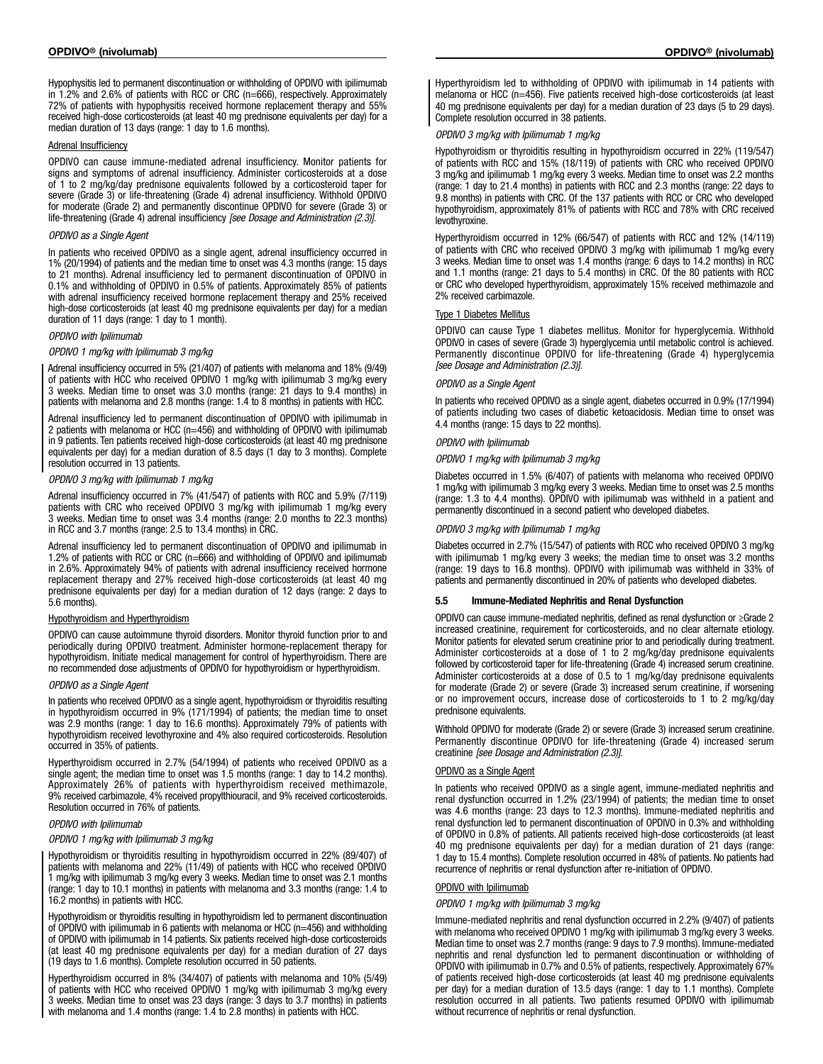Hypophysitis led to permanent discontinuation or withholding of OPDIVO with ipilimumab in 1.2% and 2.6% of patients with RCC or CRC (n=666), respectively. Approximately 72% of patients with hypophysitis received hormone replacement therapy and 55% received high-dose corticosteroids (at least 40 mg prednisone equivalents per day) for a median duration of 13 days (range: 1 day to 1.6 months).

Adrenal Insufficiency

OPDIVO can cause immune-mediated adrenal insufficiency. Monitor patients for signs and symptoms of adrenal insufficiency. Administer corticosteroids at a dose of 1 to 2 mg/kg/day prednisone equivalents followed by a corticosteroid taper for severe (Grade 3) or life-threatening (Grade 4) adrenal insufficiency. Withhold OPDIVO for moderate (Grade 2) and permanently discontinue OPDIVO for severe (Grade 3) or life-threatening (Grade 4) adrenal insufficiency *[see Dosage and Administration (2.3)]*.

*OPDIVO as a Single Agent*

In patients who received OPDIVO as a single agent, adrenal insufficiency occurred in 1% (20/1994) of patients and the median time to onset was 4.3 months (range: 15 days to 21 months). Adrenal insufficiency led to permanent discontinuation of OPDIVO in 0.1% and withholding of OPDIVO in 0.5% of patients. Approximately 85% of patients with adrenal insufficiency received hormone replacement therapy and 25% received high-dose corticosteroids (at least 40 mg prednisone equivalents per day) for a median duration of 11 days (range: 1 day to 1 month).

*OPDIVO with Ipilimumab*

*OPDIVO 1 mg/kg with Ipilimumab 3 mg/kg*

Adrenal insufficiency occurred in 5% (21/407) of patients with melanoma and 18% (9/49) of patients with HCC who received OPDIVO 1 mg/kg with ipilimumab 3 mg/kg every 3 weeks. Median time to onset was 3.0 months (range: 21 days to 9.4 months) in patients with melanoma and 2.8 months (range: 1.4 to 8 months) in patients with HCC.

Adrenal insufficiency led to permanent discontinuation of OPDIVO with ipilimumab in 2 patients with melanoma or HCC (n=456) and withholding of OPDIVO with ipilimumab in 9 patients. Ten patients received high-dose corticosteroids (at least 40 mg prednisone equivalents per day) for a median duration of 8.5 days (1 day to 3 months). Complete resolution occurred in 13 patients.

*OPDIVO 3 mg/kg with Ipilimumab 1 mg/kg*

Adrenal insufficiency occurred in 7% (41/547) of patients with RCC and 5.9% (7/119) patients with CRC who received OPDIVO 3 mg/kg with ipilimumab 1 mg/kg every 3 weeks. Median time to onset was 3.4 months (range: 2.0 months to 22.3 months) in RCC and 3.7 months (range: 2.5 to 13.4 months) in CRC.

Adrenal insufficiency led to permanent discontinuation of OPDIVO and ipilimumab in 1.2% of patients with RCC or CRC (n=666) and withholding of OPDIVO and ipilimumab in 2.6%. Approximately 94% of patients with adrenal insufficiency received hormone replacement therapy and 27% received high-dose corticosteroids (at least 40 mg prednisone equivalents per day) for a median duration of 12 days (range: 2 days to 5.6 months).

Hypothyroidism and Hyperthyroidism

OPDIVO can cause autoimmune thyroid disorders. Monitor thyroid function prior to and periodically during OPDIVO treatment. Administer hormone-replacement therapy for hypothyroidism. Initiate medical management for control of hyperthyroidism. There are no recommended dose adjustments of OPDIVO for hypothyroidism or hyperthyroidism.

*OPDIVO as a Single Agent*

In patients who received OPDIVO as a single agent, hypothyroidism or thyroiditis resulting in hypothyroidism occurred in 9% (171/1994) of patients; the median time to onset was 2.9 months (range: 1 day to 16.6 months). Approximately 79% of patients with hypothyroidism received levothyroxine and 4% also required corticosteroids. Resolution occurred in 35% of patients.

Hyperthyroidism occurred in 2.7% (54/1994) of patients who received OPDIVO as a single agent; the median time to onset was 1.5 months (range: 1 day to 14.2 months). Approximately 26% of patients with hyperthyroidism received methimazole, 9% received carbimazole, 4% received propylthiouracil, and 9% received corticosteroids. Resolution occurred in 76% of patients.

*OPDIVO with Ipilimumab*

*OPDIVO 1 mg/kg with Ipilimumab 3 mg/kg*

Hypothyroidism or thyroiditis resulting in hypothyroidism occurred in 22% (89/407) of patients with melanoma and 22% (11/49) of patients with HCC who received OPDIVO 1 mg/kg with ipilimumab 3 mg/kg every 3 weeks. Median time to onset was 2.1 months (range: 1 day to 10.1 months) in patients with melanoma and 3.3 months (range: 1.4 to 16.2 months) in patients with HCC.

Hypothyroidism or thyroiditis resulting in hypothyroidism led to permanent discontinuation of OPDIVO with ipilimumab in 6 patients with melanoma or HCC (n=456) and withholding of OPDIVO with ipilimumab in 14 patients. Six patients received high-dose corticosteroids (at least 40 mg prednisone equivalents per day) for a median duration of 27 days (19 days to 1.6 months). Complete resolution occurred in 50 patients.

Hyperthyroidism occurred in 8% (34/407) of patients with melanoma and 10% (5/49) of patients with HCC who received OPDIVO 1 mg/kg with ipilimumab 3 mg/kg every 3 weeks. Median time to onset was 23 days (range: 3 days to 3.7 months) in patients with melanoma and 1.4 months (range: 1.4 to 2.8 months) in patients with HCC.

Hyperthyroidism led to withholding of OPDIVO with ipilimumab in 14 patients with melanoma or HCC (n=456). Five patients received high-dose corticosteroids (at least 40 mg prednisone equivalents per day) for a median duration of 23 days (5 to 29 days). Complete resolution occurred in 38 patients.

*OPDIVO 3 mg/kg with Ipilimumab 1 mg/kg*

Hypothyroidism or thyroiditis resulting in hypothyroidism occurred in 22% (119/547) of patients with RCC and 15% (18/119) of patients with CRC who received OPDIVO 3 mg/kg and ipilimumab 1 mg/kg every 3 weeks. Median time to onset was 2.2 months (range: 1 day to 21.4 months) in patients with RCC and 2.3 months (range: 22 days to 9.8 months) in patients with CRC. Of the 137 patients with RCC or CRC who developed hypothyroidism, approximately 81% of patients with RCC and 78% with CRC received levothyroxine.

Hyperthyroidism occurred in 12% (66/547) of patients with RCC and 12% (14/119) of patients with CRC who received OPDIVO 3 mg/kg with ipilimumab 1 mg/kg every 3 weeks. Median time to onset was 1.4 months (range: 6 days to 14.2 months) in RCC and 1.1 months (range: 21 days to 5.4 months) in CRC. Of the 80 patients with RCC or CRC who developed hyperthyroidism, approximately 15% received methimazole and 2% received carbimazole.

Type 1 Diabetes Mellitus

OPDIVO can cause Type 1 diabetes mellitus. Monitor for hyperglycemia. Withhold OPDIVO in cases of severe (Grade 3) hyperglycemia until metabolic control is achieved. Permanently discontinue OPDIVO for life-threatening (Grade 4) hyperglycemia *[see Dosage and Administration (2.3)]*.

*OPDIVO as a Single Agent*

In patients who received OPDIVO as a single agent, diabetes occurred in 0.9% (17/1994) of patients including two cases of diabetic ketoacidosis. Median time to onset was 4.4 months (range: 15 days to 22 months).

*OPDIVO with Ipilimumab*

*OPDIVO 1 mg/kg with Ipilimumab 3 mg/kg*

Diabetes occurred in 1.5% (6/407) of patients with melanoma who received OPDIVO 1 mg/kg with ipilimumab 3 mg/kg every 3 weeks. Median time to onset was 2.5 months (range: 1.3 to 4.4 months). OPDIVO with ipilimumab was withheld in a patient and permanently discontinued in a second patient who developed diabetes.

*OPDIVO 3 mg/kg with Ipilimumab 1 mg/kg*

Diabetes occurred in 2.7% (15/547) of patients with RCC who received OPDIVO 3 mg/kg with ipilimumab 1 mg/kg every 3 weeks; the median time to onset was 3.2 months (range: 19 days to 16.8 months). OPDIVO with ipilimumab was withheld in 33% of patients and permanently discontinued in 20% of patients who developed diabetes.

### 5.5 Immune-Mediated Nephritis and Renal Dysfunction

OPDIVO can cause immune-mediated nephritis, defined as renal dysfunction or ≥Grade 2 increased creatinine, requirement for corticosteroids, and no clear alternate etiology. Monitor patients for elevated serum creatinine prior to and periodically during treatment. Administer corticosteroids at a dose of 1 to 2 mg/kg/day prednisone equivalents followed by corticosteroid taper for life-threatening (Grade 4) increased serum creatinine. Administer corticosteroids at a dose of 0.5 to 1 mg/kg/day prednisone equivalents for moderate (Grade 2) or severe (Grade 3) increased serum creatinine, if worsening or no improvement occurs, increase dose of corticosteroids to 1 to 2 mg/kg/day prednisone equivalents.

Withhold OPDIVO for moderate (Grade 2) or severe (Grade 3) increased serum creatinine. Permanently discontinue OPDIVO for life-threatening (Grade 4) increased serum creatinine *[see Dosage and Administration (2.3)]*.

OPDIVO as a Single Agent

In patients who received OPDIVO as a single agent, immune-mediated nephritis and renal dysfunction occurred in 1.2% (23/1994) of patients; the median time to onset was 4.6 months (range: 23 days to 12.3 months). Immune-mediated nephritis and renal dysfunction led to permanent discontinuation of OPDIVO in 0.3% and withholding of OPDIVO in 0.8% of patients. All patients received high-dose corticosteroids (at least 40 mg prednisone equivalents per day) for a median duration of 21 days (range: 1 day to 15.4 months). Complete resolution occurred in 48% of patients. No patients had recurrence of nephritis or renal dysfunction after re-initiation of OPDIVO.

OPDIVO with Ipilimumab

*OPDIVO 1 mg/kg with Ipilimumab 3 mg/kg*

Immune-mediated nephritis and renal dysfunction occurred in 2.2% (9/407) of patients with melanoma who received OPDIVO 1 mg/kg with ipilimumab 3 mg/kg every 3 weeks. Median time to onset was 2.7 months (range: 9 days to 7.9 months). Immune-mediated nephritis and renal dysfunction led to permanent discontinuation or withholding of OPDIVO with ipilimumab in 0.7% and 0.5% of patients, respectively. Approximately 67% of patients received high-dose corticosteroids (at least 40 mg prednisone equivalents per day) for a median duration of 13.5 days (range: 1 day to 1.1 months). Complete resolution occurred in all patients. Two patients resumed OPDIVO with ipilimumab without recurrence of nephritis or renal dysfunction.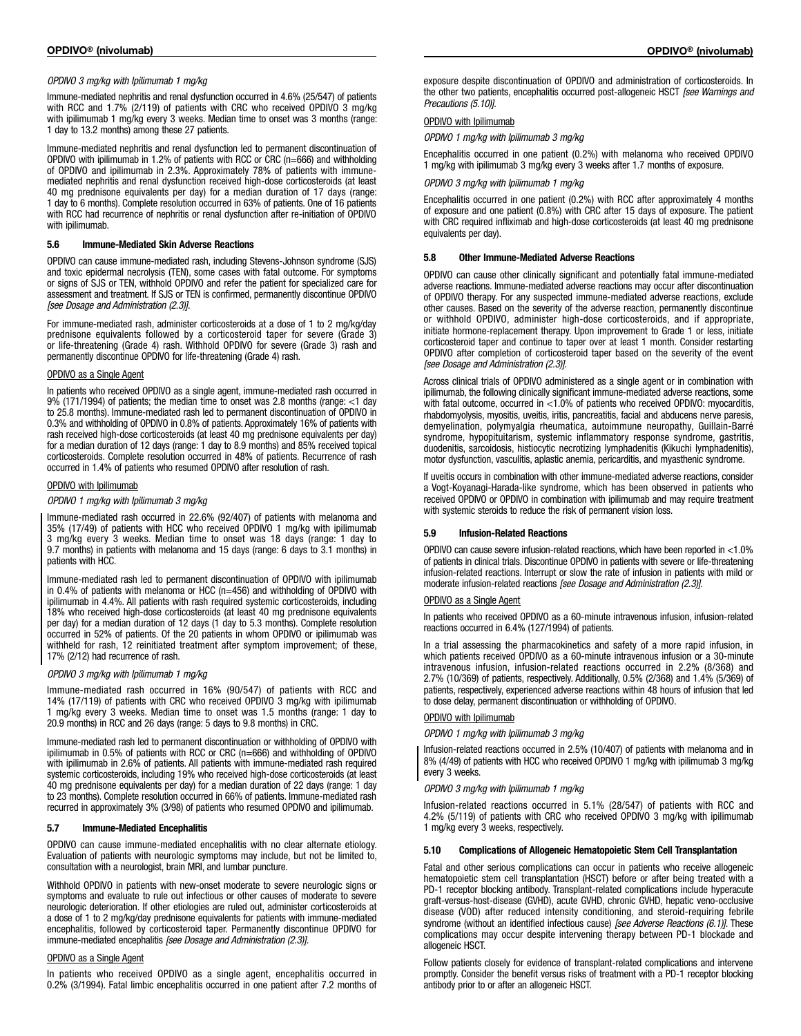*OPDIVO 3 mg/kg with Ipilimumab 1 mg/kg*

Immune-mediated nephritis and renal dysfunction occurred in 4.6% (25/547) of patients with RCC and 1.7% (2/119) of patients with CRC who received OPDIVO 3 mg/kg with ipilimumab 1 mg/kg every 3 weeks. Median time to onset was 3 months (range: 1 day to 13.2 months) among these 27 patients.

Immune-mediated nephritis and renal dysfunction led to permanent discontinuation of OPDIVO with ipilimumab in 1.2% of patients with RCC or CRC (n=666) and withholding of OPDIVO and ipilimumab in 2.3%. Approximately 78% of patients with immune-mediated nephritis and renal dysfunction received high-dose corticosteroids (at least 40 mg prednisone equivalents per day) for a median duration of 17 days (range: 1 day to 6 months). Complete resolution occurred in 63% of patients. One of 16 patients with RCC had recurrence of nephritis or renal dysfunction after re-initiation of OPDIVO with ipilimumab.

### 5.6 Immune-Mediated Skin Adverse Reactions

OPDIVO can cause immune-mediated rash, including Stevens-Johnson syndrome (SJS) and toxic epidermal necrolysis (TEN), some cases with fatal outcome. For symptoms or signs of SJS or TEN, withhold OPDIVO and refer the patient for specialized care for assessment and treatment. If SJS or TEN is confirmed, permanently discontinue OPDIVO *[see Dosage and Administration (2.3)]*.

For immune-mediated rash, administer corticosteroids at a dose of 1 to 2 mg/kg/day prednisone equivalents followed by a corticosteroid taper for severe (Grade 3) or life-threatening (Grade 4) rash. Withhold OPDIVO for severe (Grade 3) rash and permanently discontinue OPDIVO for life-threatening (Grade 4) rash.

OPDIVO as a Single Agent

In patients who received OPDIVO as a single agent, immune-mediated rash occurred in 9% (171/1994) of patients; the median time to onset was 2.8 months (range: <1 day to 25.8 months). Immune-mediated rash led to permanent discontinuation of OPDIVO in 0.3% and withholding of OPDIVO in 0.8% of patients. Approximately 16% of patients with rash received high-dose corticosteroids (at least 40 mg prednisone equivalents per day) for a median duration of 12 days (range: 1 day to 8.9 months) and 85% received topical corticosteroids. Complete resolution occurred in 48% of patients. Recurrence of rash occurred in 1.4% of patients who resumed OPDIVO after resolution of rash.

OPDIVO with Ipilimumab

*OPDIVO 1 mg/kg with Ipilimumab 3 mg/kg*

Immune-mediated rash occurred in 22.6% (92/407) of patients with melanoma and 35% (17/49) of patients with HCC who received OPDIVO 1 mg/kg with ipilimumab 3 mg/kg every 3 weeks. Median time to onset was 18 days (range: 1 day to 9.7 months) in patients with melanoma and 15 days (range: 6 days to 3.1 months) in patients with HCC.

Immune-mediated rash led to permanent discontinuation of OPDIVO with ipilimumab in 0.4% of patients with melanoma or HCC (n=456) and withholding of OPDIVO with ipilimumab in 4.4%. All patients with rash required systemic corticosteroids, including 18% who received high-dose corticosteroids (at least 40 mg prednisone equivalents per day) for a median duration of 12 days (1 day to 5.3 months). Complete resolution occurred in 52% of patients. Of the 20 patients in whom OPDIVO or ipilimumab was withheld for rash, 12 reinitiated treatment after symptom improvement; of these, 17% (2/12) had recurrence of rash.

*OPDIVO 3 mg/kg with Ipilimumab 1 mg/kg*

Immune-mediated rash occurred in 16% (90/547) of patients with RCC and 14% (17/119) of patients with CRC who received OPDIVO 3 mg/kg with ipilimumab 1 mg/kg every 3 weeks. Median time to onset was 1.5 months (range: 1 day to 20.9 months) in RCC and 26 days (range: 5 days to 9.8 months) in CRC.

Immune-mediated rash led to permanent discontinuation or withholding of OPDIVO with ipilimumab in 0.5% of patients with RCC or CRC (n=666) and withholding of OPDIVO with ipilimumab in 2.6% of patients. All patients with immune-mediated rash required systemic corticosteroids, including 19% who received high-dose corticosteroids (at least 40 mg prednisone equivalents per day) for a median duration of 22 days (range: 1 day to 23 months). Complete resolution occurred in 66% of patients. Immune-mediated rash recurred in approximately 3% (3/98) of patients who resumed OPDIVO and ipilimumab.

### 5.7 Immune-Mediated Encephalitis

OPDIVO can cause immune-mediated encephalitis with no clear alternate etiology. Evaluation of patients with neurologic symptoms may include, but not be limited to, consultation with a neurologist, brain MRI, and lumbar puncture.

Withhold OPDIVO in patients with new-onset moderate to severe neurologic signs or symptoms and evaluate to rule out infectious or other causes of moderate to severe neurologic deterioration. If other etiologies are ruled out, administer corticosteroids at a dose of 1 to 2 mg/kg/day prednisone equivalents for patients with immune-mediated encephalitis, followed by corticosteroid taper. Permanently discontinue OPDIVO for immune-mediated encephalitis *[see Dosage and Administration (2.3)]*.

OPDIVO as a Single Agent

In patients who received OPDIVO as a single agent, encephalitis occurred in 0.2% (3/1994). Fatal limbic encephalitis occurred in one patient after 7.2 months of exposure despite discontinuation of OPDIVO and administration of corticosteroids. In the other two patients, encephalitis occurred post-allogeneic HSCT *[see Warnings and Precautions (5.10)]*.

OPDIVO with Ipilimumab

*OPDIVO 1 mg/kg with Ipilimumab 3 mg/kg*

Encephalitis occurred in one patient (0.2%) with melanoma who received OPDIVO 1 mg/kg with ipilimumab 3 mg/kg every 3 weeks after 1.7 months of exposure.

*OPDIVO 3 mg/kg with Ipilimumab 1 mg/kg*

Encephalitis occurred in one patient (0.2%) with RCC after approximately 4 months of exposure and one patient (0.8%) with CRC after 15 days of exposure. The patient with CRC required infliximab and high-dose corticosteroids (at least 40 mg prednisone equivalents per day).

### 5.8 Other Immune-Mediated Adverse Reactions

OPDIVO can cause other clinically significant and potentially fatal immune-mediated adverse reactions. Immune-mediated adverse reactions may occur after discontinuation of OPDIVO therapy. For any suspected immune-mediated adverse reactions, exclude other causes. Based on the severity of the adverse reaction, permanently discontinue or withhold OPDIVO, administer high-dose corticosteroids, and if appropriate, initiate hormone-replacement therapy. Upon improvement to Grade 1 or less, initiate corticosteroid taper and continue to taper over at least 1 month. Consider restarting OPDIVO after completion of corticosteroid taper based on the severity of the event *[see Dosage and Administration (2.3)]*.

Across clinical trials of OPDIVO administered as a single agent or in combination with ipilimumab, the following clinically significant immune-mediated adverse reactions, some with fatal outcome, occurred in <1.0% of patients who received OPDIVO: myocarditis, rhabdomyolysis, myositis, uveitis, iritis, pancreatitis, facial and abducens nerve paresis, demyelination, polymyalgia rheumatica, autoimmune neuropathy, Guillain-Barré syndrome, hypopituitarism, systemic inflammatory response syndrome, gastritis, duodenitis, sarcoidosis, histiocytic necrotizing lymphadenitis (Kikuchi lymphadenitis), motor dysfunction, vasculitis, aplastic anemia, pericarditis, and myasthenic syndrome.

If uveitis occurs in combination with other immune-mediated adverse reactions, consider a Vogt-Koyanagi-Harada-like syndrome, which has been observed in patients who received OPDIVO or OPDIVO in combination with ipilimumab and may require treatment with systemic steroids to reduce the risk of permanent vision loss.

### 5.9 Infusion-Related Reactions

OPDIVO can cause severe infusion-related reactions, which have been reported in <1.0% of patients in clinical trials. Discontinue OPDIVO in patients with severe or life-threatening infusion-related reactions. Interrupt or slow the rate of infusion in patients with mild or moderate infusion-related reactions *[see Dosage and Administration (2.3)]*.

OPDIVO as a Single Agent

In patients who received OPDIVO as a 60-minute intravenous infusion, infusion-related reactions occurred in 6.4% (127/1994) of patients.

In a trial assessing the pharmacokinetics and safety of a more rapid infusion, in which patients received OPDIVO as a 60-minute intravenous infusion or a 30-minute intravenous infusion, infusion-related reactions occurred in 2.2% (8/368) and 2.7% (10/369) of patients, respectively. Additionally, 0.5% (2/368) and 1.4% (5/369) of patients, respectively, experienced adverse reactions within 48 hours of infusion that led to dose delay, permanent discontinuation or withholding of OPDIVO.

OPDIVO with Ipilimumab

*OPDIVO 1 mg/kg with Ipilimumab 3 mg/kg*

Infusion-related reactions occurred in 2.5% (10/407) of patients with melanoma and in 8% (4/49) of patients with HCC who received OPDIVO 1 mg/kg with ipilimumab 3 mg/kg every 3 weeks.

*OPDIVO 3 mg/kg with Ipilimumab 1 mg/kg*

Infusion-related reactions occurred in 5.1% (28/547) of patients with RCC and 4.2% (5/119) of patients with CRC who received OPDIVO 3 mg/kg with ipilimumab 1 mg/kg every 3 weeks, respectively.

### 5.10 Complications of Allogeneic Hematopoietic Stem Cell Transplantation

Fatal and other serious complications can occur in patients who receive allogeneic hematopoietic stem cell transplantation (HSCT) before or after being treated with a PD-1 receptor blocking antibody. Transplant-related complications include hyperacute graft-versus-host-disease (GVHD), acute GVHD, chronic GVHD, hepatic veno-occlusive disease (VOD) after reduced intensity conditioning, and steroid-requiring febrile syndrome (without an identified infectious cause) *[see Adverse Reactions (6.1)]*. These complications may occur despite intervening therapy between PD-1 blockade and allogeneic HSCT.

Follow patients closely for evidence of transplant-related complications and intervene promptly. Consider the benefit versus risks of treatment with a PD-1 receptor blocking antibody prior to or after an allogeneic HSCT.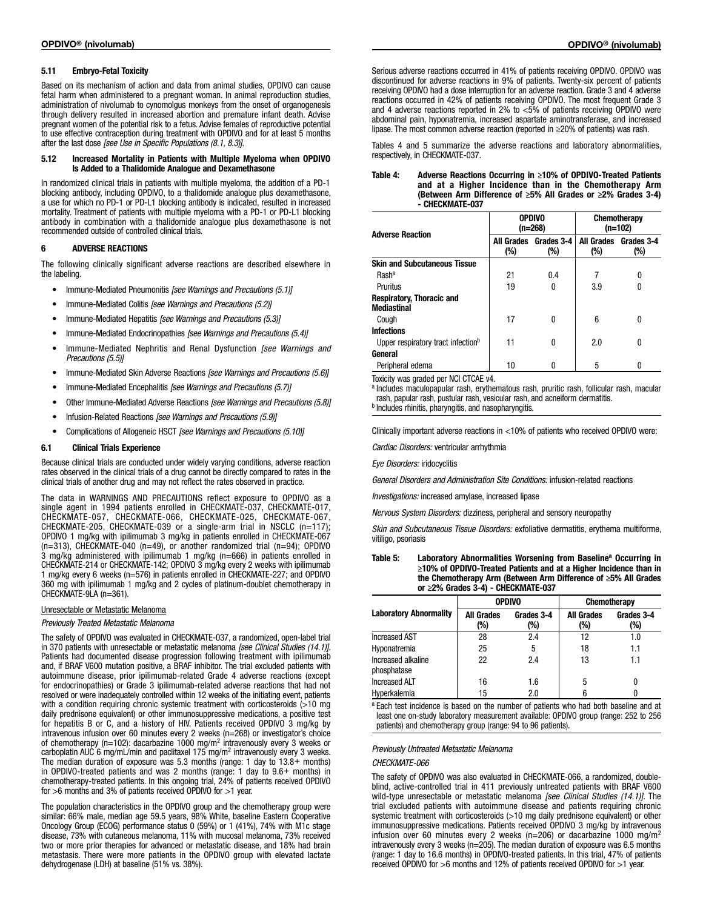### 5.11 Embryo-Fetal Toxicity

Based on its mechanism of action and data from animal studies, OPDIVO can cause fetal harm when administered to a pregnant woman. In animal reproduction studies, administration of nivolumab to cynomolgus monkeys from the onset of organogenesis through delivery resulted in increased abortion and premature infant death. Advise pregnant women of the potential risk to a fetus. Advise females of reproductive potential to use effective contraception during treatment with OPDIVO and for at least 5 months after the last dose *[see Use in Specific Populations (8.1, 8.3)]*.

### 5.12 Increased Mortality in Patients with Multiple Myeloma when OPDIVO Is Added to a Thalidomide Analogue and Dexamethasone

In randomized clinical trials in patients with multiple myeloma, the addition of a PD-1 blocking antibody, including OPDIVO, to a thalidomide analogue plus dexamethasone, a use for which no PD-1 or PD-L1 blocking antibody is indicated, resulted in increased mortality. Treatment of patients with multiple myeloma with a PD-1 or PD-L1 blocking antibody in combination with a thalidomide analogue plus dexamethasone is not recommended outside of controlled clinical trials.

## 6 ADVERSE REACTIONS

The following clinically significant adverse reactions are described elsewhere in the labeling.

- Immune-Mediated Pneumonitis *[see Warnings and Precautions (5.1)]*
- Immune-Mediated Colitis *[see Warnings and Precautions (5.2)]*
- Immune-Mediated Hepatitis *[see Warnings and Precautions (5.3)]*
- Immune-Mediated Endocrinopathies *[see Warnings and Precautions (5.4)]*
- Immune-Mediated Nephritis and Renal Dysfunction *[see Warnings and Precautions (5.5)]*
- Immune-Mediated Skin Adverse Reactions *[see Warnings and Precautions (5.6)]*
- Immune-Mediated Encephalitis *[see Warnings and Precautions (5.7)]*
- Other Immune-Mediated Adverse Reactions *[see Warnings and Precautions (5.8)]*
- Infusion-Related Reactions *[see Warnings and Precautions (5.9)]*
- Complications of Allogeneic HSCT *[see Warnings and Precautions (5.10)]*

### 6.1 Clinical Trials Experience

Because clinical trials are conducted under widely varying conditions, adverse reaction rates observed in the clinical trials of a drug cannot be directly compared to rates in the clinical trials of another drug and may not reflect the rates observed in practice.

The data in WARNINGS AND PRECAUTIONS reflect exposure to OPDIVO as a single agent in 1994 patients enrolled in CHECKMATE-037, CHECKMATE-017, CHECKMATE-057, CHECKMATE-066, CHECKMATE-025, CHECKMATE-067, CHECKMATE-205, CHECKMATE-039 or a single-arm trial in NSCLC (n=117); OPDIVO 1 mg/kg with ipilimumab 3 mg/kg in patients enrolled in CHECKMATE-067 (n=313), CHECKMATE-040 (n=49), or another randomized trial (n=94); OPDIVO 3 mg/kg administered with ipilimumab 1 mg/kg (n=666) in patients enrolled in CHECKMATE-214 or CHECKMATE-142; OPDIVO 3 mg/kg every 2 weeks with ipilimumab 1 mg/kg every 6 weeks (n=576) in patients enrolled in CHECKMATE-227; and OPDIVO 360 mg with ipilimumab 1 mg/kg and 2 cycles of platinum-doublet chemotherapy in CHECKMATE-9LA (n=361).

Unresectable or Metastatic Melanoma

*Previously Treated Metastatic Melanoma*

The safety of OPDIVO was evaluated in CHECKMATE-037, a randomized, open-label trial in 370 patients with unresectable or metastatic melanoma *[see Clinical Studies (14.1)]*. Patients had documented disease progression following treatment with ipilimumab and, if BRAF V600 mutation positive, a BRAF inhibitor. The trial excluded patients with autoimmune disease, prior ipilimumab-related Grade 4 adverse reactions (except for endocrinopathies) or Grade 3 ipilimumab-related adverse reactions that had not resolved or were inadequately controlled within 12 weeks of the initiating event, patients with a condition requiring chronic systemic treatment with corticosteroids (>10 mg daily prednisone equivalent) or other immunosuppressive medications, a positive test for hepatitis B or C, and a history of HIV. Patients received OPDIVO 3 mg/kg by intravenous infusion over 60 minutes every 2 weeks (n=268) or investigator's choice of chemotherapy (n=102): dacarbazine 1000 mg/m$^2$ intravenously every 3 weeks or carboplatin AUC 6 mg/mL/min and paclitaxel 175 mg/m$^2$ intravenously every 3 weeks. The median duration of exposure was 5.3 months (range: 1 day to 13.8+ months) in OPDIVO-treated patients and was 2 months (range: 1 day to 9.6+ months) in chemotherapy-treated patients. In this ongoing trial, 24% of patients received OPDIVO for >6 months and 3% of patients received OPDIVO for >1 year.

The population characteristics in the OPDIVO group and the chemotherapy group were similar: 66% male, median age 59.5 years, 98% White, baseline Eastern Cooperative Oncology Group (ECOG) performance status 0 (59%) or 1 (41%), 74% with M1c stage disease, 73% with cutaneous melanoma, 11% with mucosal melanoma, 73% received two or more prior therapies for advanced or metastatic disease, and 18% had brain metastasis. There were more patients in the OPDIVO group with elevated lactate dehydrogenase (LDH) at baseline (51% vs. 38%).

Serious adverse reactions occurred in 41% of patients receiving OPDIVO. OPDIVO was discontinued for adverse reactions in 9% of patients. Twenty-six percent of patients receiving OPDIVO had a dose interruption for an adverse reaction. Grade 3 and 4 adverse reactions occurred in 42% of patients receiving OPDIVO. The most frequent Grade 3 and 4 adverse reactions reported in 2% to <5% of patients receiving OPDIVO were abdominal pain, hyponatremia, increased aspartate aminotransferase, and increased lipase. The most common adverse reaction (reported in ≥20% of patients) was rash.

Tables 4 and 5 summarize the adverse reactions and laboratory abnormalities, respectively, in CHECKMATE-037.

**Table 4: Adverse Reactions Occurring in ≥10% of OPDIVO-Treated Patients and at a Higher Incidence than in the Chemotherapy Arm (Between Arm Difference of ≥5% All Grades or ≥2% Grades 3-4) - CHECKMATE-037**

| Adverse Reaction | OPDIVO (n=268) | | Chemotherapy (n=102) | |
|---|---|---|---|---|
| | All Grades (%) | Grades 3-4 (%) | All Grades (%) | Grades 3-4 (%) |
| **Skin and Subcutaneous Tissue** | | | | |
| Rash[a] | 21 | 0.4 | 7 | 0 |
| Pruritus | 19 | 0 | 3.9 | 0 |
| **Respiratory, Thoracic and Mediastinal** | | | | |
| Cough | 17 | 0 | 6 | 0 |
| **Infections** | | | | |
| Upper respiratory tract infection[b] | 11 | 0 | 2.0 | 0 |
| **General** | | | | |
| Peripheral edema | 10 | 0 | 5 | 0 |

Toxicity was graded per NCI CTCAE v4.

[a] Includes maculopapular rash, erythematous rash, pruritic rash, follicular rash, macular rash, papular rash, pustular rash, vesicular rash, and acneiform dermatitis.

[b] Includes rhinitis, pharyngitis, and nasopharyngitis.

Clinically important adverse reactions in <10% of patients who received OPDIVO were:

*Cardiac Disorders:* ventricular arrhythmia

*Eye Disorders:* iridocyclitis

*General Disorders and Administration Site Conditions:* infusion-related reactions

*Investigations:* increased amylase, increased lipase

*Nervous System Disorders:* dizziness, peripheral and sensory neuropathy

*Skin and Subcutaneous Tissue Disorders:* exfoliative dermatitis, erythema multiforme, vitiligo, psoriasis

**Table 5: Laboratory Abnormalities Worsening from Baseline[a] Occurring in ≥10% of OPDIVO-Treated Patients and at a Higher Incidence than in the Chemotherapy Arm (Between Arm Difference of ≥5% All Grades or ≥2% Grades 3-4) - CHECKMATE-037**

| Laboratory Abnormality | OPDIVO | | Chemotherapy | |
|---|---|---|---|---|
| | All Grades (%) | Grades 3-4 (%) | All Grades (%) | Grades 3-4 (%) |
| Increased AST | 28 | 2.4 | 12 | 1.0 |
| Hyponatremia | 25 | 5 | 18 | 1.1 |
| Increased alkaline phosphatase | 22 | 2.4 | 13 | 1.1 |
| Increased ALT | 16 | 1.6 | 5 | 0 |
| Hyperkalemia | 15 | 2.0 | 6 | 0 |

[a] Each test incidence is based on the number of patients who had both baseline and at least one on-study laboratory measurement available: OPDIVO group (range: 252 to 256 patients) and chemotherapy group (range: 94 to 96 patients).

*Previously Untreated Metastatic Melanoma*

*CHECKMATE-066*

The safety of OPDIVO was also evaluated in CHECKMATE-066, a randomized, double-blind, active-controlled trial in 411 previously untreated patients with BRAF V600 wild-type unresectable or metastatic melanoma *[see Clinical Studies (14.1)]*. The trial excluded patients with autoimmune disease and patients requiring chronic systemic treatment with corticosteroids (>10 mg daily prednisone equivalent) or other immunosuppressive medications. Patients received OPDIVO 3 mg/kg by intravenous infusion over 60 minutes every 2 weeks (n=206) or dacarbazine 1000 mg/m$^2$ intravenously every 3 weeks (n=205). The median duration of exposure was 6.5 months (range: 1 day to 16.6 months) in OPDIVO-treated patients. In this trial, 47% of patients received OPDIVO for >6 months and 12% of patients received OPDIVO for >1 year.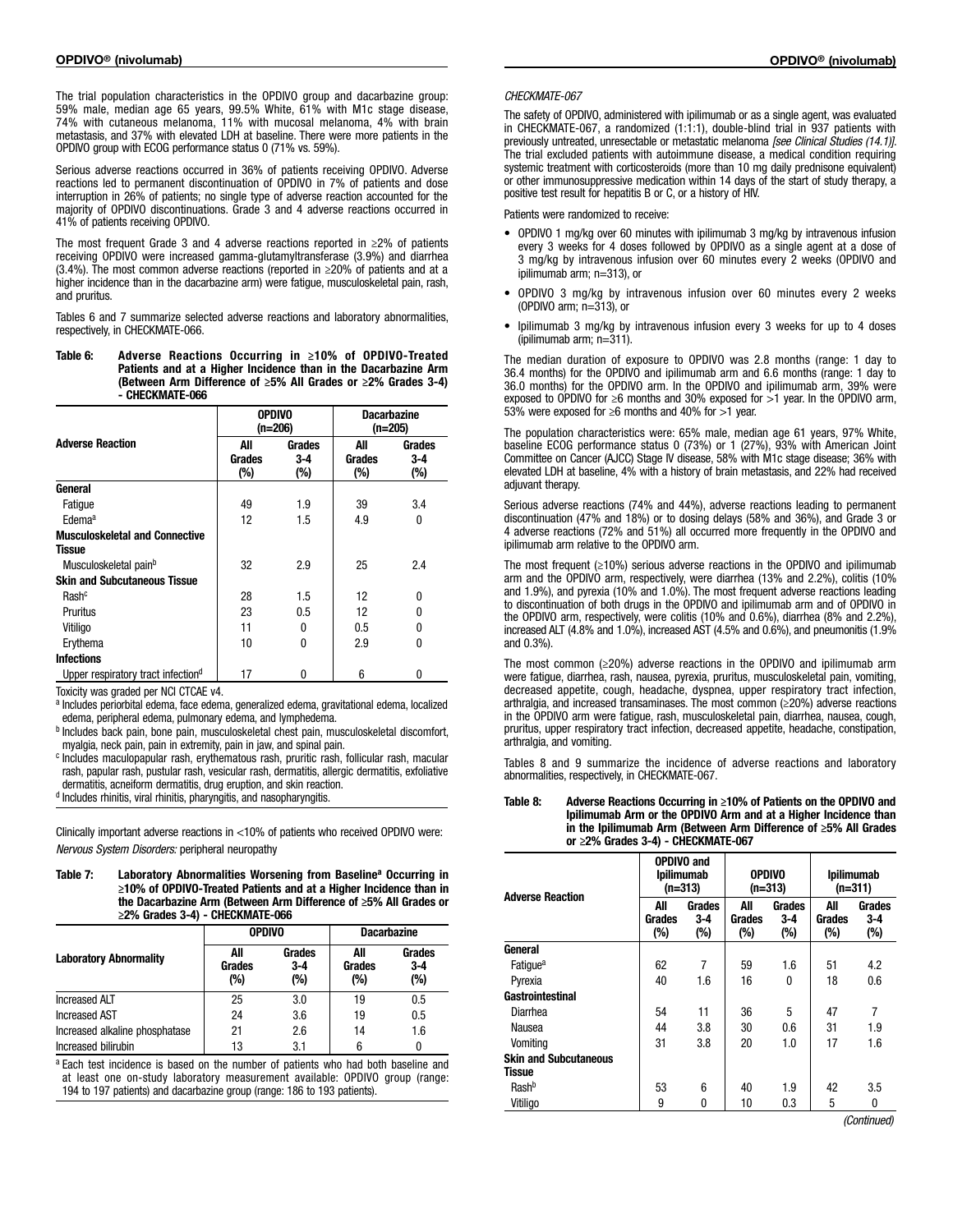The trial population characteristics in the OPDIVO group and dacarbazine group: 59% male, median age 65 years, 99.5% White, 61% with M1c stage disease, 74% with cutaneous melanoma, 11% with mucosal melanoma, 4% with brain metastasis, and 37% with elevated LDH at baseline. There were more patients in the OPDIVO group with ECOG performance status 0 (71% vs. 59%).

Serious adverse reactions occurred in 36% of patients receiving OPDIVO. Adverse reactions led to permanent discontinuation of OPDIVO in 7% of patients and dose interruption in 26% of patients; no single type of adverse reaction accounted for the majority of OPDIVO discontinuations. Grade 3 and 4 adverse reactions occurred in 41% of patients receiving OPDIVO.

The most frequent Grade 3 and 4 adverse reactions reported in ≥2% of patients receiving OPDIVO were increased gamma-glutamyltransferase (3.9%) and diarrhea (3.4%). The most common adverse reactions (reported in ≥20% of patients and at a higher incidence than in the dacarbazine arm) were fatigue, musculoskeletal pain, rash, and pruritus.

Tables 6 and 7 summarize selected adverse reactions and laboratory abnormalities, respectively, in CHECKMATE-066.

**Table 6: Adverse Reactions Occurring in ≥10% of OPDIVO-Treated Patients and at a Higher Incidence than in the Dacarbazine Arm (Between Arm Difference of ≥5% All Grades or ≥2% Grades 3-4) - CHECKMATE-066**

| Adverse Reaction | OPDIVO (n=206) | | Dacarbazine (n=205) | |
|---|---|---|---|---|
| | All Grades (%) | Grades 3-4 (%) | All Grades (%) | Grades 3-4 (%) |
| **General** | | | | |
| Fatigue | 49 | 1.9 | 39 | 3.4 |
| Edema[a] | 12 | 1.5 | 4.9 | 0 |
| **Musculoskeletal and Connective Tissue** | | | | |
| Musculoskeletal pain[b] | 32 | 2.9 | 25 | 2.4 |
| **Skin and Subcutaneous Tissue** | | | | |
| Rash[c] | 28 | 1.5 | 12 | 0 |
| Pruritus | 23 | 0.5 | 12 | 0 |
| Vitiligo | 11 | 0 | 0.5 | 0 |
| Erythema | 10 | 0 | 2.9 | 0 |
| **Infections** | | | | |
| Upper respiratory tract infection[d] | 17 | 0 | 6 | 0 |

Toxicity was graded per NCI CTCAE v4.

[a] Includes periorbital edema, face edema, generalized edema, gravitational edema, localized edema, peripheral edema, pulmonary edema, and lymphedema.

[b] Includes back pain, bone pain, musculoskeletal chest pain, musculoskeletal discomfort, myalgia, neck pain, pain in extremity, pain in jaw, and spinal pain.

[c] Includes maculopapular rash, erythematous rash, pruritic rash, follicular rash, macular rash, papular rash, pustular rash, vesicular rash, dermatitis, allergic dermatitis, exfoliative dermatitis, acneiform dermatitis, drug eruption, and skin reaction.

[d] Includes rhinitis, viral rhinitis, pharyngitis, and nasopharyngitis.

Clinically important adverse reactions in <10% of patients who received OPDIVO were:

*Nervous System Disorders:* peripheral neuropathy

**Table 7: Laboratory Abnormalities Worsening from Baseline[a] Occurring in ≥10% of OPDIVO-Treated Patients and at a Higher Incidence than in the Dacarbazine Arm (Between Arm Difference of ≥5% All Grades or ≥2% Grades 3-4) - CHECKMATE-066**

| Laboratory Abnormality | OPDIVO | | Dacarbazine | |
|---|---|---|---|---|
| | All Grades (%) | Grades 3-4 (%) | All Grades (%) | Grades 3-4 (%) |
| Increased ALT | 25 | 3.0 | 19 | 0.5 |
| Increased AST | 24 | 3.6 | 19 | 0.5 |
| Increased alkaline phosphatase | 21 | 2.6 | 14 | 1.6 |
| Increased bilirubin | 13 | 3.1 | 6 | 0 |

[a] Each test incidence is based on the number of patients who had both baseline and at least one on-study laboratory measurement available: OPDIVO group (range: 194 to 197 patients) and dacarbazine group (range: 186 to 193 patients).

*CHECKMATE-067*

The safety of OPDIVO, administered with ipilimumab or as a single agent, was evaluated in CHECKMATE-067, a randomized (1:1:1), double-blind trial in 937 patients with previously untreated, unresectable or metastatic melanoma *[see Clinical Studies (14.1)]*. The trial excluded patients with autoimmune disease, a medical condition requiring systemic treatment with corticosteroids (more than 10 mg daily prednisone equivalent) or other immunosuppressive medication within 14 days of the start of study therapy, a positive test result for hepatitis B or C, or a history of HIV.

Patients were randomized to receive:

- OPDIVO 1 mg/kg over 60 minutes with ipilimumab 3 mg/kg by intravenous infusion every 3 weeks for 4 doses followed by OPDIVO as a single agent at a dose of 3 mg/kg by intravenous infusion over 60 minutes every 2 weeks (OPDIVO and ipilimumab arm; n=313), or
- OPDIVO 3 mg/kg by intravenous infusion over 60 minutes every 2 weeks (OPDIVO arm; n=313), or
- Ipilimumab 3 mg/kg by intravenous infusion every 3 weeks for up to 4 doses (ipilimumab arm; n=311).

The median duration of exposure to OPDIVO was 2.8 months (range: 1 day to 36.4 months) for the OPDIVO and ipilimumab arm and 6.6 months (range: 1 day to 36.0 months) for the OPDIVO arm. In the OPDIVO and ipilimumab arm, 39% were exposed to OPDIVO for ≥6 months and 30% exposed for >1 year. In the OPDIVO arm, 53% were exposed for ≥6 months and 40% for >1 year.

The population characteristics were: 65% male, median age 61 years, 97% White, baseline ECOG performance status 0 (73%) or 1 (27%), 93% with American Joint Committee on Cancer (AJCC) Stage IV disease, 58% with M1c stage disease; 36% with elevated LDH at baseline, 4% with a history of brain metastasis, and 22% had received adjuvant therapy.

Serious adverse reactions (74% and 44%), adverse reactions leading to permanent discontinuation (47% and 18%) or to dosing delays (58% and 36%), and Grade 3 or 4 adverse reactions (72% and 51%) all occurred more frequently in the OPDIVO and ipilimumab arm relative to the OPDIVO arm.

The most frequent (≥10%) serious adverse reactions in the OPDIVO and ipilimumab arm and the OPDIVO arm, respectively, were diarrhea (13% and 2.2%), colitis (10% and 1.9%), and pyrexia (10% and 1.0%). The most frequent adverse reactions leading to discontinuation of both drugs in the OPDIVO and ipilimumab arm and of OPDIVO in the OPDIVO arm, respectively, were colitis (10% and 0.6%), diarrhea (8% and 2.2%), increased ALT (4.8% and 1.0%), increased AST (4.5% and 0.6%), and pneumonitis (1.9% and 0.3%).

The most common (≥20%) adverse reactions in the OPDIVO and ipilimumab arm were fatigue, diarrhea, rash, nausea, pyrexia, pruritus, musculoskeletal pain, vomiting, decreased appetite, cough, headache, dyspnea, upper respiratory tract infection, arthralgia, and increased transaminases. The most common (≥20%) adverse reactions in the OPDIVO arm were fatigue, rash, musculoskeletal pain, diarrhea, nausea, cough, pruritus, upper respiratory tract infection, decreased appetite, headache, constipation, arthralgia, and vomiting.

Tables 8 and 9 summarize the incidence of adverse reactions and laboratory abnormalities, respectively, in CHECKMATE-067.

**Table 8: Adverse Reactions Occurring in ≥10% of Patients on the OPDIVO and Ipilimumab Arm or the OPDIVO Arm and at a Higher Incidence than in the Ipilimumab Arm (Between Arm Difference of ≥5% All Grades or ≥2% Grades 3-4) - CHECKMATE-067**

| Adverse Reaction | OPDIVO and Ipilimumab (n=313) | | OPDIVO (n=313) | | Ipilimumab (n=311) | |
|---|---|---|---|---|---|---|
| | All Grades (%) | Grades 3-4 (%) | All Grades (%) | Grades 3-4 (%) | All Grades (%) | Grades 3-4 (%) |
| **General** | | | | | | |
| Fatigue[a] | 62 | 7 | 59 | 1.6 | 51 | 4.2 |
| Pyrexia | 40 | 1.6 | 16 | 0 | 18 | 0.6 |
| **Gastrointestinal** | | | | | | |
| Diarrhea | 54 | 11 | 36 | 5 | 47 | 7 |
| Nausea | 44 | 3.8 | 30 | 0.6 | 31 | 1.9 |
| Vomiting | 31 | 3.8 | 20 | 1.0 | 17 | 1.6 |
| **Skin and Subcutaneous Tissue** | | | | | | |
| Rash[b] | 53 | 6 | 40 | 1.9 | 42 | 3.5 |
| Vitiligo | 9 | 0 | 10 | 0.3 | 5 | 0 |

*(Continued)*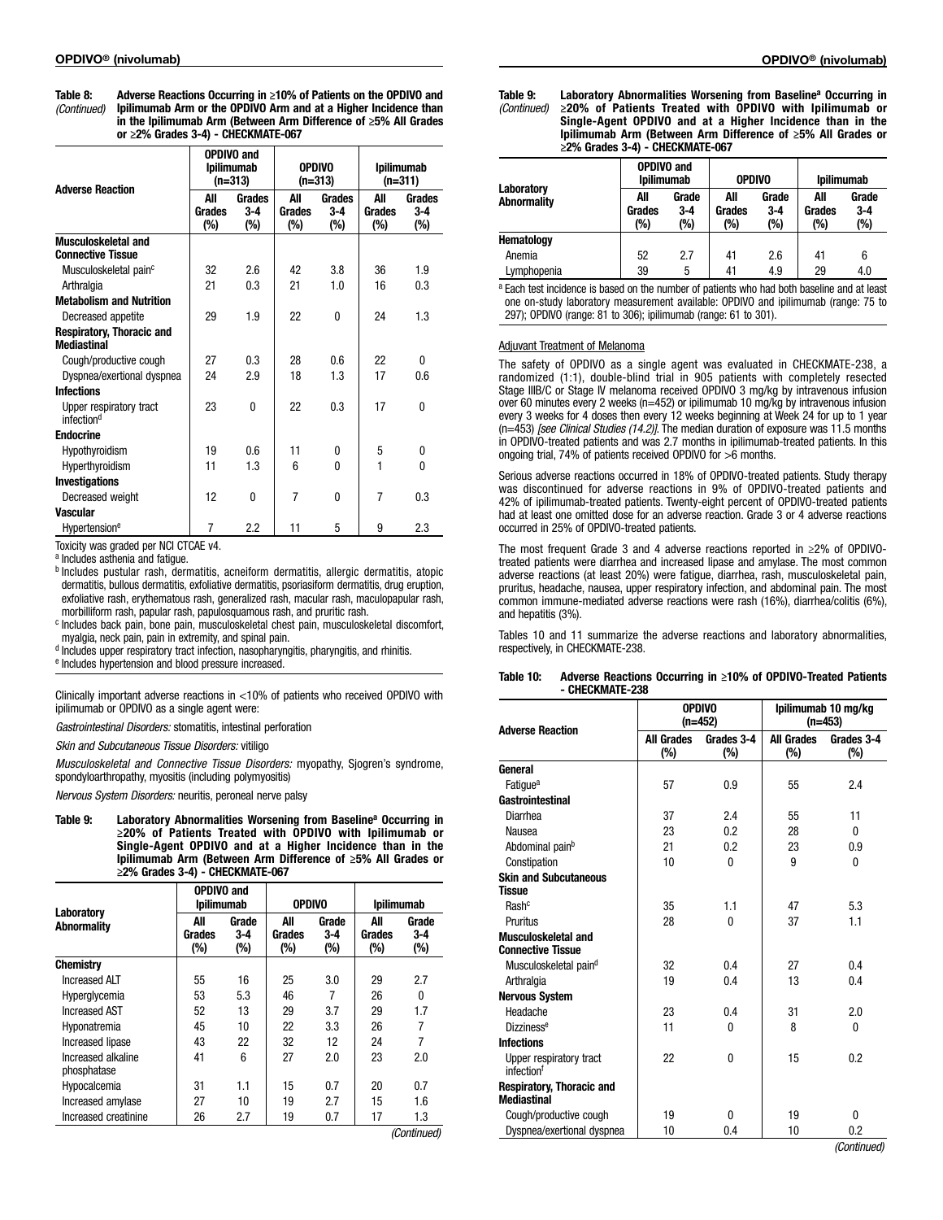**Table 8: (Continued) Adverse Reactions Occurring in ≥10% of Patients on the OPDIVO and Ipilimumab Arm or the OPDIVO Arm and at a Higher Incidence than in the Ipilimumab Arm (Between Arm Difference of ≥5% All Grades or ≥2% Grades 3-4) - CHECKMATE-067**

| Adverse Reaction | OPDIVO and Ipilimumab (n=313) | | OPDIVO (n=313) | | Ipilimumab (n=311) | |
|---|---|---|---|---|---|---|
| | All Grades (%) | Grades 3-4 (%) | All Grades (%) | Grades 3-4 (%) | All Grades (%) | Grades 3-4 (%) |
| **Musculoskeletal and Connective Tissue** | | | | | | |
| Musculoskeletal pain[c] | 32 | 2.6 | 42 | 3.8 | 36 | 1.9 |
| Arthralgia | 21 | 0.3 | 21 | 1.0 | 16 | 0.3 |
| **Metabolism and Nutrition** | | | | | | |
| Decreased appetite | 29 | 1.9 | 22 | 0 | 24 | 1.3 |
| **Respiratory, Thoracic and Mediastinal** | | | | | | |
| Cough/productive cough | 27 | 0.3 | 28 | 0.6 | 22 | 0 |
| Dyspnea/exertional dyspnea | 24 | 2.9 | 18 | 1.3 | 17 | 0.6 |
| **Infections** | | | | | | |
| Upper respiratory tract infection[d] | 23 | 0 | 22 | 0.3 | 17 | 0 |
| **Endocrine** | | | | | | |
| Hypothyroidism | 19 | 0.6 | 11 | 0 | 5 | 0 |
| Hyperthyroidism | 11 | 1.3 | 6 | 0 | 1 | 0 |
| **Investigations** | | | | | | |
| Decreased weight | 12 | 0 | 7 | 0 | 7 | 0.3 |
| **Vascular** | | | | | | |
| Hypertension[e] | 7 | 2.2 | 11 | 5 | 9 | 2.3 |

Toxicity was graded per NCI CTCAE v4.

[a] Includes asthenia and fatigue.

[b] Includes pustular rash, dermatitis, acneiform dermatitis, allergic dermatitis, atopic dermatitis, bullous dermatitis, exfoliative dermatitis, psoriasiform dermatitis, drug eruption, exfoliative rash, erythematous rash, generalized rash, macular rash, maculopapular rash, morbilliform rash, papular rash, papulosquamous rash, and pruritic rash.

[c] Includes back pain, bone pain, musculoskeletal chest pain, musculoskeletal discomfort, myalgia, neck pain, pain in extremity, and spinal pain.

[d] Includes upper respiratory tract infection, nasopharyngitis, pharyngitis, and rhinitis.

[e] Includes hypertension and blood pressure increased.

Clinically important adverse reactions in <10% of patients who received OPDIVO with ipilimumab or OPDIVO as a single agent were:

*Gastrointestinal Disorders:* stomatitis, intestinal perforation

*Skin and Subcutaneous Tissue Disorders:* vitiligo

*Musculoskeletal and Connective Tissue Disorders:* myopathy, Sjogren's syndrome, spondyloarthropathy, myositis (including polymyositis)

*Nervous System Disorders:* neuritis, peroneal nerve palsy

**Table 9: Laboratory Abnormalities Worsening from Baseline[a] Occurring in ≥20% of Patients Treated with OPDIVO with Ipilimumab or Single-Agent OPDIVO and at a Higher Incidence than in the Ipilimumab Arm (Between Arm Difference of ≥5% All Grades or ≥2% Grades 3-4) - CHECKMATE-067**

| Laboratory Abnormality | OPDIVO and Ipilimumab | | OPDIVO | | Ipilimumab | |
|---|---|---|---|---|---|---|
| | All Grades (%) | Grade 3-4 (%) | All Grades (%) | Grade 3-4 (%) | All Grades (%) | Grade 3-4 (%) |
| **Chemistry** | | | | | | |
| Increased ALT | 55 | 16 | 25 | 3.0 | 29 | 2.7 |
| Hyperglycemia | 53 | 5.3 | 46 | 7 | 26 | 0 |
| Increased AST | 52 | 13 | 29 | 3.7 | 29 | 1.7 |
| Hyponatremia | 45 | 10 | 22 | 3.3 | 26 | 7 |
| Increased lipase | 43 | 22 | 32 | 12 | 24 | 7 |
| Increased alkaline phosphatase | 41 | 6 | 27 | 2.0 | 23 | 2.0 |
| Hypocalcemia | 31 | 1.1 | 15 | 0.7 | 20 | 0.7 |
| Increased amylase | 27 | 10 | 19 | 2.7 | 15 | 1.6 |
| Increased creatinine | 26 | 2.7 | 19 | 0.7 | 17 | 1.3 |
| **Hematology** | | | | | | |
| Anemia | 52 | 2.7 | 41 | 2.6 | 41 | 6 |
| Lymphopenia | 39 | 5 | 41 | 4.9 | 29 | 4.0 |

[a] Each test incidence is based on the number of patients who had both baseline and at least one on-study laboratory measurement available: OPDIVO and ipilimumab (range: 75 to 297); OPDIVO (range: 81 to 306); ipilimumab (range: 61 to 301).

Adjuvant Treatment of Melanoma

The safety of OPDIVO as a single agent was evaluated in CHECKMATE-238, a randomized (1:1), double-blind trial in 905 patients with completely resected Stage IIIB/C or Stage IV melanoma received OPDIVO 3 mg/kg by intravenous infusion over 60 minutes every 2 weeks (n=452) or ipilimumab 10 mg/kg by intravenous infusion every 3 weeks for 4 doses then every 12 weeks beginning at Week 24 for up to 1 year (n=453) *[see Clinical Studies (14.2)]*. The median duration of exposure was 11.5 months in OPDIVO-treated patients and was 2.7 months in ipilimumab-treated patients. In this ongoing trial, 74% of patients received OPDIVO for >6 months.

Serious adverse reactions occurred in 18% of OPDIVO-treated patients. Study therapy was discontinued for adverse reactions in 9% of OPDIVO-treated patients and 42% of ipilimumab-treated patients. Twenty-eight percent of OPDIVO-treated patients had at least one omitted dose for an adverse reaction. Grade 3 or 4 adverse reactions occurred in 25% of OPDIVO-treated patients.

The most frequent Grade 3 and 4 adverse reactions reported in ≥2% of OPDIVO-treated patients were diarrhea and increased lipase and amylase. The most common adverse reactions (at least 20%) were fatigue, diarrhea, rash, musculoskeletal pain, pruritus, headache, nausea, upper respiratory infection, and abdominal pain. The most common immune-mediated adverse reactions were rash (16%), diarrhea/colitis (6%), and hepatitis (3%).

Tables 10 and 11 summarize the adverse reactions and laboratory abnormalities, respectively, in CHECKMATE-238.

**Table 10: Adverse Reactions Occurring in ≥10% of OPDIVO-Treated Patients - CHECKMATE-238**

| Adverse Reaction | OPDIVO (n=452) | | Ipilimumab 10 mg/kg (n=453) | |
|---|---|---|---|---|
| | All Grades (%) | Grades 3-4 (%) | All Grades (%) | Grades 3-4 (%) |
| **General** | | | | |
| Fatigue[a] | 57 | 0.9 | 55 | 2.4 |
| **Gastrointestinal** | | | | |
| Diarrhea | 37 | 2.4 | 55 | 11 |
| Nausea | 23 | 0.2 | 28 | 0 |
| Abdominal pain[b] | 21 | 0.2 | 23 | 0.9 |
| Constipation | 10 | 0 | 9 | 0 |
| **Skin and Subcutaneous Tissue** | | | | |
| Rash[c] | 35 | 1.1 | 47 | 5.3 |
| Pruritus | 28 | 0 | 37 | 1.1 |
| **Musculoskeletal and Connective Tissue** | | | | |
| Musculoskeletal pain[d] | 32 | 0.4 | 27 | 0.4 |
| Arthralgia | 19 | 0.4 | 13 | 0.4 |
| **Nervous System** | | | | |
| Headache | 23 | 0.4 | 31 | 2.0 |
| Dizziness[e] | 11 | 0 | 8 | 0 |
| **Infections** | | | | |
| Upper respiratory tract infection[f] | 22 | 0 | 15 | 0.2 |
| **Respiratory, Thoracic and Mediastinal** | | | | |
| Cough/productive cough | 19 | 0 | 19 | 0 |
| Dyspnea/exertional dyspnea | 10 | 0.4 | 10 | 0.2 |

*(Continued)*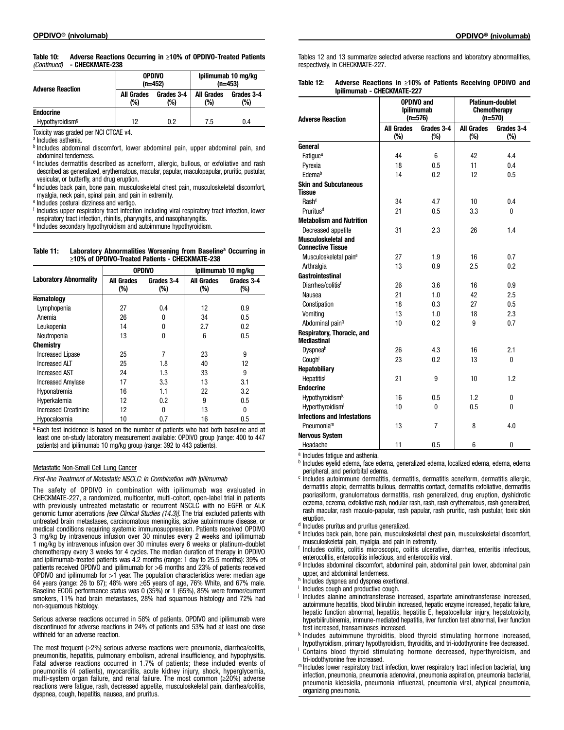**Table 10: Adverse Reactions Occurring in ≥10% of OPDIVO-Treated Patients** *(Continued)* **- CHECKMATE-238**

| Adverse Reaction | OPDIVO (n=452) | | Ipilimumab 10 mg/kg (n=453) | |
|---|---|---|---|---|
| | All Grades (%) | Grades 3-4 (%) | All Grades (%) | Grades 3-4 (%) |
| **Endocrine** | | | | |
| Hypothyroidism[g] | 12 | 0.2 | 7.5 | 0.4 |

Toxicity was graded per NCI CTCAE v4.

[a] Includes asthenia.

[b] Includes abdominal discomfort, lower abdominal pain, upper abdominal pain, and abdominal tenderness.

[c] Includes dermatitis described as acneiform, allergic, bullous, or exfoliative and rash described as generalized, erythematous, macular, papular, maculopapular, pruritic, pustular, vesicular, or butterfly, and drug eruption.

[d] Includes back pain, bone pain, musculoskeletal chest pain, musculoskeletal discomfort, myalgia, neck pain, spinal pain, and pain in extremity.

[e] Includes postural dizziness and vertigo.

[f] Includes upper respiratory tract infection including viral respiratory tract infection, lower respiratory tract infection, rhinitis, pharyngitis, and nasopharyngitis.

[g] Includes secondary hypothyroidism and autoimmune hypothyroidism.

**Table 11: Laboratory Abnormalities Worsening from Baseline[a] Occurring in ≥10% of OPDIVO-Treated Patients - CHECKMATE-238**

| Laboratory Abnormality | OPDIVO | | Ipilimumab 10 mg/kg | |
|---|---|---|---|---|
| | All Grades (%) | Grades 3-4 (%) | All Grades (%) | Grades 3-4 (%) |
| **Hematology** | | | | |
| Lymphopenia | 27 | 0.4 | 12 | 0.9 |
| Anemia | 26 | 0 | 34 | 0.5 |
| Leukopenia | 14 | 0 | 2.7 | 0.2 |
| Neutropenia | 13 | 0 | 6 | 0.5 |
| **Chemistry** | | | | |
| Increased Lipase | 25 | 7 | 23 | 9 |
| Increased ALT | 25 | 1.8 | 40 | 12 |
| Increased AST | 24 | 1.3 | 33 | 9 |
| Increased Amylase | 17 | 3.3 | 13 | 3.1 |
| Hyponatremia | 16 | 1.1 | 22 | 3.2 |
| Hyperkalemia | 12 | 0.2 | 9 | 0.5 |
| Increased Creatinine | 12 | 0 | 13 | 0 |
| Hypocalcemia | 10 | 0.7 | 16 | 0.5 |

[a] Each test incidence is based on the number of patients who had both baseline and at least one on-study laboratory measurement available: OPDIVO group (range: 400 to 447 patients) and ipilimumab 10 mg/kg group (range: 392 to 443 patients).

Metastatic Non-Small Cell Lung Cancer

*First-line Treatment of Metastatic NSCLC: In Combination with Ipilimumab*

The safety of OPDIVO in combination with ipilimumab was evaluated in CHECKMATE-227, a randomized, multicenter, multi-cohort, open-label trial in patients with previously untreated metastatic or recurrent NSCLC with no EGFR or ALK genomic tumor aberrations *[see Clinical Studies (14.3)]*. The trial excluded patients with untreated brain metastases, carcinomatous meningitis, active autoimmune disease, or medical conditions requiring systemic immunosuppression. Patients received OPDIVO 3 mg/kg by intravenous infusion over 30 minutes every 2 weeks and ipilimumab 1 mg/kg by intravenous infusion over 30 minutes every 6 weeks or platinum-doublet chemotherapy every 3 weeks for 4 cycles. The median duration of therapy in OPDIVO and ipilimumab-treated patients was 4.2 months (range: 1 day to 25.5 months): 39% of patients received OPDIVO and ipilimumab for >6 months and 23% of patients received OPDIVO and ipilimumab for >1 year. The population characteristics were: median age 64 years (range: 26 to 87); 48% were ≥65 years of age, 76% White, and 67% male. Baseline ECOG performance status was 0 (35%) or 1 (65%), 85% were former/current smokers, 11% had brain metastases, 28% had squamous histology and 72% had non-squamous histology.

Serious adverse reactions occurred in 58% of patients. OPDIVO and ipilimumab were discontinued for adverse reactions in 24% of patients and 53% had at least one dose withheld for an adverse reaction.

The most frequent (≥2%) serious adverse reactions were pneumonia, diarrhea/colitis, pneumonitis, hepatitis, pulmonary embolism, adrenal insufficiency, and hypophysitis. Fatal adverse reactions occurred in 1.7% of patients; these included events of pneumonitis (4 patients), myocarditis, acute kidney injury, shock, hyperglycemia, multi-system organ failure, and renal failure. The most common (≥20%) adverse reactions were fatigue, rash, decreased appetite, musculoskeletal pain, diarrhea/colitis, dyspnea, cough, hepatitis, nausea, and pruritus.

Tables 12 and 13 summarize selected adverse reactions and laboratory abnormalities, respectively, in CHECKMATE-227.

**Table 12: Adverse Reactions in ≥10% of Patients Receiving OPDIVO and Ipilimumab - CHECKMATE-227**

| Adverse Reaction | OPDIVO and Ipilimumab (n=576) | | Platinum-doublet Chemotherapy (n=570) | |
|---|---|---|---|---|
| | All Grades (%) | Grades 3-4 (%) | All Grades (%) | Grades 3-4 (%) |
| **General** | | | | |
| Fatigue[a] | 44 | 6 | 42 | 4.4 |
| Pyrexia | 18 | 0.5 | 11 | 0.4 |
| Edema[b] | 14 | 0.2 | 12 | 0.5 |
| **Skin and Subcutaneous Tissue** | | | | |
| Rash[c] | 34 | 4.7 | 10 | 0.4 |
| Pruritus[d] | 21 | 0.5 | 3.3 | 0 |
| **Metabolism and Nutrition** | | | | |
| Decreased appetite | 31 | 2.3 | 26 | 1.4 |
| **Musculoskeletal and Connective Tissue** | | | | |
| Musculoskeletal pain[e] | 27 | 1.9 | 16 | 0.7 |
| Arthralgia | 13 | 0.9 | 2.5 | 0.2 |
| **Gastrointestinal** | | | | |
| Diarrhea/colitis[f] | 26 | 3.6 | 16 | 0.9 |
| Nausea | 21 | 1.0 | 42 | 2.5 |
| Constipation | 18 | 0.3 | 27 | 0.5 |
| Vomiting | 13 | 1.0 | 18 | 2.3 |
| Abdominal pain[g] | 10 | 0.2 | 9 | 0.7 |
| **Respiratory, Thoracic, and Mediastinal** | | | | |
| Dyspnea[h] | 26 | 4.3 | 16 | 2.1 |
| Cough[i] | 23 | 0.2 | 13 | 0 |
| **Hepatobiliary** | | | | |
| Hepatitis[j] | 21 | 9 | 10 | 1.2 |
| **Endocrine** | | | | |
| Hypothyroidism[k] | 16 | 0.5 | 1.2 | 0 |
| Hyperthyroidism[l] | 10 | 0 | 0.5 | 0 |
| **Infections and Infestations** | | | | |
| Pneumonia[m] | 13 | 7 | 8 | 4.0 |
| **Nervous System** | | | | |
| Headache | 11 | 0.5 | 6 | 0 |

[a] Includes fatigue and asthenia.

[b] Includes eyelid edema, face edema, generalized edema, localized edema, edema, edema peripheral, and periorbital edema.

[c] Includes autoimmune dermatitis, dermatitis, dermatitis acneiform, dermatitis allergic, dermatitis atopic, dermatitis bullous, dermatitis contact, dermatitis exfoliative, dermatitis psoriasiform, granulomatous dermatitis, rash generalized, drug eruption, dyshidrotic eczema, eczema, exfoliative rash, nodular rash, rash, rash erythematous, rash generalized, rash macular, rash maculo-papular, rash papular, rash pruritic, rash pustular, toxic skin eruption.

[d] Includes pruritus and pruritus generalized.

[e] Includes back pain, bone pain, musculoskeletal chest pain, musculoskeletal discomfort, musculoskeletal pain, myalgia, and pain in extremity.

[f] Includes colitis, colitis microscopic, colitis ulcerative, diarrhea, enteritis infectious, enterocolitis, enterocolitis infectious, and enterocolitis viral.

[g] Includes abdominal discomfort, abdominal pain, abdominal pain lower, abdominal pain upper, and abdominal tenderness.

[h] Includes dyspnea and dyspnea exertional.

[i] Includes cough and productive cough.

[j] Includes alanine aminotransferase increased, aspartate aminotransferase increased, autoimmune hepatitis, blood bilirubin increased, hepatic enzyme increased, hepatic failure, hepatic function abnormal, hepatitis, hepatitis E, hepatocellular injury, hepatotoxicity, hyperbilirubinemia, immune-mediated hepatitis, liver function test abnormal, liver function test increased, transaminases increased.

[k] Includes autoimmune thyroiditis, blood thyroid stimulating hormone increased, hypothyroidism, primary hypothyroidism, thyroiditis, and tri-iodothyronine free decreased.

[l] Contains blood thyroid stimulating hormone decreased, hyperthyroidism, and tri-iodothyronine free increased.

[m] Includes lower respiratory tract infection, lower respiratory tract infection bacterial, lung infection, pneumonia, pneumonia adenoviral, pneumonia aspiration, pneumonia bacterial, pneumonia klebsiella, pneumonia influenzal, pneumonia viral, atypical pneumonia, organizing pneumonia.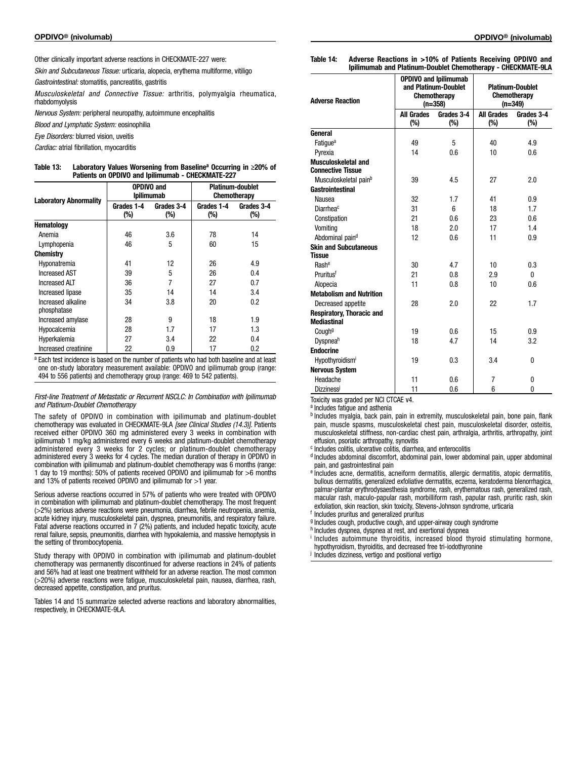Other clinically important adverse reactions in CHECKMATE-227 were:

*Skin and Subcutaneous Tissue:* urticaria, alopecia, erythema multiforme, vitiligo

*Gastrointestinal:* stomatitis, pancreatitis, gastritis

*Musculoskeletal and Connective Tissue:* arthritis, polymyalgia rheumatica, rhabdomyolysis

*Nervous System:* peripheral neuropathy, autoimmune encephalitis

*Blood and Lymphatic System:* eosinophilia

*Eye Disorders:* blurred vision, uveitis

*Cardiac:* atrial fibrillation, myocarditis

**Table 13: Laboratory Values Worsening from Baseline[a] Occurring in ≥20% of Patients on OPDIVO and Ipilimumab - CHECKMATE-227**

| Laboratory Abnormality | OPDIVO and Ipilimumab | | Platinum-doublet Chemotherapy | |
|---|---|---|---|---|
| | Grades 1-4 (%) | Grades 3-4 (%) | Grades 1-4 (%) | Grades 3-4 (%) |
| **Hematology** | | | | |
| Anemia | 46 | 3.6 | 78 | 14 |
| Lymphopenia | 46 | 5 | 60 | 15 |
| **Chemistry** | | | | |
| Hyponatremia | 41 | 12 | 26 | 4.9 |
| Increased AST | 39 | 5 | 26 | 0.4 |
| Increased ALT | 36 | 7 | 27 | 0.7 |
| Increased lipase | 35 | 14 | 14 | 3.4 |
| Increased alkaline phosphatase | 34 | 3.8 | 20 | 0.2 |
| Increased amylase | 28 | 9 | 18 | 1.9 |
| Hypocalcemia | 28 | 1.7 | 17 | 1.3 |
| Hyperkalemia | 27 | 3.4 | 22 | 0.4 |
| Increased creatinine | 22 | 0.9 | 17 | 0.2 |

[a] Each test incidence is based on the number of patients who had both baseline and at least one on-study laboratory measurement available: OPDIVO and ipilimumab group (range: 494 to 556 patients) and chemotherapy group (range: 469 to 542 patients).

*First-line Treatment of Metastatic or Recurrent NSCLC: In Combination with Ipilimumab and Platinum-Doublet Chemotherapy*

The safety of OPDIVO in combination with ipilimumab and platinum-doublet chemotherapy was evaluated in CHECKMATE-9LA *[see Clinical Studies (14.3)]*. Patients received either OPDIVO 360 mg administered every 3 weeks in combination with ipilimumab 1 mg/kg administered every 6 weeks and platinum-doublet chemotherapy administered every 3 weeks for 2 cycles; or platinum-doublet chemotherapy administered every 3 weeks for 4 cycles. The median duration of therapy in OPDIVO in combination with ipilimumab and platinum-doublet chemotherapy was 6 months (range: 1 day to 19 months): 50% of patients received OPDIVO and ipilimumab for >6 months and 13% of patients received OPDIVO and ipilimumab for >1 year.

Serious adverse reactions occurred in 57% of patients who were treated with OPDIVO in combination with ipilimumab and platinum-doublet chemotherapy. The most frequent (>2%) serious adverse reactions were pneumonia, diarrhea, febrile neutropenia, anemia, acute kidney injury, musculoskeletal pain, dyspnea, pneumonitis, and respiratory failure. Fatal adverse reactions occurred in 7 (2%) patients, and included hepatic toxicity, acute renal failure, sepsis, pneumonitis, diarrhea with hypokalemia, and massive hemoptysis in the setting of thrombocytopenia.

Study therapy with OPDIVO in combination with ipilimumab and platinum-doublet chemotherapy was permanently discontinued for adverse reactions in 24% of patients and 56% had at least one treatment withheld for an adverse reaction. The most common (>20%) adverse reactions were fatigue, musculoskeletal pain, nausea, diarrhea, rash, decreased appetite, constipation, and pruritus.

Tables 14 and 15 summarize selected adverse reactions and laboratory abnormalities, respectively, in CHECKMATE-9LA.

**Table 14: Adverse Reactions in >10% of Patients Receiving OPDIVO and Ipilimumab and Platinum-Doublet Chemotherapy - CHECKMATE-9LA**

| Adverse Reaction | OPDIVO and Ipilimumab and Platinum-Doublet Chemotherapy (n=358) | | Platinum-Doublet Chemotherapy (n=349) | |
|---|---|---|---|---|
| | All Grades (%) | Grades 3-4 (%) | All Grades (%) | Grades 3-4 (%) |
| **General** | | | | |
| Fatigue[a] | 49 | 5 | 40 | 4.9 |
| Pyrexia | 14 | 0.6 | 10 | 0.6 |
| **Musculoskeletal and Connective Tissue** | | | | |
| Musculoskeletal pain[b] | 39 | 4.5 | 27 | 2.0 |
| **Gastrointestinal** | | | | |
| Nausea | 32 | 1.7 | 41 | 0.9 |
| Diarrhea[c] | 31 | 6 | 18 | 1.7 |
| Constipation | 21 | 0.6 | 23 | 0.6 |
| Vomiting | 18 | 2.0 | 17 | 1.4 |
| Abdominal pain[d] | 12 | 0.6 | 11 | 0.9 |
| **Skin and Subcutaneous Tissue** | | | | |
| Rash[e] | 30 | 4.7 | 10 | 0.3 |
| Pruritus[f] | 21 | 0.8 | 2.9 | 0 |
| Alopecia | 11 | 0.8 | 10 | 0.6 |
| **Metabolism and Nutrition** | | | | |
| Decreased appetite | 28 | 2.0 | 22 | 1.7 |
| **Respiratory, Thoracic and Mediastinal** | | | | |
| Cough[g] | 19 | 0.6 | 15 | 0.9 |
| Dyspnea[h] | 18 | 4.7 | 14 | 3.2 |
| **Endocrine** | | | | |
| Hypothyroidism[i] | 19 | 0.3 | 3.4 | 0 |
| **Nervous System** | | | | |
| Headache | 11 | 0.6 | 7 | 0 |
| Dizziness[j] | 11 | 0.6 | 6 | 0 |

Toxicity was graded per NCI CTCAE v4.

[a] Includes fatigue and asthenia

[b] Includes myalgia, back pain, pain in extremity, musculoskeletal pain, bone pain, flank pain, muscle spasms, musculoskeletal chest pain, musculoskeletal disorder, osteitis, musculoskeletal stiffness, non-cardiac chest pain, arthralgia, arthritis, arthropathy, joint effusion, psoriatic arthropathy, synovitis

[c] Includes colitis, ulcerative colitis, diarrhea, and enterocolitis

[d] Includes abdominal discomfort, abdominal pain, lower abdominal pain, upper abdominal pain, and gastrointestinal pain

[e] Includes acne, dermatitis, acneiform dermatitis, allergic dermatitis, atopic dermatitis, bullous dermatitis, generalized exfoliative dermatitis, eczema, keratoderma blenorrhagica, palmar-plantar erythrodysaesthesia syndrome, rash, erythematous rash, generalized rash, macular rash, maculo-papular rash, morbilliform rash, papular rash, pruritic rash, skin exfoliation, skin reaction, skin toxicity, Stevens-Johnson syndrome, urticaria

[f] Includes pruritus and generalized pruritus

[g] Includes cough, productive cough, and upper-airway cough syndrome

[h] Includes dyspnea, dyspnea at rest, and exertional dyspnea

[i] Includes autoimmune thyroiditis, increased blood thyroid stimulating hormone, hypothyroidism, thyroiditis, and decreased free tri-iodothyronine

[j] Includes dizziness, vertigo and positional vertigo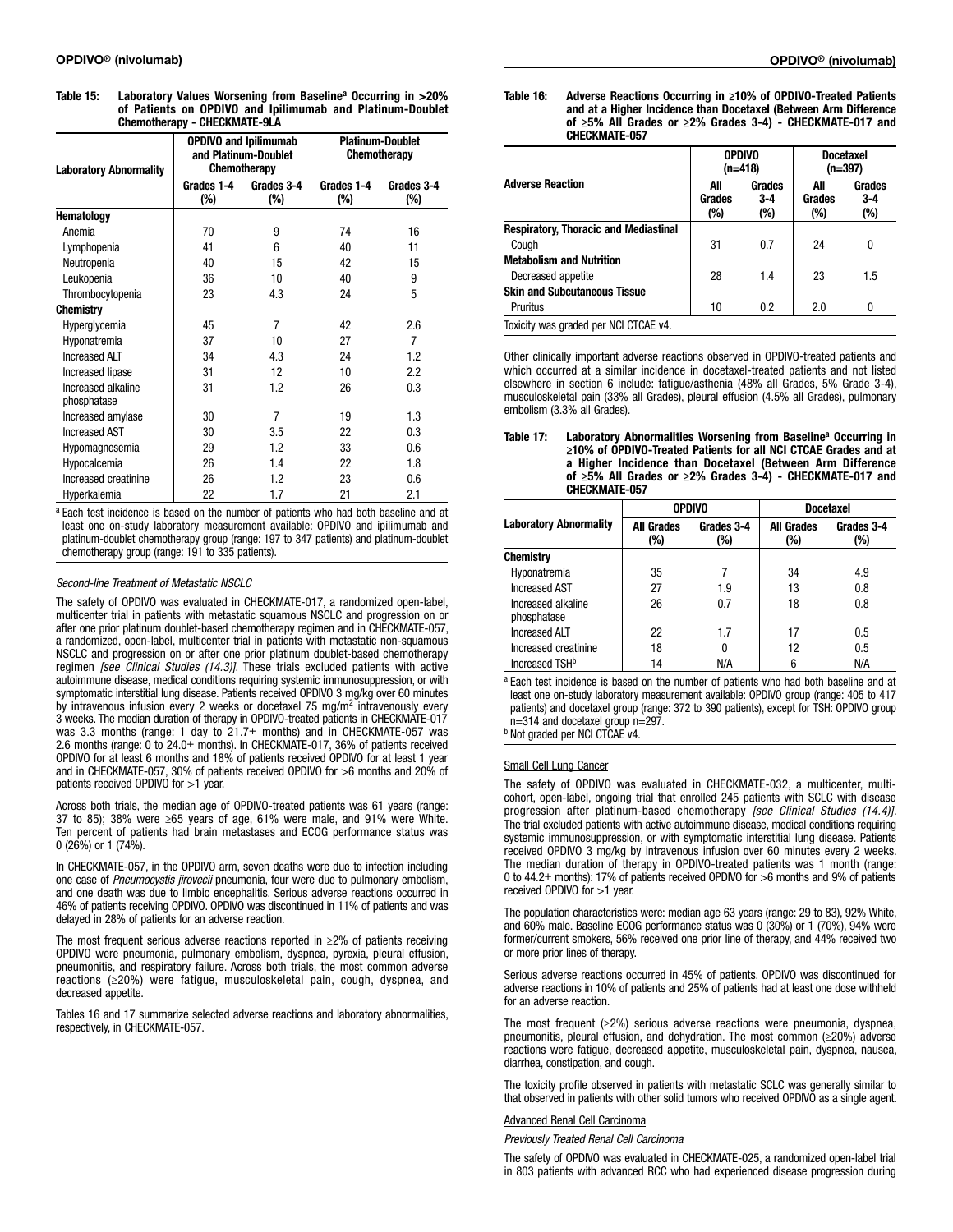**Table 15: Laboratory Values Worsening from Baseline[a] Occurring in >20% of Patients on OPDIVO and Ipilimumab and Platinum-Doublet Chemotherapy - CHECKMATE-9LA**

| Laboratory Abnormality | OPDIVO and Ipilimumab and Platinum-Doublet Chemotherapy | | Platinum-Doublet Chemotherapy | |
|---|---|---|---|---|
| | Grades 1-4 (%) | Grades 3-4 (%) | Grades 1-4 (%) | Grades 3-4 (%) |
| **Hematology** | | | | |
| Anemia | 70 | 9 | 74 | 16 |
| Lymphopenia | 41 | 6 | 40 | 11 |
| Neutropenia | 40 | 15 | 42 | 15 |
| Leukopenia | 36 | 10 | 40 | 9 |
| Thrombocytopenia | 23 | 4.3 | 24 | 5 |
| **Chemistry** | | | | |
| Hyperglycemia | 45 | 7 | 42 | 2.6 |
| Hyponatremia | 37 | 10 | 27 | 7 |
| Increased ALT | 34 | 4.3 | 24 | 1.2 |
| Increased lipase | 31 | 12 | 10 | 2.2 |
| Increased alkaline phosphatase | 31 | 1.2 | 26 | 0.3 |
| Increased amylase | 30 | 7 | 19 | 1.3 |
| Increased AST | 30 | 3.5 | 22 | 0.3 |
| Hypomagnesemia | 29 | 1.2 | 33 | 0.6 |
| Hypocalcemia | 26 | 1.4 | 22 | 1.8 |
| Increased creatinine | 26 | 1.2 | 23 | 0.6 |
| Hyperkalemia | 22 | 1.7 | 21 | 2.1 |

[a] Each test incidence is based on the number of patients who had both baseline and at least one on-study laboratory measurement available: OPDIVO and ipilimumab and platinum-doublet chemotherapy group (range: 197 to 347 patients) and platinum-doublet chemotherapy group (range: 191 to 335 patients).

*Second-line Treatment of Metastatic NSCLC*

The safety of OPDIVO was evaluated in CHECKMATE-017, a randomized open-label, multicenter trial in patients with metastatic squamous NSCLC and progression on or after one prior platinum doublet-based chemotherapy regimen and in CHECKMATE-057, a randomized, open-label, multicenter trial in patients with metastatic non-squamous NSCLC and progression on or after one prior platinum doublet-based chemotherapy regimen *[see Clinical Studies (14.3)]*. These trials excluded patients with active autoimmune disease, medical conditions requiring systemic immunosuppression, or with symptomatic interstitial lung disease. Patients received OPDIVO 3 mg/kg over 60 minutes by intravenous infusion every 2 weeks or docetaxel 75 mg/m$^2$ intravenously every 3 weeks. The median duration of therapy in OPDIVO-treated patients in CHECKMATE-017 was 3.3 months (range: 1 day to 21.7+ months) and in CHECKMATE-057 was 2.6 months (range: 0 to 24.0+ months). In CHECKMATE-017, 36% of patients received OPDIVO for at least 6 months and 18% of patients received OPDIVO for at least 1 year and in CHECKMATE-057, 30% of patients received OPDIVO for >6 months and 20% of patients received OPDIVO for >1 year.

Across both trials, the median age of OPDIVO-treated patients was 61 years (range: 37 to 85); 38% were ≥65 years of age, 61% were male, and 91% were White. Ten percent of patients had brain metastases and ECOG performance status was 0 (26%) or 1 (74%).

In CHECKMATE-057, in the OPDIVO arm, seven deaths were due to infection including one case of *Pneumocystis jirovecii* pneumonia, four were due to pulmonary embolism, and one death was due to limbic encephalitis. Serious adverse reactions occurred in 46% of patients receiving OPDIVO. OPDIVO was discontinued in 11% of patients and was delayed in 28% of patients for an adverse reaction.

The most frequent serious adverse reactions reported in ≥2% of patients receiving OPDIVO were pneumonia, pulmonary embolism, dyspnea, pyrexia, pleural effusion, pneumonitis, and respiratory failure. Across both trials, the most common adverse reactions (≥20%) were fatigue, musculoskeletal pain, cough, dyspnea, and decreased appetite.

Tables 16 and 17 summarize selected adverse reactions and laboratory abnormalities, respectively, in CHECKMATE-057.

**Table 16: Adverse Reactions Occurring in ≥10% of OPDIVO-Treated Patients and at a Higher Incidence than Docetaxel (Between Arm Difference of ≥5% All Grades or ≥2% Grades 3-4) - CHECKMATE-017 and CHECKMATE-057**

| Adverse Reaction | OPDIVO (n=418) | | Docetaxel (n=397) | |
|---|---|---|---|---|
| | All Grades (%) | Grades 3-4 (%) | All Grades (%) | Grades 3-4 (%) |
| **Respiratory, Thoracic and Mediastinal** | | | | |
| Cough | 31 | 0.7 | 24 | 0 |
| **Metabolism and Nutrition** | | | | |
| Decreased appetite | 28 | 1.4 | 23 | 1.5 |
| **Skin and Subcutaneous Tissue** | | | | |
| Pruritus | 10 | 0.2 | 2.0 | 0 |

Toxicity was graded per NCI CTCAE v4.

Other clinically important adverse reactions observed in OPDIVO-treated patients and which occurred at a similar incidence in docetaxel-treated patients and not listed elsewhere in section 6 include: fatigue/asthenia (48% all Grades, 5% Grade 3-4), musculoskeletal pain (33% all Grades), pleural effusion (4.5% all Grades), pulmonary embolism (3.3% all Grades).

**Table 17: Laboratory Abnormalities Worsening from Baseline[a] Occurring in ≥10% of OPDIVO-Treated Patients for all NCI CTCAE Grades and at a Higher Incidence than Docetaxel (Between Arm Difference of ≥5% All Grades or ≥2% Grades 3-4) - CHECKMATE-017 and CHECKMATE-057**

| Laboratory Abnormality | OPDIVO | | Docetaxel | |
|---|---|---|---|---|
| | All Grades (%) | Grades 3-4 (%) | All Grades (%) | Grades 3-4 (%) |
| **Chemistry** | | | | |
| Hyponatremia | 35 | 7 | 34 | 4.9 |
| Increased AST | 27 | 1.9 | 13 | 0.8 |
| Increased alkaline phosphatase | 26 | 0.7 | 18 | 0.8 |
| Increased ALT | 22 | 1.7 | 17 | 0.5 |
| Increased creatinine | 18 | 0 | 12 | 0.5 |
| Increased TSH[b] | 14 | N/A | 6 | N/A |

[a] Each test incidence is based on the number of patients who had both baseline and at least one on-study laboratory measurement available: OPDIVO group (range: 405 to 417 patients) and docetaxel group (range: 372 to 390 patients), except for TSH: OPDIVO group n=314 and docetaxel group n=297.

[b] Not graded per NCI CTCAE v4.

Small Cell Lung Cancer

The safety of OPDIVO was evaluated in CHECKMATE-032, a multicenter, multi-cohort, open-label, ongoing trial that enrolled 245 patients with SCLC with disease progression after platinum-based chemotherapy *[see Clinical Studies (14.4)]*. The trial excluded patients with active autoimmune disease, medical conditions requiring systemic immunosuppression, or with symptomatic interstitial lung disease. Patients received OPDIVO 3 mg/kg by intravenous infusion over 60 minutes every 2 weeks. The median duration of therapy in OPDIVO-treated patients was 1 month (range: 0 to 44.2+ months): 17% of patients received OPDIVO for >6 months and 9% of patients received OPDIVO for >1 year.

The population characteristics were: median age 63 years (range: 29 to 83), 92% White, and 60% male. Baseline ECOG performance status was 0 (30%) or 1 (70%), 94% were former/current smokers, 56% received one prior line of therapy, and 44% received two or more prior lines of therapy.

Serious adverse reactions occurred in 45% of patients. OPDIVO was discontinued for adverse reactions in 10% of patients and 25% of patients had at least one dose withheld for an adverse reaction.

The most frequent (≥2%) serious adverse reactions were pneumonia, dyspnea, pneumonitis, pleural effusion, and dehydration. The most common (≥20%) adverse reactions were fatigue, decreased appetite, musculoskeletal pain, dyspnea, nausea, diarrhea, constipation, and cough.

The toxicity profile observed in patients with metastatic SCLC was generally similar to that observed in patients with other solid tumors who received OPDIVO as a single agent.

Advanced Renal Cell Carcinoma

*Previously Treated Renal Cell Carcinoma*

The safety of OPDIVO was evaluated in CHECKMATE-025, a randomized open-label trial in 803 patients with advanced RCC who had experienced disease progression during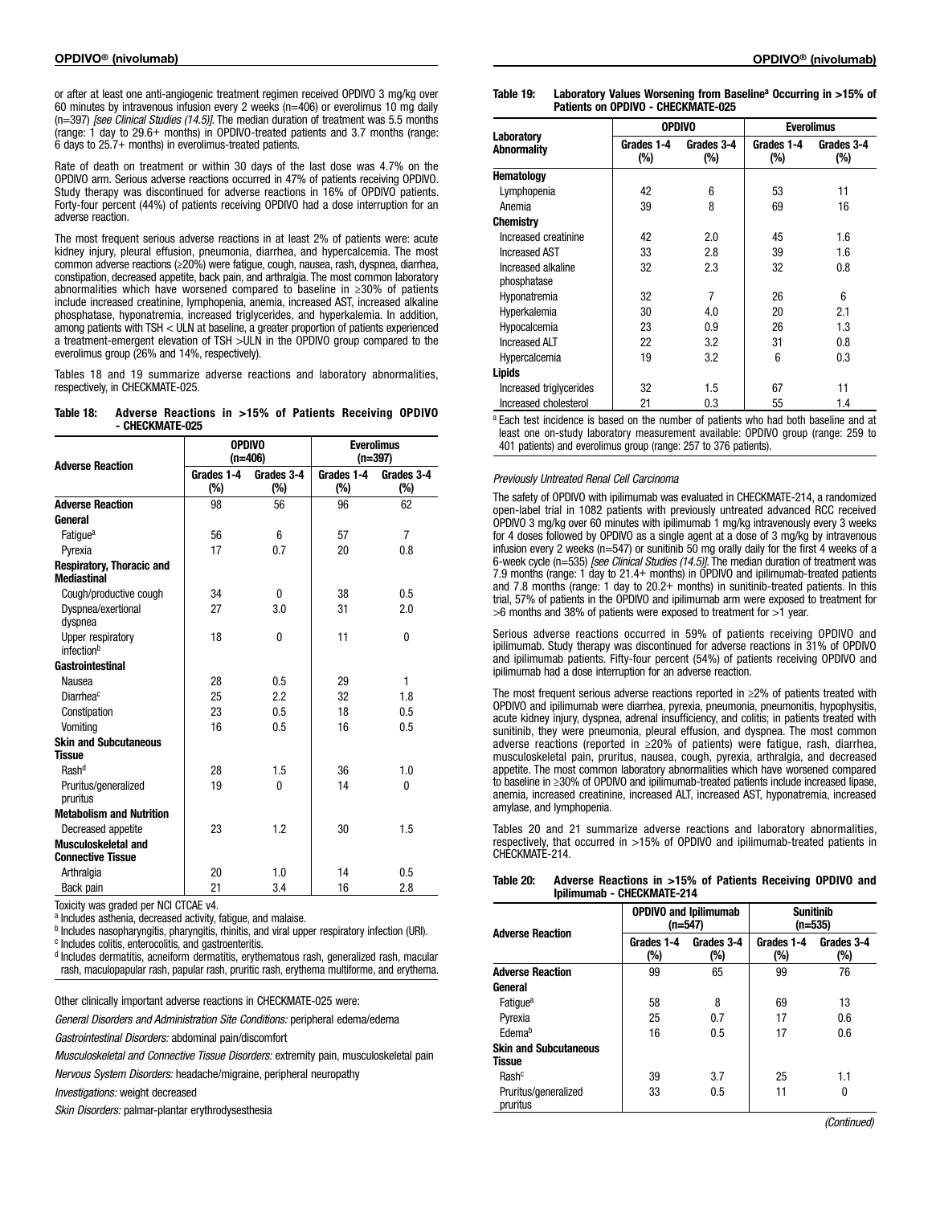or after at least one anti-angiogenic treatment regimen received OPDIVO 3 mg/kg over 60 minutes by intravenous infusion every 2 weeks (n=406) or everolimus 10 mg daily (n=397) *[see Clinical Studies (14.5)]*. The median duration of treatment was 5.5 months (range: 1 day to 29.6+ months) in OPDIVO-treated patients and 3.7 months (range: 6 days to 25.7+ months) in everolimus-treated patients.

Rate of death on treatment or within 30 days of the last dose was 4.7% on the OPDIVO arm. Serious adverse reactions occurred in 47% of patients receiving OPDIVO. Study therapy was discontinued for adverse reactions in 16% of OPDIVO patients. Forty-four percent (44%) of patients receiving OPDIVO had a dose interruption for an adverse reaction.

The most frequent serious adverse reactions in at least 2% of patients were: acute kidney injury, pleural effusion, pneumonia, diarrhea, and hypercalcemia. The most common adverse reactions (≥20%) were fatigue, cough, nausea, rash, dyspnea, diarrhea, constipation, decreased appetite, back pain, and arthralgia. The most common laboratory abnormalities which have worsened compared to baseline in ≥30% of patients include increased creatinine, lymphopenia, anemia, increased AST, increased alkaline phosphatase, hyponatremia, increased triglycerides, and hyperkalemia. In addition, among patients with TSH < ULN at baseline, a greater proportion of patients experienced a treatment-emergent elevation of TSH >ULN in the OPDIVO group compared to the everolimus group (26% and 14%, respectively).

Tables 18 and 19 summarize adverse reactions and laboratory abnormalities, respectively, in CHECKMATE-025.

**Table 18: Adverse Reactions in >15% of Patients Receiving OPDIVO - CHECKMATE-025**

| Adverse Reaction | OPDIVO (n=406) | | Everolimus (n=397) | |
|---|---|---|---|---|
| | Grades 1-4 (%) | Grades 3-4 (%) | Grades 1-4 (%) | Grades 3-4 (%) |
| **Adverse Reaction** | 98 | 56 | 96 | 62 |
| **General** | | | | |
| Fatigue[a] | 56 | 6 | 57 | 7 |
| Pyrexia | 17 | 0.7 | 20 | 0.8 |
| **Respiratory, Thoracic and Mediastinal** | | | | |
| Cough/productive cough | 34 | 0 | 38 | 0.5 |
| Dyspnea/exertional dyspnea | 27 | 3.0 | 31 | 2.0 |
| Upper respiratory infection[b] | 18 | 0 | 11 | 0 |
| **Gastrointestinal** | | | | |
| Nausea | 28 | 0.5 | 29 | 1 |
| Diarrhea[c] | 25 | 2.2 | 32 | 1.8 |
| Constipation | 23 | 0.5 | 18 | 0.5 |
| Vomiting | 16 | 0.5 | 16 | 0.5 |
| **Skin and Subcutaneous Tissue** | | | | |
| Rash[d] | 28 | 1.5 | 36 | 1.0 |
| Pruritus/generalized pruritus | 19 | 0 | 14 | 0 |
| **Metabolism and Nutrition** | | | | |
| Decreased appetite | 23 | 1.2 | 30 | 1.5 |
| **Musculoskeletal and Connective Tissue** | | | | |
| Arthralgia | 20 | 1.0 | 14 | 0.5 |
| Back pain | 21 | 3.4 | 16 | 2.8 |

Toxicity was graded per NCI CTCAE v4.

[a] Includes asthenia, decreased activity, fatigue, and malaise.

[b] Includes nasopharyngitis, pharyngitis, rhinitis, and viral upper respiratory infection (URI).

[c] Includes colitis, enterocolitis, and gastroenteritis.

[d] Includes dermatitis, acneiform dermatitis, erythematous rash, generalized rash, macular rash, maculopapular rash, papular rash, pruritic rash, erythema multiforme, and erythema.

Other clinically important adverse reactions in CHECKMATE-025 were:

*General Disorders and Administration Site Conditions:* peripheral edema/edema

*Gastrointestinal Disorders:* abdominal pain/discomfort

*Musculoskeletal and Connective Tissue Disorders:* extremity pain, musculoskeletal pain

*Nervous System Disorders:* headache/migraine, peripheral neuropathy

*Investigations:* weight decreased

*Skin Disorders:* palmar-plantar erythrodysesthesia

**Table 19: Laboratory Values Worsening from Baseline[a] Occurring in >15% of Patients on OPDIVO - CHECKMATE-025**

| Laboratory Abnormality | OPDIVO | | Everolimus | |
|---|---|---|---|---|
| | Grades 1-4 (%) | Grades 3-4 (%) | Grades 1-4 (%) | Grades 3-4 (%) |
| **Hematology** | | | | |
| Lymphopenia | 42 | 6 | 53 | 11 |
| Anemia | 39 | 8 | 69 | 16 |
| **Chemistry** | | | | |
| Increased creatinine | 42 | 2.0 | 45 | 1.6 |
| Increased AST | 33 | 2.8 | 39 | 1.6 |
| Increased alkaline phosphatase | 32 | 2.3 | 32 | 0.8 |
| Hyponatremia | 32 | 7 | 26 | 6 |
| Hyperkalemia | 30 | 4.0 | 20 | 2.1 |
| Hypocalcemia | 23 | 0.9 | 26 | 1.3 |
| Increased ALT | 22 | 3.2 | 31 | 0.8 |
| Hypercalcemia | 19 | 3.2 | 6 | 0.3 |
| **Lipids** | | | | |
| Increased triglycerides | 32 | 1.5 | 67 | 11 |
| Increased cholesterol | 21 | 0.3 | 55 | 1.4 |

[a] Each test incidence is based on the number of patients who had both baseline and at least one on-study laboratory measurement available: OPDIVO group (range: 259 to 401 patients) and everolimus group (range: 257 to 376 patients).

*Previously Untreated Renal Cell Carcinoma*

The safety of OPDIVO with ipilimumab was evaluated in CHECKMATE-214, a randomized open-label trial in 1082 patients with previously untreated advanced RCC received OPDIVO 3 mg/kg over 60 minutes with ipilimumab 1 mg/kg intravenously every 3 weeks for 4 doses followed by OPDIVO as a single agent at a dose of 3 mg/kg by intravenous infusion every 2 weeks (n=547) or sunitinib 50 mg orally daily for the first 4 weeks of a 6-week cycle (n=535) *[see Clinical Studies (14.5)]*. The median duration of treatment was 7.9 months (range: 1 day to 21.4+ months) in OPDIVO and ipilimumab-treated patients and 7.8 months (range: 1 day to 20.2+ months) in sunitinib-treated patients. In this trial, 57% of patients in the OPDIVO and ipilimumab arm were exposed to treatment for >6 months and 38% of patients were exposed to treatment for >1 year.

Serious adverse reactions occurred in 59% of patients receiving OPDIVO and ipilimumab. Study therapy was discontinued for adverse reactions in 31% of OPDIVO and ipilimumab patients. Fifty-four percent (54%) of patients receiving OPDIVO and ipilimumab had a dose interruption for an adverse reaction.

The most frequent serious adverse reactions reported in ≥2% of patients treated with OPDIVO and ipilimumab were diarrhea, pyrexia, pneumonia, pneumonitis, hypophysitis, acute kidney injury, dyspnea, adrenal insufficiency, and colitis; in patients treated with sunitinib, they were pneumonia, pleural effusion, and dyspnea. The most common adverse reactions (reported in ≥20% of patients) were fatigue, rash, diarrhea, musculoskeletal pain, pruritus, nausea, cough, pyrexia, arthralgia, and decreased appetite. The most common laboratory abnormalities which have worsened compared to baseline in ≥30% of OPDIVO and ipilimumab-treated patients include increased lipase, anemia, increased creatinine, increased ALT, increased AST, hyponatremia, increased amylase, and lymphopenia.

Tables 20 and 21 summarize adverse reactions and laboratory abnormalities, respectively, that occurred in >15% of OPDIVO and ipilimumab-treated patients in CHECKMATE-214.

**Table 20: Adverse Reactions in >15% of Patients Receiving OPDIVO and Ipilimumab - CHECKMATE-214**

| Adverse Reaction | OPDIVO and Ipilimumab (n=547) | | Sunitinib (n=535) | |
|---|---|---|---|---|
| | Grades 1-4 (%) | Grades 3-4 (%) | Grades 1-4 (%) | Grades 3-4 (%) |
| **Adverse Reaction** | 99 | 65 | 99 | 76 |
| **General** | | | | |
| Fatigue[a] | 58 | 8 | 69 | 13 |
| Pyrexia | 25 | 0.7 | 17 | 0.6 |
| Edema[b] | 16 | 0.5 | 17 | 0.6 |
| **Skin and Subcutaneous Tissue** | | | | |
| Rash[c] | 39 | 3.7 | 25 | 1.1 |
| Pruritus/generalized pruritus | 33 | 0.5 | 11 | 0 |

*(Continued)*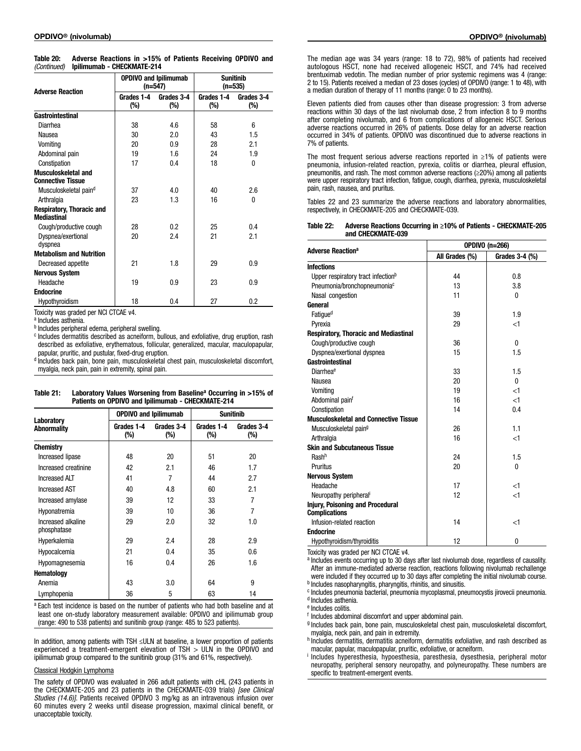**Table 20: (Continued) Adverse Reactions in >15% of Patients Receiving OPDIVO and Ipilimumab - CHECKMATE-214**

| Adverse Reaction | OPDIVO and Ipilimumab (n=547) | | Sunitinib (n=535) | |
|---|---|---|---|---|
| | Grades 1-4 (%) | Grades 3-4 (%) | Grades 1-4 (%) | Grades 3-4 (%) |
| **Gastrointestinal** | | | | |
| Diarrhea | 38 | 4.6 | 58 | 6 |
| Nausea | 30 | 2.0 | 43 | 1.5 |
| Vomiting | 20 | 0.9 | 28 | 2.1 |
| Abdominal pain | 19 | 1.6 | 24 | 1.9 |
| Constipation | 17 | 0.4 | 18 | 0 |
| **Musculoskeletal and Connective Tissue** | | | | |
| Musculoskeletal pain[d] | 37 | 4.0 | 40 | 2.6 |
| Arthralgia | 23 | 1.3 | 16 | 0 |
| **Respiratory, Thoracic and Mediastinal** | | | | |
| Cough/productive cough | 28 | 0.2 | 25 | 0.4 |
| Dyspnea/exertional dyspnea | 20 | 2.4 | 21 | 2.1 |
| **Metabolism and Nutrition** | | | | |
| Decreased appetite | 21 | 1.8 | 29 | 0.9 |
| **Nervous System** | | | | |
| Headache | 19 | 0.9 | 23 | 0.9 |
| **Endocrine** | | | | |
| Hypothyroidism | 18 | 0.4 | 27 | 0.2 |

Toxicity was graded per NCI CTCAE v4.

[a] Includes asthenia.

[b] Includes peripheral edema, peripheral swelling.

[c] Includes dermatitis described as acneiform, bullous, and exfoliative, drug eruption, rash described as exfoliative, erythematous, follicular, generalized, macular, maculopapular, papular, pruritic, and pustular, fixed-drug eruption.

[d] Includes back pain, bone pain, musculoskeletal chest pain, musculoskeletal discomfort, myalgia, neck pain, pain in extremity, spinal pain.

**Table 21: Laboratory Values Worsening from Baseline[a] Occurring in >15% of Patients on OPDIVO and Ipilimumab - CHECKMATE-214**

| Laboratory Abnormality | OPDIVO and Ipilimumab | | Sunitinib | |
|---|---|---|---|---|
| | Grades 1-4 (%) | Grades 3-4 (%) | Grades 1-4 (%) | Grades 3-4 (%) |
| **Chemistry** | | | | |
| Increased lipase | 48 | 20 | 51 | 20 |
| Increased creatinine | 42 | 2.1 | 46 | 1.7 |
| Increased ALT | 41 | 7 | 44 | 2.7 |
| Increased AST | 40 | 4.8 | 60 | 2.1 |
| Increased amylase | 39 | 12 | 33 | 7 |
| Hyponatremia | 39 | 10 | 36 | 7 |
| Increased alkaline phosphatase | 29 | 2.0 | 32 | 1.0 |
| Hyperkalemia | 29 | 2.4 | 28 | 2.9 |
| Hypocalcemia | 21 | 0.4 | 35 | 0.6 |
| Hypomagnesemia | 16 | 0.4 | 26 | 1.6 |
| **Hematology** | | | | |
| Anemia | 43 | 3.0 | 64 | 9 |
| Lymphopenia | 36 | 5 | 63 | 14 |

[a] Each test incidence is based on the number of patients who had both baseline and at least one on-study laboratory measurement available: OPDIVO and ipilimumab group (range: 490 to 538 patients) and sunitinib group (range: 485 to 523 patients).

In addition, among patients with TSH ≤ULN at baseline, a lower proportion of patients experienced a treatment-emergent elevation of TSH > ULN in the OPDIVO and ipilimumab group compared to the sunitinib group (31% and 61%, respectively).

Classical Hodgkin Lymphoma

The safety of OPDIVO was evaluated in 266 adult patients with cHL (243 patients in the CHECKMATE-205 and 23 patients in the CHECKMATE-039 trials) *[see Clinical Studies (14.6)]*. Patients received OPDIVO 3 mg/kg as an intravenous infusion over 60 minutes every 2 weeks until disease progression, maximal clinical benefit, or unacceptable toxicity.

The median age was 34 years (range: 18 to 72), 98% of patients had received autologous HSCT, none had received allogeneic HSCT, and 74% had received brentuximab vedotin. The median number of prior systemic regimens was 4 (range: 2 to 15). Patients received a median of 23 doses (cycles) of OPDIVO (range: 1 to 48), with a median duration of therapy of 11 months (range: 0 to 23 months).

Eleven patients died from causes other than disease progression: 3 from adverse reactions within 30 days of the last nivolumab dose, 2 from infection 8 to 9 months after completing nivolumab, and 6 from complications of allogeneic HSCT. Serious adverse reactions occurred in 26% of patients. Dose delay for an adverse reaction occurred in 34% of patients. OPDIVO was discontinued due to adverse reactions in 7% of patients.

The most frequent serious adverse reactions reported in ≥1% of patients were pneumonia, infusion-related reaction, pyrexia, colitis or diarrhea, pleural effusion, pneumonitis, and rash. The most common adverse reactions (≥20%) among all patients were upper respiratory tract infection, fatigue, cough, diarrhea, pyrexia, musculoskeletal pain, rash, nausea, and pruritus.

Tables 22 and 23 summarize the adverse reactions and laboratory abnormalities, respectively, in CHECKMATE-205 and CHECKMATE-039.

**Table 22: Adverse Reactions Occurring in ≥10% of Patients - CHECKMATE-205 and CHECKMATE-039**

| Adverse Reaction[a] | OPDIVO (n=266) | |
|---|---|---|
| | All Grades (%) | Grades 3-4 (%) |
| **Infections** | | |
| Upper respiratory tract infection[b] | 44 | 0.8 |
| Pneumonia/bronchopneumonia[c] | 13 | 3.8 |
| Nasal congestion | 11 | 0 |
| **General** | | |
| Fatigue[d] | 39 | 1.9 |
| Pyrexia | 29 | <1 |
| **Respiratory, Thoracic and Mediastinal** | | |
| Cough/productive cough | 36 | 0 |
| Dyspnea/exertional dyspnea | 15 | 1.5 |
| **Gastrointestinal** | | |
| Diarrhea[e] | 33 | 1.5 |
| Nausea | 20 | 0 |
| Vomiting | 19 | <1 |
| Abdominal pain[f] | 16 | <1 |
| Constipation | 14 | 0.4 |
| **Musculoskeletal and Connective Tissue** | | |
| Musculoskeletal pain[g] | 26 | 1.1 |
| Arthralgia | 16 | <1 |
| **Skin and Subcutaneous Tissue** | | |
| Rash[h] | 24 | 1.5 |
| Pruritus | 20 | 0 |
| **Nervous System** | | |
| Headache | 17 | <1 |
| Neuropathy peripheral[i] | 12 | <1 |
| **Injury, Poisoning and Procedural Complications** | | |
| Infusion-related reaction | 14 | <1 |
| **Endocrine** | | |
| Hypothyroidism/thyroiditis | 12 | 0 |

Toxicity was graded per NCI CTCAE v4.

[a] Includes events occurring up to 30 days after last nivolumab dose, regardless of causality. After an immune-mediated adverse reaction, reactions following nivolumab rechallenge were included if they occurred up to 30 days after completing the initial nivolumab course.

[b] Includes nasopharyngitis, pharyngitis, rhinitis, and sinusitis.

[c] Includes pneumonia bacterial, pneumonia mycoplasmal, pneumocystis jirovecii pneumonia.

[d] Includes asthenia.

[e] Includes colitis.

[f] Includes abdominal discomfort and upper abdominal pain.

[g] Includes back pain, bone pain, musculoskeletal chest pain, musculoskeletal discomfort, myalgia, neck pain, and pain in extremity.

[h] Includes dermatitis, dermatitis acneiform, dermatitis exfoliative, and rash described as macular, papular, maculopapular, pruritic, exfoliative, or acneiform.

[i] Includes hyperesthesia, hypoesthesia, paresthesia, dysesthesia, peripheral motor neuropathy, peripheral sensory neuropathy, and polyneuropathy. These numbers are specific to treatment-emergent events.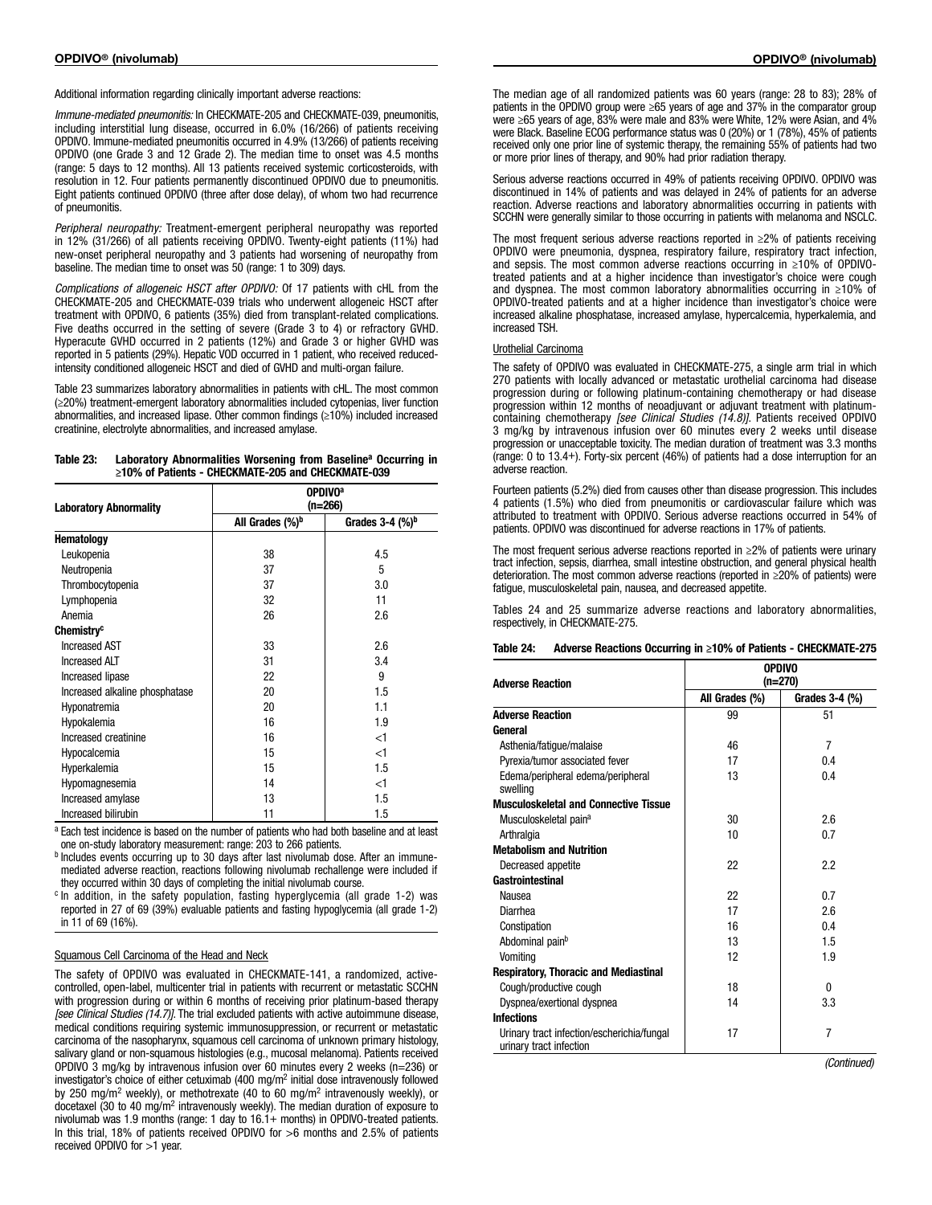Additional information regarding clinically important adverse reactions:

*Immune-mediated pneumonitis:* In CHECKMATE-205 and CHECKMATE-039, pneumonitis, including interstitial lung disease, occurred in 6.0% (16/266) of patients receiving OPDIVO. Immune-mediated pneumonitis occurred in 4.9% (13/266) of patients receiving OPDIVO (one Grade 3 and 12 Grade 2). The median time to onset was 4.5 months (range: 5 days to 12 months). All 13 patients received systemic corticosteroids, with resolution in 12. Four patients permanently discontinued OPDIVO due to pneumonitis. Eight patients continued OPDIVO (three after dose delay), of whom two had recurrence of pneumonitis.

*Peripheral neuropathy:* Treatment-emergent peripheral neuropathy was reported in 12% (31/266) of all patients receiving OPDIVO. Twenty-eight patients (11%) had new-onset peripheral neuropathy and 3 patients had worsening of neuropathy from baseline. The median time to onset was 50 (range: 1 to 309) days.

*Complications of allogeneic HSCT after OPDIVO:* Of 17 patients with cHL from the CHECKMATE-205 and CHECKMATE-039 trials who underwent allogeneic HSCT after treatment with OPDIVO, 6 patients (35%) died from transplant-related complications. Five deaths occurred in the setting of severe (Grade 3 to 4) or refractory GVHD. Hyperacute GVHD occurred in 2 patients (12%) and Grade 3 or higher GVHD was reported in 5 patients (29%). Hepatic VOD occurred in 1 patient, who received reduced-intensity conditioned allogeneic HSCT and died of GVHD and multi-organ failure.

Table 23 summarizes laboratory abnormalities in patients with cHL. The most common (≥20%) treatment-emergent laboratory abnormalities included cytopenias, liver function abnormalities, and increased lipase. Other common findings (≥10%) included increased creatinine, electrolyte abnormalities, and increased amylase.

**Table 23: Laboratory Abnormalities Worsening from Baseline[a] Occurring in ≥10% of Patients - CHECKMATE-205 and CHECKMATE-039**

| Laboratory Abnormality | OPDIVO[a] (n=266) | |
|---|---|---|
| | All Grades (%)[b] | Grades 3-4 (%)[b] |
| **Hematology** | | |
| Leukopenia | 38 | 4.5 |
| Neutropenia | 37 | 5 |
| Thrombocytopenia | 37 | 3.0 |
| Lymphopenia | 32 | 11 |
| Anemia | 26 | 2.6 |
| **Chemistry[c]** | | |
| Increased AST | 33 | 2.6 |
| Increased ALT | 31 | 3.4 |
| Increased lipase | 22 | 9 |
| Increased alkaline phosphatase | 20 | 1.5 |
| Hyponatremia | 20 | 1.1 |
| Hypokalemia | 16 | 1.9 |
| Increased creatinine | 16 | <1 |
| Hypocalcemia | 15 | <1 |
| Hyperkalemia | 15 | 1.5 |
| Hypomagnesemia | 14 | <1 |
| Increased amylase | 13 | 1.5 |
| Increased bilirubin | 11 | 1.5 |

[a] Each test incidence is based on the number of patients who had both baseline and at least one on-study laboratory measurement: range: 203 to 266 patients.
[b] Includes events occurring up to 30 days after last nivolumab dose. After an immune-mediated adverse reaction, reactions following nivolumab rechallenge were included if they occurred within 30 days of completing the initial nivolumab course.
[c] In addition, in the safety population, fasting hyperglycemia (all grade 1-2) was reported in 27 of 69 (39%) evaluable patients and fasting hypoglycemia (all grade 1-2) in 11 of 69 (16%).

Squamous Cell Carcinoma of the Head and Neck

The safety of OPDIVO was evaluated in CHECKMATE-141, a randomized, active-controlled, open-label, multicenter trial in patients with recurrent or metastatic SCCHN with progression during or within 6 months of receiving prior platinum-based therapy *[see Clinical Studies (14.7)]*. The trial excluded patients with active autoimmune disease, medical conditions requiring systemic immunosuppression, or recurrent or metastatic carcinoma of the nasopharynx, squamous cell carcinoma of unknown primary histology, salivary gland or non-squamous histologies (e.g., mucosal melanoma). Patients received OPDIVO 3 mg/kg by intravenous infusion over 60 minutes every 2 weeks (n=236) or investigator's choice of either cetuximab (400 mg/m$^2$ initial dose intravenously followed by 250 mg/m$^2$ weekly), or methotrexate (40 to 60 mg/m$^2$ intravenously weekly), or docetaxel (30 to 40 mg/m$^2$ intravenously weekly). The median duration of exposure to nivolumab was 1.9 months (range: 1 day to 16.1+ months) in OPDIVO-treated patients. In this trial, 18% of patients received OPDIVO for >6 months and 2.5% of patients received OPDIVO for >1 year.

The median age of all randomized patients was 60 years (range: 28 to 83); 28% of patients in the OPDIVO group were ≥65 years of age and 37% in the comparator group were ≥65 years of age, 83% were male and 83% were White, 12% were Asian, and 4% were Black. Baseline ECOG performance status was 0 (20%) or 1 (78%), 45% of patients received only one prior line of systemic therapy, the remaining 55% of patients had two or more prior lines of therapy, and 90% had prior radiation therapy.

Serious adverse reactions occurred in 49% of patients receiving OPDIVO. OPDIVO was discontinued in 14% of patients and was delayed in 24% of patients for an adverse reaction. Adverse reactions and laboratory abnormalities occurring in patients with SCCHN were generally similar to those occurring in patients with melanoma and NSCLC.

The most frequent serious adverse reactions reported in ≥2% of patients receiving OPDIVO were pneumonia, dyspnea, respiratory failure, respiratory tract infection, and sepsis. The most common adverse reactions occurring in ≥10% of OPDIVO-treated patients and at a higher incidence than investigator's choice were cough and dyspnea. The most common laboratory abnormalities occurring in ≥10% of OPDIVO-treated patients and at a higher incidence than investigator's choice were increased alkaline phosphatase, increased amylase, hypercalcemia, hyperkalemia, and increased TSH.

Urothelial Carcinoma

The safety of OPDIVO was evaluated in CHECKMATE-275, a single arm trial in which 270 patients with locally advanced or metastatic urothelial carcinoma had disease progression during or following platinum-containing chemotherapy or had disease progression within 12 months of neoadjuvant or adjuvant treatment with platinum-containing chemotherapy *[see Clinical Studies (14.8)]*. Patients received OPDIVO 3 mg/kg by intravenous infusion over 60 minutes every 2 weeks until disease progression or unacceptable toxicity. The median duration of treatment was 3.3 months (range: 0 to 13.4+). Forty-six percent (46%) of patients had a dose interruption for an adverse reaction.

Fourteen patients (5.2%) died from causes other than disease progression. This includes 4 patients (1.5%) who died from pneumonitis or cardiovascular failure which was attributed to treatment with OPDIVO. Serious adverse reactions occurred in 54% of patients. OPDIVO was discontinued for adverse reactions in 17% of patients.

The most frequent serious adverse reactions reported in ≥2% of patients were urinary tract infection, sepsis, diarrhea, small intestine obstruction, and general physical health deterioration. The most common adverse reactions (reported in ≥20% of patients) were fatigue, musculoskeletal pain, nausea, and decreased appetite.

Tables 24 and 25 summarize adverse reactions and laboratory abnormalities, respectively, in CHECKMATE-275.

**Table 24: Adverse Reactions Occurring in ≥10% of Patients - CHECKMATE-275**

| Adverse Reaction | OPDIVO (n=270) | |
|---|---|---|
| | All Grades (%) | Grades 3-4 (%) |
| **Adverse Reaction** | 99 | 51 |
| **General** | | |
| Asthenia/fatigue/malaise | 46 | 7 |
| Pyrexia/tumor associated fever | 17 | 0.4 |
| Edema/peripheral edema/peripheral swelling | 13 | 0.4 |
| **Musculoskeletal and Connective Tissue** | | |
| Musculoskeletal pain[a] | 30 | 2.6 |
| Arthralgia | 10 | 0.7 |
| **Metabolism and Nutrition** | | |
| Decreased appetite | 22 | 2.2 |
| **Gastrointestinal** | | |
| Nausea | 22 | 0.7 |
| Diarrhea | 17 | 2.6 |
| Constipation | 16 | 0.4 |
| Abdominal pain[b] | 13 | 1.5 |
| Vomiting | 12 | 1.9 |
| **Respiratory, Thoracic and Mediastinal** | | |
| Cough/productive cough | 18 | 0 |
| Dyspnea/exertional dyspnea | 14 | 3.3 |
| **Infections** | | |
| Urinary tract infection/escherichia/fungal urinary tract infection | 17 | 7 |

*(Continued)*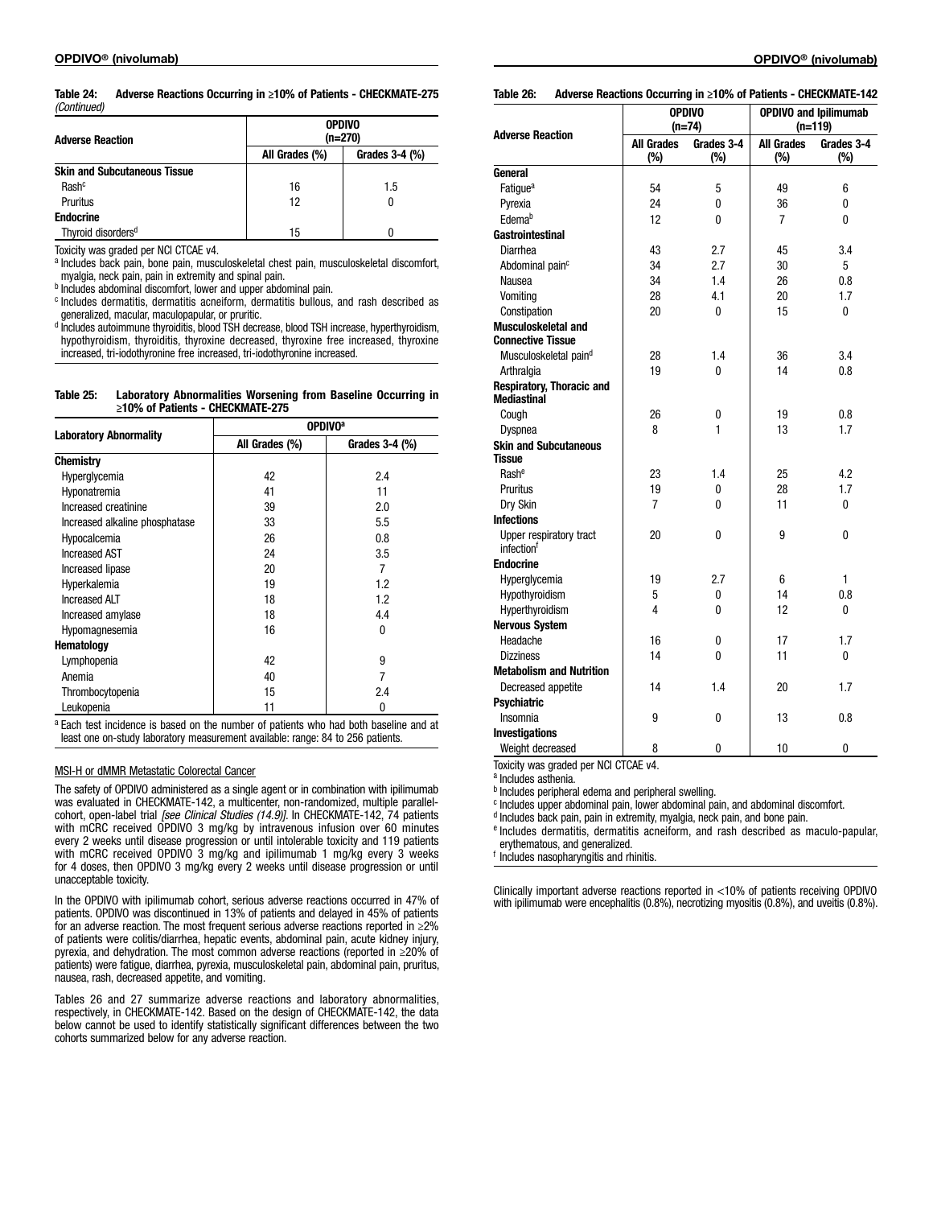**Table 24: Adverse Reactions Occurring in ≥10% of Patients - CHECKMATE-275** *(Continued)*

| Adverse Reaction | OPDIVO (n=270) | |
|---|---|---|
| | All Grades (%) | Grades 3-4 (%) |
| **Skin and Subcutaneous Tissue** | | |
| Rash[c] | 16 | 1.5 |
| Pruritus | 12 | 0 |
| **Endocrine** | | |
| Thyroid disorders[d] | 15 | 0 |

Toxicity was graded per NCI CTCAE v4.

[a] Includes back pain, bone pain, musculoskeletal chest pain, musculoskeletal discomfort, myalgia, neck pain, pain in extremity and spinal pain.

[b] Includes abdominal discomfort, lower and upper abdominal pain.

[c] Includes dermatitis, dermatitis acneiform, dermatitis bullous, and rash described as generalized, macular, maculopapular, or pruritic.

[d] Includes autoimmune thyroiditis, blood TSH decrease, blood TSH increase, hyperthyroidism, hypothyroidism, thyroiditis, thyroxine decreased, thyroxine free increased, thyroxine increased, tri-iodothyronine free increased, tri-iodothyronine increased.

**Table 25: Laboratory Abnormalities Worsening from Baseline Occurring in ≥10% of Patients - CHECKMATE-275**

| Laboratory Abnormality | OPDIVO[a] | |
|---|---|---|
| | All Grades (%) | Grades 3-4 (%) |
| **Chemistry** | | |
| Hyperglycemia | 42 | 2.4 |
| Hyponatremia | 41 | 11 |
| Increased creatinine | 39 | 2.0 |
| Increased alkaline phosphatase | 33 | 5.5 |
| Hypocalcemia | 26 | 0.8 |
| Increased AST | 24 | 3.5 |
| Increased lipase | 20 | 7 |
| Hyperkalemia | 19 | 1.2 |
| Increased ALT | 18 | 1.2 |
| Increased amylase | 18 | 4.4 |
| Hypomagnesemia | 16 | 0 |
| **Hematology** | | |
| Lymphopenia | 42 | 9 |
| Anemia | 40 | 7 |
| Thrombocytopenia | 15 | 2.4 |
| Leukopenia | 11 | 0 |

[a] Each test incidence is based on the number of patients who had both baseline and at least one on-study laboratory measurement available: range: 84 to 256 patients.

MSI-H or dMMR Metastatic Colorectal Cancer

The safety of OPDIVO administered as a single agent or in combination with ipilimumab was evaluated in CHECKMATE-142, a multicenter, non-randomized, multiple parallel-cohort, open-label trial *[see Clinical Studies (14.9)]*. In CHECKMATE-142, 74 patients with mCRC received OPDIVO 3 mg/kg by intravenous infusion over 60 minutes every 2 weeks until disease progression or until intolerable toxicity and 119 patients with mCRC received OPDIVO 3 mg/kg and ipilimumab 1 mg/kg every 3 weeks for 4 doses, then OPDIVO 3 mg/kg every 2 weeks until disease progression or until unacceptable toxicity.

In the OPDIVO with ipilimumab cohort, serious adverse reactions occurred in 47% of patients. OPDIVO was discontinued in 13% of patients and delayed in 45% of patients for an adverse reaction. The most frequent serious adverse reactions reported in ≥2% of patients were colitis/diarrhea, hepatic events, abdominal pain, acute kidney injury, pyrexia, and dehydration. The most common adverse reactions (reported in ≥20% of patients) were fatigue, diarrhea, pyrexia, musculoskeletal pain, abdominal pain, pruritus, nausea, rash, decreased appetite, and vomiting.

Tables 26 and 27 summarize adverse reactions and laboratory abnormalities, respectively, in CHECKMATE-142. Based on the design of CHECKMATE-142, the data below cannot be used to identify statistically significant differences between the two cohorts summarized below for any adverse reaction.

**Table 26: Adverse Reactions Occurring in ≥10% of Patients - CHECKMATE-142**

| Adverse Reaction | OPDIVO (n=74) | | OPDIVO and Ipilimumab (n=119) | |
|---|---|---|---|---|
| | All Grades (%) | Grades 3-4 (%) | All Grades (%) | Grades 3-4 (%) |
| **General** | | | | |
| Fatigue[a] | 54 | 5 | 49 | 6 |
| Pyrexia | 24 | 0 | 36 | 0 |
| Edema[b] | 12 | 0 | 7 | 0 |
| **Gastrointestinal** | | | | |
| Diarrhea | 43 | 2.7 | 45 | 3.4 |
| Abdominal pain[c] | 34 | 2.7 | 30 | 5 |
| Nausea | 34 | 1.4 | 26 | 0.8 |
| Vomiting | 28 | 4.1 | 20 | 1.7 |
| Constipation | 20 | 0 | 15 | 0 |
| **Musculoskeletal and Connective Tissue** | | | | |
| Musculoskeletal pain[d] | 28 | 1.4 | 36 | 3.4 |
| Arthralgia | 19 | 0 | 14 | 0.8 |
| **Respiratory, Thoracic and Mediastinal** | | | | |
| Cough | 26 | 0 | 19 | 0.8 |
| Dyspnea | 8 | 1 | 13 | 1.7 |
| **Skin and Subcutaneous Tissue** | | | | |
| Rash[e] | 23 | 1.4 | 25 | 4.2 |
| Pruritus | 19 | 0 | 28 | 1.7 |
| Dry Skin | 7 | 0 | 11 | 0 |
| **Infections** | | | | |
| Upper respiratory tract infection[f] | 20 | 0 | 9 | 0 |
| **Endocrine** | | | | |
| Hyperglycemia | 19 | 2.7 | 6 | 1 |
| Hypothyroidism | 5 | 0 | 14 | 0.8 |
| Hyperthyroidism | 4 | 0 | 12 | 0 |
| **Nervous System** | | | | |
| Headache | 16 | 0 | 17 | 1.7 |
| Dizziness | 14 | 0 | 11 | 0 |
| **Metabolism and Nutrition** | | | | |
| Decreased appetite | 14 | 1.4 | 20 | 1.7 |
| **Psychiatric** | | | | |
| Insomnia | 9 | 0 | 13 | 0.8 |
| **Investigations** | | | | |
| Weight decreased | 8 | 0 | 10 | 0 |

Toxicity was graded per NCI CTCAE v4.

[a] Includes asthenia.

[b] Includes peripheral edema and peripheral swelling.

[c] Includes upper abdominal pain, lower abdominal pain, and abdominal discomfort.

[d] Includes back pain, pain in extremity, myalgia, neck pain, and bone pain.

[e] Includes dermatitis, dermatitis acneiform, and rash described as maculo-papular, erythematous, and generalized.

[f] Includes nasopharyngitis and rhinitis.

Clinically important adverse reactions reported in <10% of patients receiving OPDIVO with ipilimumab were encephalitis (0.8%), necrotizing myositis (0.8%), and uveitis (0.8%).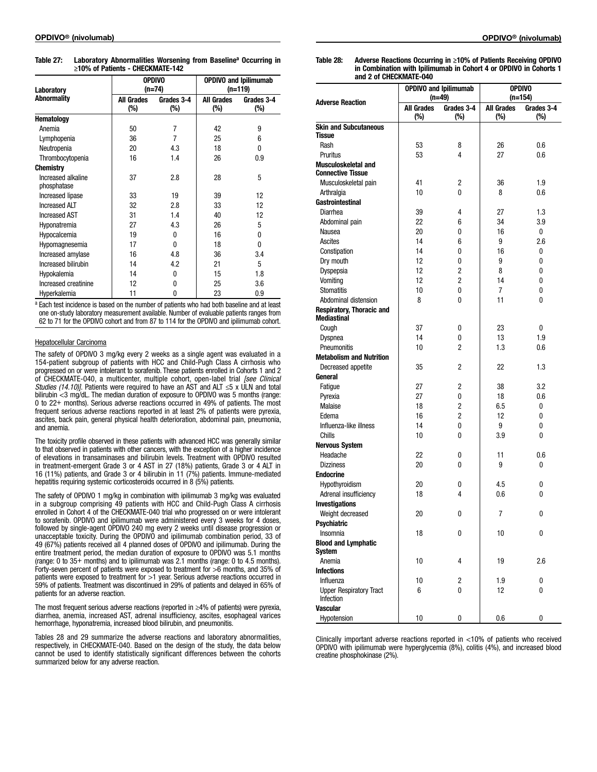**Table 27: Laboratory Abnormalities Worsening from Baseline[a] Occurring in ≥10% of Patients - CHECKMATE-142**

| Laboratory Abnormality | OPDIVO (n=74) | | OPDIVO and Ipilimumab (n=119) | |
|---|---|---|---|---|
| | All Grades (%) | Grades 3-4 (%) | All Grades (%) | Grades 3-4 (%) |
| **Hematology** | | | | |
| Anemia | 50 | 7 | 42 | 9 |
| Lymphopenia | 36 | 7 | 25 | 6 |
| Neutropenia | 20 | 4.3 | 18 | 0 |
| Thrombocytopenia | 16 | 1.4 | 26 | 0.9 |
| **Chemistry** | | | | |
| Increased alkaline phosphatase | 37 | 2.8 | 28 | 5 |
| Increased lipase | 33 | 19 | 39 | 12 |
| Increased ALT | 32 | 2.8 | 33 | 12 |
| Increased AST | 31 | 1.4 | 40 | 12 |
| Hyponatremia | 27 | 4.3 | 26 | 5 |
| Hypocalcemia | 19 | 0 | 16 | 0 |
| Hypomagnesemia | 17 | 0 | 18 | 0 |
| Increased amylase | 16 | 4.8 | 36 | 3.4 |
| Increased bilirubin | 14 | 4.2 | 21 | 5 |
| Hypokalemia | 14 | 0 | 15 | 1.8 |
| Increased creatinine | 12 | 0 | 25 | 3.6 |
| Hyperkalemia | 11 | 0 | 23 | 0.9 |

[a] Each test incidence is based on the number of patients who had both baseline and at least one on-study laboratory measurement available. Number of evaluable patients ranges from 62 to 71 for the OPDIVO cohort and from 87 to 114 for the OPDIVO and ipilimumab cohort.

Hepatocellular Carcinoma

The safety of OPDIVO 3 mg/kg every 2 weeks as a single agent was evaluated in a 154-patient subgroup of patients with HCC and Child-Pugh Class A cirrhosis who progressed on or were intolerant to sorafenib. These patients enrolled in Cohorts 1 and 2 of CHECKMATE-040, a multicenter, multiple cohort, open-label trial *[see Clinical Studies (14.10)]*. Patients were required to have an AST and ALT ≤5 x ULN and total bilirubin <3 mg/dL. The median duration of exposure to OPDIVO was 5 months (range: 0 to 22+ months). Serious adverse reactions occurred in 49% of patients. The most frequent serious adverse reactions reported in at least 2% of patients were pyrexia, ascites, back pain, general physical health deterioration, abdominal pain, pneumonia, and anemia.

The toxicity profile observed in these patients with advanced HCC was generally similar to that observed in patients with other cancers, with the exception of a higher incidence of elevations in transaminases and bilirubin levels. Treatment with OPDIVO resulted in treatment-emergent Grade 3 or 4 AST in 27 (18%) patients, Grade 3 or 4 ALT in 16 (11%) patients, and Grade 3 or 4 bilirubin in 11 (7%) patients. Immune-mediated hepatitis requiring systemic corticosteroids occurred in 8 (5%) patients.

The safety of OPDIVO 1 mg/kg in combination with ipilimumab 3 mg/kg was evaluated in a subgroup comprising 49 patients with HCC and Child-Pugh Class A cirrhosis enrolled in Cohort 4 of the CHECKMATE-040 trial who progressed on or were intolerant to sorafenib. OPDIVO and ipilimumab were administered every 3 weeks for 4 doses, followed by single-agent OPDIVO 240 mg every 2 weeks until disease progression or unacceptable toxicity. During the OPDIVO and ipilimumab combination period, 33 of 49 (67%) patients received all 4 planned doses of OPDIVO and ipilimumab. During the entire treatment period, the median duration of exposure to OPDIVO was 5.1 months (range: 0 to 35+ months) and to ipilimumab was 2.1 months (range: 0 to 4.5 months). Forty-seven percent of patients were exposed to treatment for >6 months, and 35% of patients were exposed to treatment for >1 year. Serious adverse reactions occurred in 59% of patients. Treatment was discontinued in 29% of patients and delayed in 65% of patients for an adverse reaction.

The most frequent serious adverse reactions (reported in ≥4% of patients) were pyrexia, diarrhea, anemia, increased AST, adrenal insufficiency, ascites, esophageal varices hemorrhage, hyponatremia, increased blood bilirubin, and pneumonitis.

Tables 28 and 29 summarize the adverse reactions and laboratory abnormalities, respectively, in CHECKMATE-040. Based on the design of the study, the data below cannot be used to identify statistically significant differences between the cohorts summarized below for any adverse reaction.

**Table 28: Adverse Reactions Occurring in ≥10% of Patients Receiving OPDIVO in Combination with Ipilimumab in Cohort 4 or OPDIVO in Cohorts 1 and 2 of CHECKMATE-040**

| Adverse Reaction | OPDIVO and Ipilimumab (n=49) | | OPDIVO (n=154) | |
|---|---|---|---|---|
| | All Grades (%) | Grades 3-4 (%) | All Grades (%) | Grades 3-4 (%) |
| **Skin and Subcutaneous Tissue** | | | | |
| Rash | 53 | 8 | 26 | 0.6 |
| Pruritus | 53 | 4 | 27 | 0.6 |
| **Musculoskeletal and Connective Tissue** | | | | |
| Musculoskeletal pain | 41 | 2 | 36 | 1.9 |
| Arthralgia | 10 | 0 | 8 | 0.6 |
| **Gastrointestinal** | | | | |
| Diarrhea | 39 | 4 | 27 | 1.3 |
| Abdominal pain | 22 | 6 | 34 | 3.9 |
| Nausea | 20 | 0 | 16 | 0 |
| Ascites | 14 | 6 | 9 | 2.6 |
| Constipation | 14 | 0 | 16 | 0 |
| Dry mouth | 12 | 0 | 9 | 0 |
| Dyspepsia | 12 | 2 | 8 | 0 |
| Vomiting | 12 | 2 | 14 | 0 |
| Stomatitis | 10 | 0 | 7 | 0 |
| Abdominal distension | 8 | 0 | 11 | 0 |
| **Respiratory, Thoracic and Mediastinal** | | | | |
| Cough | 37 | 0 | 23 | 0 |
| Dyspnea | 14 | 0 | 13 | 1.9 |
| Pneumonitis | 10 | 2 | 1.3 | 0.6 |
| **Metabolism and Nutrition** | | | | |
| Decreased appetite | 35 | 2 | 22 | 1.3 |
| **General** | | | | |
| Fatigue | 27 | 2 | 38 | 3.2 |
| Pyrexia | 27 | 0 | 18 | 0.6 |
| Malaise | 18 | 2 | 6.5 | 0 |
| Edema | 16 | 2 | 12 | 0 |
| Influenza-like illness | 14 | 0 | 9 | 0 |
| Chills | 10 | 0 | 3.9 | 0 |
| **Nervous System** | | | | |
| Headache | 22 | 0 | 11 | 0.6 |
| Dizziness | 20 | 0 | 9 | 0 |
| **Endocrine** | | | | |
| Hypothyroidism | 20 | 0 | 4.5 | 0 |
| Adrenal insufficiency | 18 | 4 | 0.6 | 0 |
| **Investigations** | | | | |
| Weight decreased | 20 | 0 | 7 | 0 |
| **Psychiatric** | | | | |
| Insomnia | 18 | 0 | 10 | 0 |
| **Blood and Lymphatic System** | | | | |
| Anemia | 10 | 4 | 19 | 2.6 |
| **Infections** | | | | |
| Influenza | 10 | 2 | 1.9 | 0 |
| Upper Respiratory Tract Infection | 6 | 0 | 12 | 0 |
| **Vascular** | | | | |
| Hypotension | 10 | 0 | 0.6 | 0 |

Clinically important adverse reactions reported in <10% of patients who received OPDIVO with ipilimumab were hyperglycemia (8%), colitis (4%), and increased blood creatine phosphokinase (2%).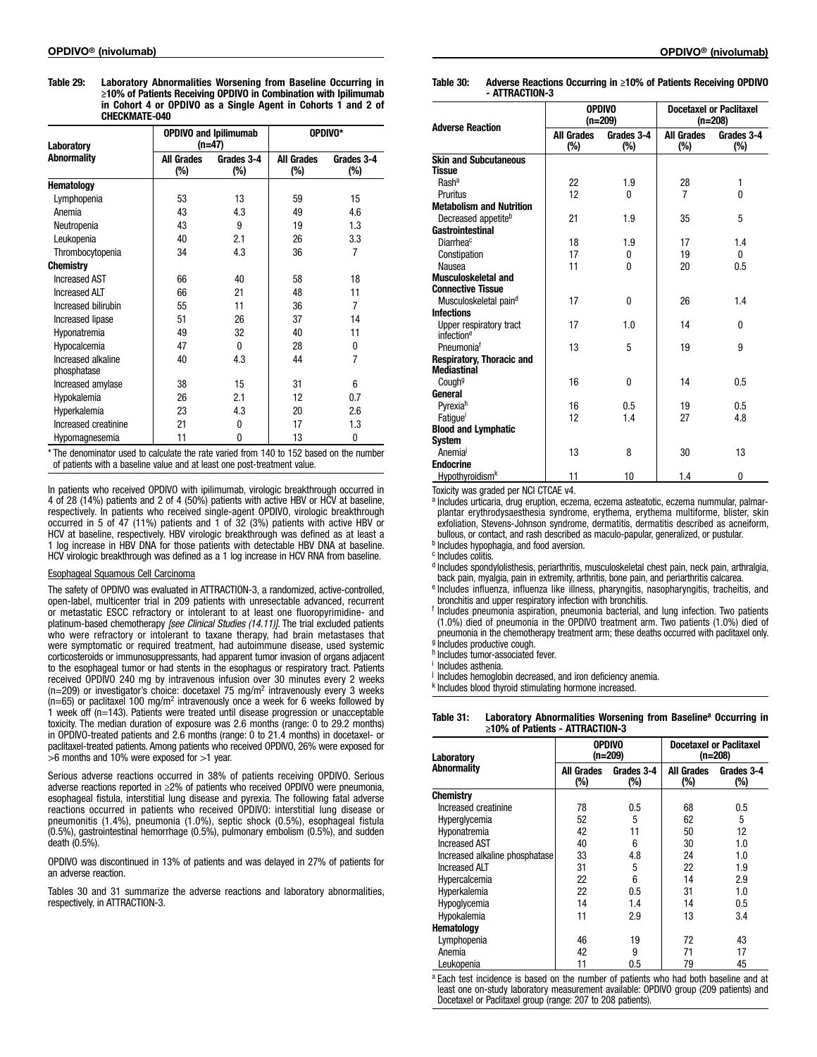**Table 29: Laboratory Abnormalities Worsening from Baseline Occurring in ≥10% of Patients Receiving OPDIVO in Combination with Ipilimumab in Cohort 4 or OPDIVO as a Single Agent in Cohorts 1 and 2 of CHECKMATE-040**

| Laboratory Abnormality | OPDIVO and Ipilimumab (n=47) | | OPDIVO* | |
|---|---|---|---|---|
| | All Grades (%) | Grades 3-4 (%) | All Grades (%) | Grades 3-4 (%) |
| **Hematology** | | | | |
| Lymphopenia | 53 | 13 | 59 | 15 |
| Anemia | 43 | 4.3 | 49 | 4.6 |
| Neutropenia | 43 | 9 | 19 | 1.3 |
| Leukopenia | 40 | 2.1 | 26 | 3.3 |
| Thrombocytopenia | 34 | 4.3 | 36 | 7 |
| **Chemistry** | | | | |
| Increased AST | 66 | 40 | 58 | 18 |
| Increased ALT | 66 | 21 | 48 | 11 |
| Increased bilirubin | 55 | 11 | 36 | 7 |
| Increased lipase | 51 | 26 | 37 | 14 |
| Hyponatremia | 49 | 32 | 40 | 11 |
| Hypocalcemia | 47 | 0 | 28 | 0 |
| Increased alkaline phosphatase | 40 | 4.3 | 44 | 7 |
| Increased amylase | 38 | 15 | 31 | 6 |
| Hypokalemia | 26 | 2.1 | 12 | 0.7 |
| Hyperkalemia | 23 | 4.3 | 20 | 2.6 |
| Increased creatinine | 21 | 0 | 17 | 1.3 |
| Hypomagnesemia | 11 | 0 | 13 | 0 |

* The denominator used to calculate the rate varied from 140 to 152 based on the number of patients with a baseline value and at least one post-treatment value.

In patients who received OPDIVO with ipilimumab, virologic breakthrough occurred in 4 of 28 (14%) patients and 2 of 4 (50%) patients with active HBV or HCV at baseline, respectively. In patients who received single-agent OPDIVO, virologic breakthrough occurred in 5 of 47 (11%) patients and 1 of 32 (3%) patients with active HBV or HCV at baseline, respectively. HBV virologic breakthrough was defined as at least a 1 log increase in HBV DNA for those patients with detectable HBV DNA at baseline. HCV virologic breakthrough was defined as a 1 log increase in HCV RNA from baseline.

Esophageal Squamous Cell Carcinoma

The safety of OPDIVO was evaluated in ATTRACTION-3, a randomized, active-controlled, open-label, multicenter trial in 209 patients with unresectable advanced, recurrent or metastatic ESCC refractory or intolerant to at least one fluoropyrimidine- and platinum-based chemotherapy *[see Clinical Studies (14.11)]*. The trial excluded patients who were refractory or intolerant to taxane therapy, had brain metastases that were symptomatic or required treatment, had autoimmune disease, used systemic corticosteroids or immunosuppressants, had apparent tumor invasion of organs adjacent to the esophageal tumor or had stents in the esophagus or respiratory tract. Patients received OPDIVO 240 mg by intravenous infusion over 30 minutes every 2 weeks (n=209) or investigator's choice: docetaxel 75 mg/m$^2$ intravenously every 3 weeks (n=65) or paclitaxel 100 mg/m$^2$ intravenously once a week for 6 weeks followed by 1 week off (n=143). Patients were treated until disease progression or unacceptable toxicity. The median duration of exposure was 2.6 months (range: 0 to 29.2 months) in OPDIVO-treated patients and 2.6 months (range: 0 to 21.4 months) in docetaxel- or paclitaxel-treated patients. Among patients who received OPDIVO, 26% were exposed for >6 months and 10% were exposed for >1 year.

Serious adverse reactions occurred in 38% of patients receiving OPDIVO. Serious adverse reactions reported in ≥2% of patients who received OPDIVO were pneumonia, esophageal fistula, interstitial lung disease and pyrexia. The following fatal adverse reactions occurred in patients who received OPDIVO: interstitial lung disease or pneumonitis (1.4%), pneumonia (1.0%), septic shock (0.5%), esophageal fistula (0.5%), gastrointestinal hemorrhage (0.5%), pulmonary embolism (0.5%), and sudden death (0.5%).

OPDIVO was discontinued in 13% of patients and was delayed in 27% of patients for an adverse reaction.

Tables 30 and 31 summarize the adverse reactions and laboratory abnormalities, respectively, in ATTRACTION-3.

**Table 30: Adverse Reactions Occurring in ≥10% of Patients Receiving OPDIVO - ATTRACTION-3**

| Adverse Reaction | OPDIVO (n=209) | | Docetaxel or Paclitaxel (n=208) | |
|---|---|---|---|---|
| | All Grades (%) | Grades 3-4 (%) | All Grades (%) | Grades 3-4 (%) |
| **Skin and Subcutaneous Tissue** | | | | |
| Rash[a] | 22 | 1.9 | 28 | 1 |
| Pruritus | 12 | 0 | 7 | 0 |
| **Metabolism and Nutrition** | | | | |
| Decreased appetite[b] | 21 | 1.9 | 35 | 5 |
| **Gastrointestinal** | | | | |
| Diarrhea[c] | 18 | 1.9 | 17 | 1.4 |
| Constipation | 17 | 0 | 19 | 0 |
| Nausea | 11 | 0 | 20 | 0.5 |
| **Musculoskeletal and Connective Tissue** | | | | |
| Musculoskeletal pain[d] | 17 | 0 | 26 | 1.4 |
| **Infections** | | | | |
| Upper respiratory tract infection[e] | 17 | 1.0 | 14 | 0 |
| Pneumonia[f] | 13 | 5 | 19 | 9 |
| **Respiratory, Thoracic and Mediastinal** | | | | |
| Cough[g] | 16 | 0 | 14 | 0.5 |
| **General** | | | | |
| Pyrexia[h] | 16 | 0.5 | 19 | 0.5 |
| Fatigue[i] | 12 | 1.4 | 27 | 4.8 |
| **Blood and Lymphatic System** | | | | |
| Anemia[j] | 13 | 8 | 30 | 13 |
| **Endocrine** | | | | |
| Hypothyroidism[k] | 11 | 10 | 1.4 | 0 |

Toxicity was graded per NCI CTCAE v4.

[a] Includes urticaria, drug eruption, eczema, eczema asteatotic, eczema nummular, palmar-plantar erythrodysaesthesia syndrome, erythema, erythema multiforme, blister, skin exfoliation, Stevens-Johnson syndrome, dermatitis, dermatitis described as acneiform, bullous, or contact, and rash described as maculo-papular, generalized, or pustular.

[b] Includes hypophagia, and food aversion.

[c] Includes colitis.

[d] Includes spondylolisthesis, periarthritis, musculoskeletal chest pain, neck pain, arthralgia, back pain, myalgia, pain in extremity, arthritis, bone pain, and periarthritis calcarea.

[e] Includes influenza, influenza like illness, pharyngitis, nasopharyngitis, tracheitis, and bronchitis and upper respiratory infection with bronchitis.

[f] Includes pneumonia aspiration, pneumonia bacterial, and lung infection. Two patients (1.0%) died of pneumonia in the OPDIVO treatment arm. Two patients (1.0%) died of pneumonia in the chemotherapy treatment arm; these deaths occurred with paclitaxel only.

[g] Includes productive cough.

[h] Includes tumor-associated fever.

[i] Includes asthenia.

[j] Includes hemoglobin decreased, and iron deficiency anemia.

[k] Includes blood thyroid stimulating hormone increased.

**Table 31: Laboratory Abnormalities Worsening from Baseline[a] Occurring in ≥10% of Patients - ATTRACTION-3**

| Laboratory Abnormality | OPDIVO (n=209) | | Docetaxel or Paclitaxel (n=208) | |
|---|---|---|---|---|
| | All Grades (%) | Grades 3-4 (%) | All Grades (%) | Grades 3-4 (%) |
| **Chemistry** | | | | |
| Increased creatinine | 78 | 0.5 | 68 | 0.5 |
| Hyperglycemia | 52 | 5 | 62 | 5 |
| Hyponatremia | 42 | 11 | 50 | 12 |
| Increased AST | 40 | 6 | 30 | 1.0 |
| Increased alkaline phosphatase | 33 | 4.8 | 24 | 1.0 |
| Increased ALT | 31 | 5 | 22 | 1.9 |
| Hypercalcemia | 22 | 6 | 14 | 2.9 |
| Hyperkalemia | 22 | 0.5 | 31 | 1.0 |
| Hypoglycemia | 14 | 1.4 | 14 | 0.5 |
| Hypokalemia | 11 | 2.9 | 13 | 3.4 |
| **Hematology** | | | | |
| Lymphopenia | 46 | 19 | 72 | 43 |
| Anemia | 42 | 9 | 71 | 17 |
| Leukopenia | 11 | 0.5 | 79 | 45 |

[a] Each test incidence is based on the number of patients who had both baseline and at least one on-study laboratory measurement available: OPDIVO group (209 patients) and Docetaxel or Paclitaxel group (range: 207 to 208 patients).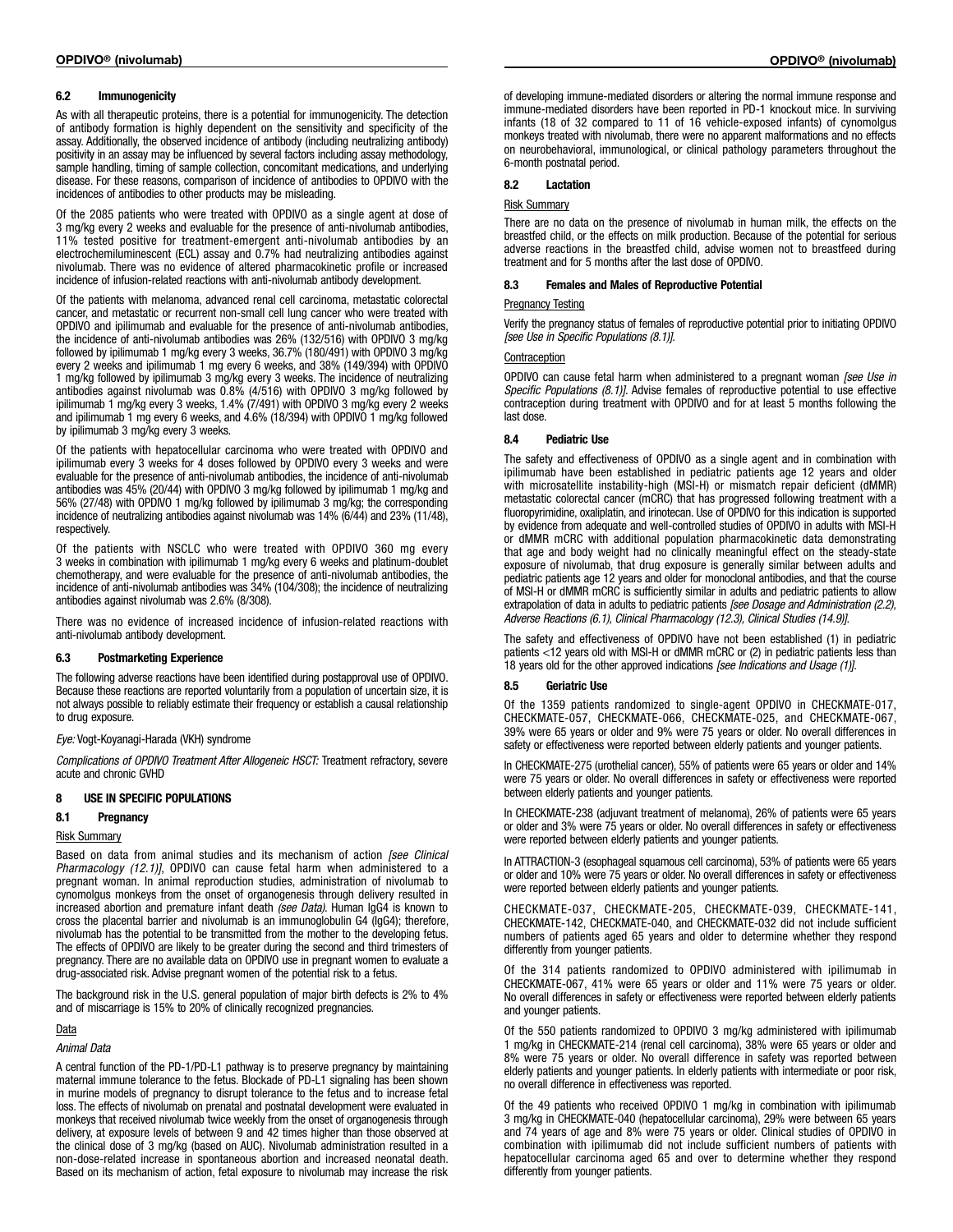### 6.2 Immunogenicity

As with all therapeutic proteins, there is a potential for immunogenicity. The detection of antibody formation is highly dependent on the sensitivity and specificity of the assay. Additionally, the observed incidence of antibody (including neutralizing antibody) positivity in an assay may be influenced by several factors including assay methodology, sample handling, timing of sample collection, concomitant medications, and underlying disease. For these reasons, comparison of incidence of antibodies to OPDIVO with the incidences of antibodies to other products may be misleading.

Of the 2085 patients who were treated with OPDIVO as a single agent at dose of 3 mg/kg every 2 weeks and evaluable for the presence of anti-nivolumab antibodies, 11% tested positive for treatment-emergent anti-nivolumab antibodies by an electrochemiluminescent (ECL) assay and 0.7% had neutralizing antibodies against nivolumab. There was no evidence of altered pharmacokinetic profile or increased incidence of infusion-related reactions with anti-nivolumab antibody development.

Of the patients with melanoma, advanced renal cell carcinoma, metastatic colorectal cancer, and metastatic or recurrent non-small cell lung cancer who were treated with OPDIVO and ipilimumab and evaluable for the presence of anti-nivolumab antibodies, the incidence of anti-nivolumab antibodies was 26% (132/516) with OPDIVO 3 mg/kg followed by ipilimumab 1 mg/kg every 3 weeks, 36.7% (180/491) with OPDIVO 3 mg/kg every 2 weeks and ipilimumab 1 mg every 6 weeks, and 38% (149/394) with OPDIVO 1 mg/kg followed by ipilimumab 3 mg/kg every 3 weeks. The incidence of neutralizing antibodies against nivolumab was 0.8% (4/516) with OPDIVO 3 mg/kg followed by ipilimumab 1 mg/kg every 3 weeks, 1.4% (7/491) with OPDIVO 3 mg/kg every 2 weeks and ipilimumab 1 mg every 6 weeks, and 4.6% (18/394) with OPDIVO 1 mg/kg followed by ipilimumab 3 mg/kg every 3 weeks.

Of the patients with hepatocellular carcinoma who were treated with OPDIVO and ipilimumab every 3 weeks for 4 doses followed by OPDIVO every 3 weeks and were evaluable for the presence of anti-nivolumab antibodies, the incidence of anti-nivolumab antibodies was 45% (20/44) with OPDIVO 3 mg/kg followed by ipilimumab 1 mg/kg and 56% (27/48) with OPDIVO 1 mg/kg followed by ipilimumab 3 mg/kg; the corresponding incidence of neutralizing antibodies against nivolumab was 14% (6/44) and 23% (11/48), respectively.

Of the patients with NSCLC who were treated with OPDIVO 360 mg every 3 weeks in combination with ipilimumab 1 mg/kg every 6 weeks and platinum-doublet chemotherapy, and were evaluable for the presence of anti-nivolumab antibodies, the incidence of anti-nivolumab antibodies was 34% (104/308); the incidence of neutralizing antibodies against nivolumab was 2.6% (8/308).

There was no evidence of increased incidence of infusion-related reactions with anti-nivolumab antibody development.

### 6.3 Postmarketing Experience

The following adverse reactions have been identified during postapproval use of OPDIVO. Because these reactions are reported voluntarily from a population of uncertain size, it is not always possible to reliably estimate their frequency or establish a causal relationship to drug exposure.

*Eye:* Vogt-Koyanagi-Harada (VKH) syndrome

*Complications of OPDIVO Treatment After Allogeneic HSCT:* Treatment refractory, severe acute and chronic GVHD

## 8 USE IN SPECIFIC POPULATIONS

### 8.1 Pregnancy

Risk Summary

Based on data from animal studies and its mechanism of action *[see Clinical Pharmacology (12.1)]*, OPDIVO can cause fetal harm when administered to a pregnant woman. In animal reproduction studies, administration of nivolumab to cynomolgus monkeys from the onset of organogenesis through delivery resulted in increased abortion and premature infant death *(see Data)*. Human IgG4 is known to cross the placental barrier and nivolumab is an immunoglobulin G4 (IgG4); therefore, nivolumab has the potential to be transmitted from the mother to the developing fetus. The effects of OPDIVO are likely to be greater during the second and third trimesters of pregnancy. There are no available data on OPDIVO use in pregnant women to evaluate a drug-associated risk. Advise pregnant women of the potential risk to a fetus.

The background risk in the U.S. general population of major birth defects is 2% to 4% and of miscarriage is 15% to 20% of clinically recognized pregnancies.

Data

*Animal Data*

A central function of the PD-1/PD-L1 pathway is to preserve pregnancy by maintaining maternal immune tolerance to the fetus. Blockade of PD-L1 signaling has been shown in murine models of pregnancy to disrupt tolerance to the fetus and to increase fetal loss. The effects of nivolumab on prenatal and postnatal development were evaluated in monkeys that received nivolumab twice weekly from the onset of organogenesis through delivery, at exposure levels of between 9 and 42 times higher than those observed at the clinical dose of 3 mg/kg (based on AUC). Nivolumab administration resulted in a non-dose-related increase in spontaneous abortion and increased neonatal death. Based on its mechanism of action, fetal exposure to nivolumab may increase the risk of developing immune-mediated disorders or altering the normal immune response and immune-mediated disorders have been reported in PD-1 knockout mice. In surviving infants (18 of 32 compared to 11 of 16 vehicle-exposed infants) of cynomolgus monkeys treated with nivolumab, there were no apparent malformations and no effects on neurobehavioral, immunological, or clinical pathology parameters throughout the 6-month postnatal period.

### 8.2 Lactation

Risk Summary

There are no data on the presence of nivolumab in human milk, the effects on the breastfed child, or the effects on milk production. Because of the potential for serious adverse reactions in the breastfed child, advise women not to breastfeed during treatment and for 5 months after the last dose of OPDIVO.

### 8.3 Females and Males of Reproductive Potential

Pregnancy Testing

Verify the pregnancy status of females of reproductive potential prior to initiating OPDIVO *[see Use in Specific Populations (8.1)]*.

Contraception

OPDIVO can cause fetal harm when administered to a pregnant woman *[see Use in Specific Populations (8.1)]*. Advise females of reproductive potential to use effective contraception during treatment with OPDIVO and for at least 5 months following the last dose.

### 8.4 Pediatric Use

The safety and effectiveness of OPDIVO as a single agent and in combination with ipilimumab have been established in pediatric patients age 12 years and older with microsatellite instability-high (MSI-H) or mismatch repair deficient (dMMR) metastatic colorectal cancer (mCRC) that has progressed following treatment with a fluoropyrimidine, oxaliplatin, and irinotecan. Use of OPDIVO for this indication is supported by evidence from adequate and well-controlled studies of OPDIVO in adults with MSI-H or dMMR mCRC with additional population pharmacokinetic data demonstrating that age and body weight had no clinically meaningful effect on the steady-state exposure of nivolumab, that drug exposure is generally similar between adults and pediatric patients age 12 years and older for monoclonal antibodies, and that the course of MSI-H or dMMR mCRC is sufficiently similar in adults and pediatric patients to allow extrapolation of data in adults to pediatric patients *[see Dosage and Administration (2.2), Adverse Reactions (6.1), Clinical Pharmacology (12.3), Clinical Studies (14.9)]*.

The safety and effectiveness of OPDIVO have not been established (1) in pediatric patients <12 years old with MSI-H or dMMR mCRC or (2) in pediatric patients less than 18 years old for the other approved indications *[see Indications and Usage (1)]*.

### 8.5 Geriatric Use

Of the 1359 patients randomized to single-agent OPDIVO in CHECKMATE-017, CHECKMATE-057, CHECKMATE-066, CHECKMATE-025, and CHECKMATE-067, 39% were 65 years or older and 9% were 75 years or older. No overall differences in safety or effectiveness were reported between elderly patients and younger patients.

In CHECKMATE-275 (urothelial cancer), 55% of patients were 65 years or older and 14% were 75 years or older. No overall differences in safety or effectiveness were reported between elderly patients and younger patients.

In CHECKMATE-238 (adjuvant treatment of melanoma), 26% of patients were 65 years or older and 3% were 75 years or older. No overall differences in safety or effectiveness were reported between elderly patients and younger patients.

In ATTRACTION-3 (esophageal squamous cell carcinoma), 53% of patients were 65 years or older and 10% were 75 years or older. No overall differences in safety or effectiveness were reported between elderly patients and younger patients.

CHECKMATE-037, CHECKMATE-205, CHECKMATE-039, CHECKMATE-141, CHECKMATE-142, CHECKMATE-040, and CHECKMATE-032 did not include sufficient numbers of patients aged 65 years and older to determine whether they respond differently from younger patients.

Of the 314 patients randomized to OPDIVO administered with ipilimumab in CHECKMATE-067, 41% were 65 years or older and 11% were 75 years or older. No overall differences in safety or effectiveness were reported between elderly patients and younger patients.

Of the 550 patients randomized to OPDIVO 3 mg/kg administered with ipilimumab 1 mg/kg in CHECKMATE-214 (renal cell carcinoma), 38% were 65 years or older and 8% were 75 years or older. No overall difference in safety was reported between elderly patients and younger patients. In elderly patients with intermediate or poor risk, no overall difference in effectiveness was reported.

Of the 49 patients who received OPDIVO 1 mg/kg in combination with ipilimumab 3 mg/kg in CHECKMATE-040 (hepatocellular carcinoma), 29% were between 65 years and 74 years of age and 8% were 75 years or older. Clinical studies of OPDIVO in combination with ipilimumab did not include sufficient numbers of patients with hepatocellular carcinoma aged 65 and over to determine whether they respond differently from younger patients.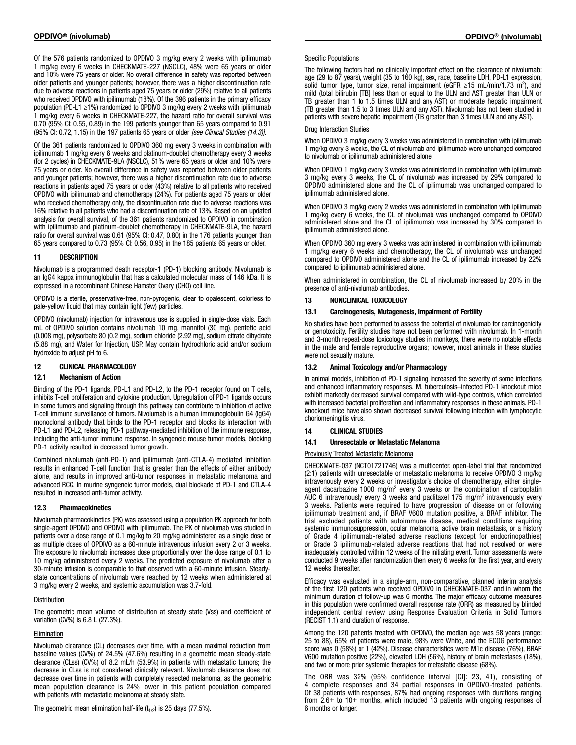Of the 576 patients randomized to OPDIVO 3 mg/kg every 2 weeks with ipilimumab 1 mg/kg every 6 weeks in CHECKMATE-227 (NSCLC), 48% were 65 years or older and 10% were 75 years or older. No overall difference in safety was reported between older patients and younger patients; however, there was a higher discontinuation rate due to adverse reactions in patients aged 75 years or older (29%) relative to all patients who received OPDIVO with ipilimumab (18%). Of the 396 patients in the primary efficacy population (PD-L1 ≥1%) randomized to OPDIVO 3 mg/kg every 2 weeks with ipilimumab 1 mg/kg every 6 weeks in CHECKMATE-227, the hazard ratio for overall survival was 0.70 (95% CI: 0.55, 0.89) in the 199 patients younger than 65 years compared to 0.91 (95% CI: 0.72, 1.15) in the 197 patients 65 years or older *[see Clinical Studies (14.3)]*.

Of the 361 patients randomized to OPDIVO 360 mg every 3 weeks in combination with ipilimumab 1 mg/kg every 6 weeks and platinum-doublet chemotherapy every 3 weeks (for 2 cycles) in CHECKMATE-9LA (NSCLC), 51% were 65 years or older and 10% were 75 years or older. No overall difference in safety was reported between older patients and younger patients; however, there was a higher discontinuation rate due to adverse reactions in patients aged 75 years or older (43%) relative to all patients who received OPDIVO with ipilimumab and chemotherapy (24%). For patients aged 75 years or older who received chemotherapy only, the discontinuation rate due to adverse reactions was 16% relative to all patients who had a discontinuation rate of 13%. Based on an updated analysis for overall survival, of the 361 patients randomized to OPDIVO in combination with ipilimumab and platinum-doublet chemotherapy in CHECKMATE-9LA, the hazard ratio for overall survival was 0.61 (95% CI: 0.47, 0.80) in the 176 patients younger than 65 years compared to 0.73 (95% CI: 0.56, 0.95) in the 185 patients 65 years or older.

## 11 DESCRIPTION

Nivolumab is a programmed death receptor-1 (PD-1) blocking antibody. Nivolumab is an IgG4 kappa immunoglobulin that has a calculated molecular mass of 146 kDa. It is expressed in a recombinant Chinese Hamster Ovary (CHO) cell line.

OPDIVO is a sterile, preservative-free, non-pyrogenic, clear to opalescent, colorless to pale-yellow liquid that may contain light (few) particles.

OPDIVO (nivolumab) injection for intravenous use is supplied in single-dose vials. Each mL of OPDIVO solution contains nivolumab 10 mg, mannitol (30 mg), pentetic acid (0.008 mg), polysorbate 80 (0.2 mg), sodium chloride (2.92 mg), sodium citrate dihydrate (5.88 mg), and Water for Injection, USP. May contain hydrochloric acid and/or sodium hydroxide to adjust pH to 6.

## 12 CLINICAL PHARMACOLOGY

### 12.1 Mechanism of Action

Binding of the PD-1 ligands, PD-L1 and PD-L2, to the PD-1 receptor found on T cells, inhibits T-cell proliferation and cytokine production. Upregulation of PD-1 ligands occurs in some tumors and signaling through this pathway can contribute to inhibition of active T-cell immune surveillance of tumors. Nivolumab is a human immunoglobulin G4 (IgG4) monoclonal antibody that binds to the PD-1 receptor and blocks its interaction with PD-L1 and PD-L2, releasing PD-1 pathway-mediated inhibition of the immune response, including the anti-tumor immune response. In syngeneic mouse tumor models, blocking PD-1 activity resulted in decreased tumor growth.

Combined nivolumab (anti-PD-1) and ipilimumab (anti-CTLA-4) mediated inhibition results in enhanced T-cell function that is greater than the effects of either antibody alone, and results in improved anti-tumor responses in metastatic melanoma and advanced RCC. In murine syngeneic tumor models, dual blockade of PD-1 and CTLA-4 resulted in increased anti-tumor activity.

### 12.3 Pharmacokinetics

Nivolumab pharmacokinetics (PK) was assessed using a population PK approach for both single-agent OPDIVO and OPDIVO with ipilimumab. The PK of nivolumab was studied in patients over a dose range of 0.1 mg/kg to 20 mg/kg administered as a single dose or as multiple doses of OPDIVO as a 60-minute intravenous infusion every 2 or 3 weeks. The exposure to nivolumab increases dose proportionally over the dose range of 0.1 to 10 mg/kg administered every 2 weeks. The predicted exposure of nivolumab after a 30-minute infusion is comparable to that observed with a 60-minute infusion. Steady-state concentrations of nivolumab were reached by 12 weeks when administered at 3 mg/kg every 2 weeks, and systemic accumulation was 3.7-fold.

Distribution

The geometric mean volume of distribution at steady state (Vss) and coefficient of variation (CV%) is 6.8 L (27.3%).

Elimination

Nivolumab clearance (CL) decreases over time, with a mean maximal reduction from baseline values (CV%) of 24.5% (47.6%) resulting in a geometric mean steady-state clearance (CLss) (CV%) of 8.2 mL/h (53.9%) in patients with metastatic tumors; the decrease in CLss is not considered clinically relevant. Nivolumab clearance does not decrease over time in patients with completely resected melanoma, as the geometric mean population clearance is 24% lower in this patient population compared with patients with metastatic melanoma at steady state.

The geometric mean elimination half-life ($t_{1/2}$) is 25 days (77.5%).

Specific Populations

The following factors had no clinically important effect on the clearance of nivolumab: age (29 to 87 years), weight (35 to 160 kg), sex, race, baseline LDH, PD-L1 expression, solid tumor type, tumor size, renal impairment (eGFR ≥15 mL/min/1.73 $m^2$), and mild (total bilirubin [TB] less than or equal to the ULN and AST greater than ULN or TB greater than 1 to 1.5 times ULN and any AST) or moderate hepatic impairment (TB greater than 1.5 to 3 times ULN and any AST). Nivolumab has not been studied in patients with severe hepatic impairment (TB greater than 3 times ULN and any AST).

Drug Interaction Studies

When OPDIVO 3 mg/kg every 3 weeks was administered in combination with ipilimumab 1 mg/kg every 3 weeks, the CL of nivolumab and ipilimumab were unchanged compared to nivolumab or ipilimumab administered alone.

When OPDIVO 1 mg/kg every 3 weeks was administered in combination with ipilimumab 3 mg/kg every 3 weeks, the CL of nivolumab was increased by 29% compared to OPDIVO administered alone and the CL of ipilimumab was unchanged compared to ipilimumab administered alone.

When OPDIVO 3 mg/kg every 2 weeks was administered in combination with ipilimumab 1 mg/kg every 6 weeks, the CL of nivolumab was unchanged compared to OPDIVO administered alone and the CL of ipilimumab was increased by 30% compared to ipilimumab administered alone.

When OPDIVO 360 mg every 3 weeks was administered in combination with ipilimumab 1 mg/kg every 6 weeks and chemotherapy, the CL of nivolumab was unchanged compared to OPDIVO administered alone and the CL of ipilimumab increased by 22% compared to ipilimumab administered alone.

When administered in combination, the CL of nivolumab increased by 20% in the presence of anti-nivolumab antibodies.

## 13 NONCLINICAL TOXICOLOGY

### 13.1 Carcinogenesis, Mutagenesis, Impairment of Fertility

No studies have been performed to assess the potential of nivolumab for carcinogenicity or genotoxicity. Fertility studies have not been performed with nivolumab. In 1-month and 3-month repeat-dose toxicology studies in monkeys, there were no notable effects in the male and female reproductive organs; however, most animals in these studies were not sexually mature.

### 13.2 Animal Toxicology and/or Pharmacology

In animal models, inhibition of PD-1 signaling increased the severity of some infections and enhanced inflammatory responses. M. tuberculosis–infected PD-1 knockout mice exhibit markedly decreased survival compared with wild-type controls, which correlated with increased bacterial proliferation and inflammatory responses in these animals. PD-1 knockout mice have also shown decreased survival following infection with lymphocytic choriomeningitis virus.

## 14 CLINICAL STUDIES

### 14.1 Unresectable or Metastatic Melanoma

Previously Treated Metastatic Melanoma

CHECKMATE-037 (NCT01721746) was a multicenter, open-label trial that randomized (2:1) patients with unresectable or metastatic melanoma to receive OPDIVO 3 mg/kg intravenously every 2 weeks or investigator's choice of chemotherapy, either single-agent dacarbazine 1000 mg/$m^2$ every 3 weeks or the combination of carboplatin AUC 6 intravenously every 3 weeks and paclitaxel 175 mg/$m^2$ intravenously every 3 weeks. Patients were required to have progression of disease on or following ipilimumab treatment and, if BRAF V600 mutation positive, a BRAF inhibitor. The trial excluded patients with autoimmune disease, medical conditions requiring systemic immunosuppression, ocular melanoma, active brain metastasis, or a history of Grade 4 ipilimumab-related adverse reactions (except for endocrinopathies) or Grade 3 ipilimumab-related adverse reactions that had not resolved or were inadequately controlled within 12 weeks of the initiating event. Tumor assessments were conducted 9 weeks after randomization then every 6 weeks for the first year, and every 12 weeks thereafter.

Efficacy was evaluated in a single-arm, non-comparative, planned interim analysis of the first 120 patients who received OPDIVO in CHECKMATE-037 and in whom the minimum duration of follow-up was 6 months. The major efficacy outcome measures in this population were confirmed overall response rate (ORR) as measured by blinded independent central review using Response Evaluation Criteria in Solid Tumors (RECIST 1.1) and duration of response.

Among the 120 patients treated with OPDIVO, the median age was 58 years (range: 25 to 88), 65% of patients were male, 98% were White, and the ECOG performance score was 0 (58%) or 1 (42%). Disease characteristics were M1c disease (76%), BRAF V600 mutation positive (22%), elevated LDH (56%), history of brain metastases (18%), and two or more prior systemic therapies for metastatic disease (68%).

The ORR was 32% (95% confidence interval [CI]: 23, 41), consisting of 4 complete responses and 34 partial responses in OPDIVO-treated patients. Of 38 patients with responses, 87% had ongoing responses with durations ranging from 2.6+ to 10+ months, which included 13 patients with ongoing responses of 6 months or longer.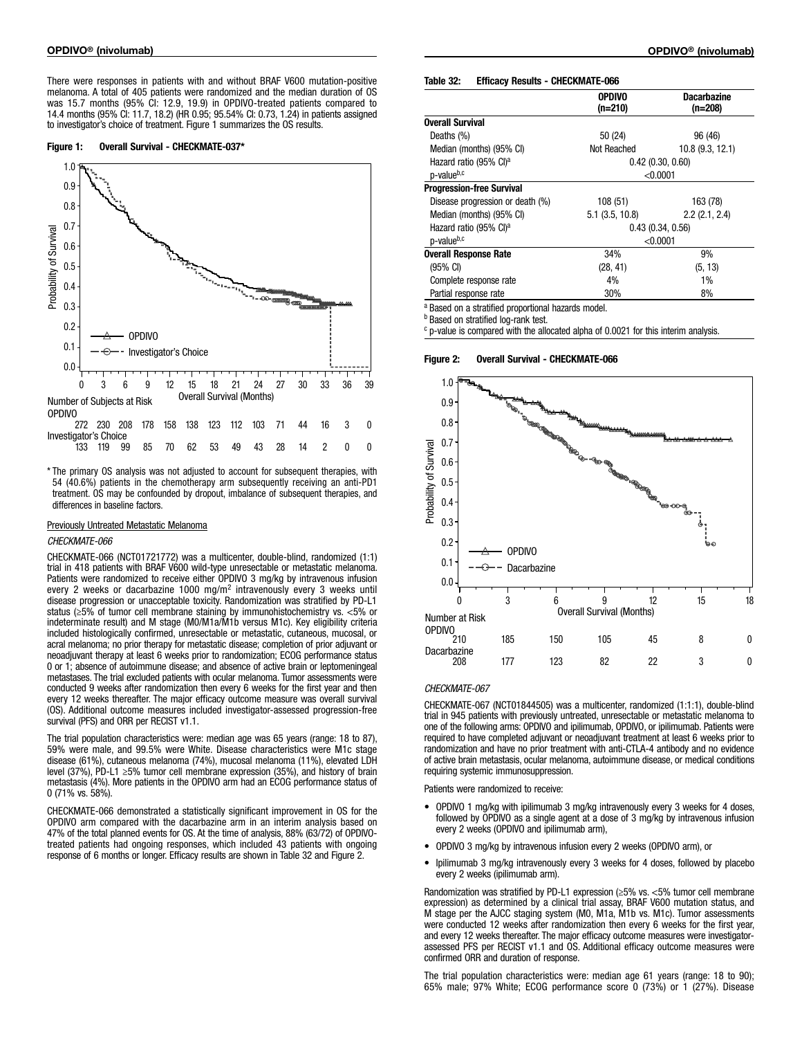There were responses in patients with and without BRAF V600 mutation-positive melanoma. A total of 405 patients were randomized and the median duration of OS was 15.7 months (95% CI: 12.9, 19.9) in OPDIVO-treated patients compared to 14.4 months (95% CI: 11.7, 18.2) (HR 0.95; 95.54% CI: 0.73, 1.24) in patients assigned to investigator's choice of treatment. Figure 1 summarizes the OS results.

**Figure 1: Overall Survival - CHECKMATE-037***

Number of Subjects at Risk

| | 0 | 3 | 6 | 9 | 12 | 15 | 18 | 21 | 24 | 27 | 30 | 33 | 36 | 39 |
|---|---|---|---|---|---|---|---|---|---|---|---|---|---|---|
| OPDIVO | 272 | 230 | 208 | 178 | 158 | 138 | 123 | 112 | 103 | 71 | 44 | 16 | 3 | 0 |
| Investigator's Choice | 133 | 119 | 99 | 85 | 70 | 62 | 53 | 49 | 43 | 28 | 14 | 2 | 0 | 0 |

\* The primary OS analysis was not adjusted to account for subsequent therapies, with 54 (40.6%) patients in the chemotherapy arm subsequently receiving an anti-PD1 treatment. OS may be confounded by dropout, imbalance of subsequent therapies, and differences in baseline factors.

Previously Untreated Metastatic Melanoma

*CHECKMATE-066*

CHECKMATE-066 (NCT01721772) was a multicenter, double-blind, randomized (1:1) trial in 418 patients with BRAF V600 wild-type unresectable or metastatic melanoma. Patients were randomized to receive either OPDIVO 3 mg/kg by intravenous infusion every 2 weeks or dacarbazine 1000 mg/m$^2$ intravenously every 3 weeks until disease progression or unacceptable toxicity. Randomization was stratified by PD-L1 status (≥5% of tumor cell membrane staining by immunohistochemistry vs. <5% or indeterminate result) and M stage (M0/M1a/M1b versus M1c). Key eligibility criteria included histologically confirmed, unresectable or metastatic, cutaneous, mucosal, or acral melanoma; no prior therapy for metastatic disease; completion of prior adjuvant or neoadjuvant therapy at least 6 weeks prior to randomization; ECOG performance status 0 or 1; absence of autoimmune disease; and absence of active brain or leptomeningeal metastases. The trial excluded patients with ocular melanoma. Tumor assessments were conducted 9 weeks after randomization then every 6 weeks for the first year and then every 12 weeks thereafter. The major efficacy outcome measure was overall survival (OS). Additional outcome measures included investigator-assessed progression-free survival (PFS) and ORR per RECIST v1.1.

The trial population characteristics were: median age was 65 years (range: 18 to 87), 59% were male, and 99.5% were White. Disease characteristics were M1c stage disease (61%), cutaneous melanoma (74%), mucosal melanoma (11%), elevated LDH level (37%), PD-L1 ≥5% tumor cell membrane expression (35%), and history of brain metastasis (4%). More patients in the OPDIVO arm had an ECOG performance status of 0 (71% vs. 58%).

CHECKMATE-066 demonstrated a statistically significant improvement in OS for the OPDIVO arm compared with the dacarbazine arm in an interim analysis based on 47% of the total planned events for OS. At the time of analysis, 88% (63/72) of OPDIVO-treated patients had ongoing responses, which included 43 patients with ongoing response of 6 months or longer. Efficacy results are shown in Table 32 and Figure 2.

**Table 32: Efficacy Results - CHECKMATE-066**

| | OPDIVO (n=210) | Dacarbazine (n=208) |
|---|---|---|
| **Overall Survival** | | |
| Deaths (%) | 50 (24) | 96 (46) |
| Median (months) (95% CI) | Not Reached | 10.8 (9.3, 12.1) |
| Hazard ratio (95% CI)[a] | 0.42 (0.30, 0.60) | |
| p-value[b,c] | <0.0001 | |
| **Progression-free Survival** | | |
| Disease progression or death (%) | 108 (51) | 163 (78) |
| Median (months) (95% CI) | 5.1 (3.5, 10.8) | 2.2 (2.1, 2.4) |
| Hazard ratio (95% CI)[a] | 0.43 (0.34, 0.56) | |
| p-value[b,c] | <0.0001 | |
| **Overall Response Rate** | 34% | 9% |
| (95% CI) | (28, 41) | (5, 13) |
| Complete response rate | 4% | 1% |
| Partial response rate | 30% | 8% |

[a] Based on a stratified proportional hazards model.
[b] Based on stratified log-rank test.
[c] p-value is compared with the allocated alpha of 0.0021 for this interim analysis.

**Figure 2: Overall Survival - CHECKMATE-066**

Number at Risk

| | 0 | 3 | 6 | 9 | 12 | 15 | 18 |
|---|---|---|---|---|---|---|---|
| OPDIVO | 210 | 185 | 150 | 105 | 45 | 8 | 0 |
| Dacarbazine | 208 | 177 | 123 | 82 | 22 | 3 | 0 |

*CHECKMATE-067*

CHECKMATE-067 (NCT01844505) was a multicenter, randomized (1:1:1), double-blind trial in 945 patients with previously untreated, unresectable or metastatic melanoma to one of the following arms: OPDIVO and ipilimumab, OPDIVO, or ipilimumab. Patients were required to have completed adjuvant or neoadjuvant treatment at least 6 weeks prior to randomization and have no prior treatment with anti-CTLA-4 antibody and no evidence of active brain metastasis, ocular melanoma, autoimmune disease, or medical conditions requiring systemic immunosuppression.

Patients were randomized to receive:

- OPDIVO 1 mg/kg with ipilimumab 3 mg/kg intravenously every 3 weeks for 4 doses, followed by OPDIVO as a single agent at a dose of 3 mg/kg by intravenous infusion every 2 weeks (OPDIVO and ipilimumab arm),
- OPDIVO 3 mg/kg by intravenous infusion every 2 weeks (OPDIVO arm), or
- Ipilimumab 3 mg/kg intravenously every 3 weeks for 4 doses, followed by placebo every 2 weeks (ipilimumab arm).

Randomization was stratified by PD-L1 expression (≥5% vs. <5% tumor cell membrane expression) as determined by a clinical trial assay, BRAF V600 mutation status, and M stage per the AJCC staging system (M0, M1a, M1b vs. M1c). Tumor assessments were conducted 12 weeks after randomization then every 6 weeks for the first year, and every 12 weeks thereafter. The major efficacy outcome measures were investigator-assessed PFS per RECIST v1.1 and OS. Additional efficacy outcome measures were confirmed ORR and duration of response.

The trial population characteristics were: median age 61 years (range: 18 to 90); 65% male; 97% White; ECOG performance score 0 (73%) or 1 (27%). Disease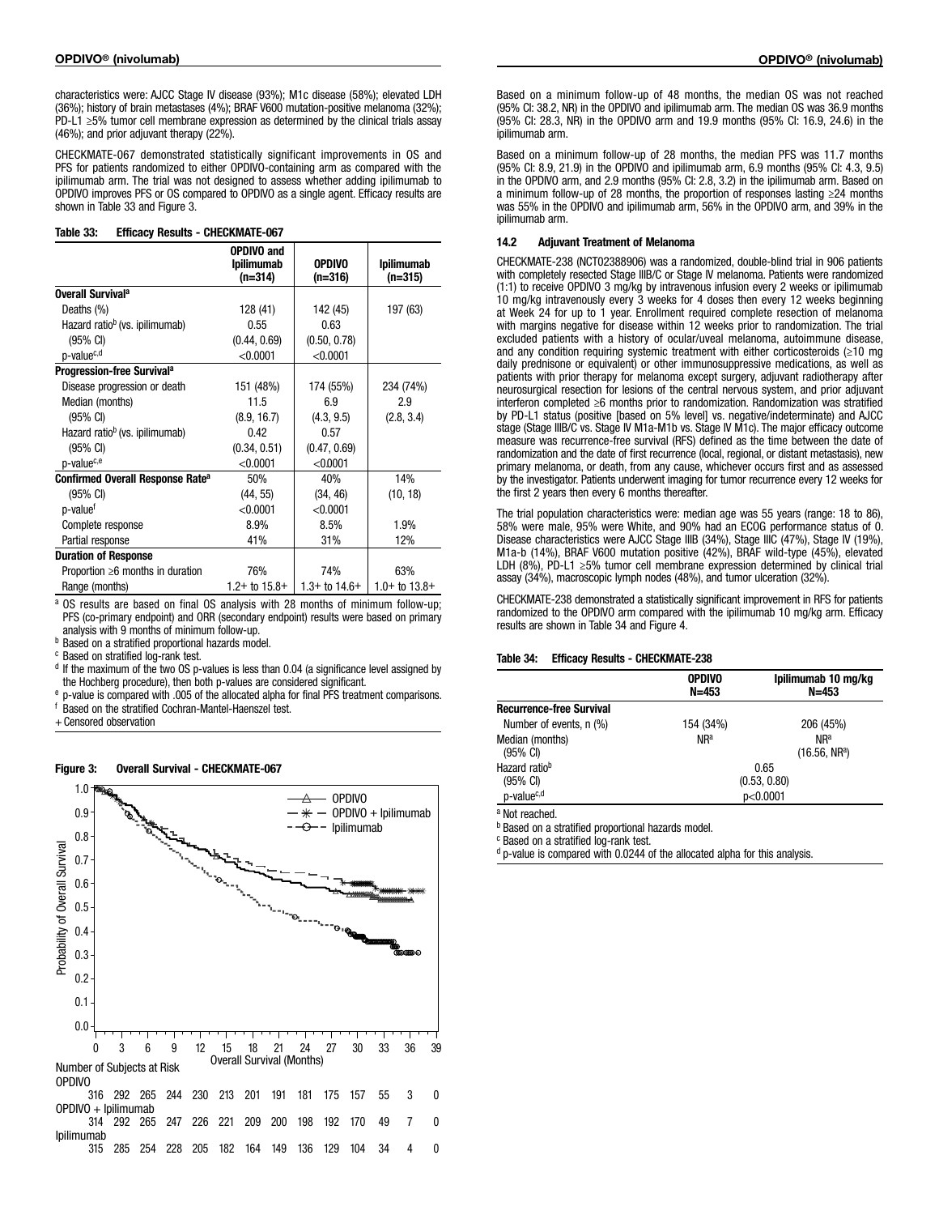characteristics were: AJCC Stage IV disease (93%); M1c disease (58%); elevated LDH (36%); history of brain metastases (4%); BRAF V600 mutation-positive melanoma (32%); PD-L1 ≥5% tumor cell membrane expression as determined by the clinical trials assay (46%); and prior adjuvant therapy (22%).

CHECKMATE-067 demonstrated statistically significant improvements in OS and PFS for patients randomized to either OPDIVO-containing arm as compared with the ipilimumab arm. The trial was not designed to assess whether adding ipilimumab to OPDIVO improves PFS or OS compared to OPDIVO as a single agent. Efficacy results are shown in Table 33 and Figure 3.

**Table 33: Efficacy Results - CHECKMATE-067**

| | OPDIVO and Ipilimumab (n=314) | OPDIVO (n=316) | Ipilimumab (n=315) |
|---|---|---|---|
| **Overall Survival[a]** | | | |
| Deaths (%) | 128 (41) | 142 (45) | 197 (63) |
| Hazard ratio[b] (vs. ipilimumab) | 0.55 | 0.63 | |
| (95% CI) | (0.44, 0.69) | (0.50, 0.78) | |
| p-value[c,d] | <0.0001 | <0.0001 | |
| **Progression-free Survival[a]** | | | |
| Disease progression or death | 151 (48%) | 174 (55%) | 234 (74%) |
| Median (months) | 11.5 | 6.9 | 2.9 |
| (95% CI) | (8.9, 16.7) | (4.3, 9.5) | (2.8, 3.4) |
| Hazard ratio[b] (vs. ipilimumab) | 0.42 | 0.57 | |
| (95% CI) | (0.34, 0.51) | (0.47, 0.69) | |
| p-value[c,e] | <0.0001 | <0.0001 | |
| **Confirmed Overall Response Rate[a]** | 50% | 40% | 14% |
| (95% CI) | (44, 55) | (34, 46) | (10, 18) |
| p-value[f] | <0.0001 | <0.0001 | |
| Complete response | 8.9% | 8.5% | 1.9% |
| Partial response | 41% | 31% | 12% |
| **Duration of Response** | | | |
| Proportion ≥6 months in duration | 76% | 74% | 63% |
| Range (months) | 1.2+ to 15.8+ | 1.3+ to 14.6+ | 1.0+ to 13.8+ |

[a] OS results are based on final OS analysis with 28 months of minimum follow-up; PFS (co-primary endpoint) and ORR (secondary endpoint) results were based on primary analysis with 9 months of minimum follow-up.
[b] Based on a stratified proportional hazards model.
[c] Based on stratified log-rank test.
[d] If the maximum of the two OS p-values is less than 0.04 (a significance level assigned by the Hochberg procedure), then both p-values are considered significant.
[e] p-value is compared with .005 of the allocated alpha for final PFS treatment comparisons.
[f] Based on the stratified Cochran-Mantel-Haenszel test.
+ Censored observation

**Figure 3: Overall Survival - CHECKMATE-067**

Number of Subjects at Risk

| | 0 | 3 | 6 | 9 | 12 | 15 | 18 | 21 | 24 | 27 | 30 | 33 | 36 | 39 |
|---|---|---|---|---|---|---|---|---|---|---|---|---|---|---|
| OPDIVO | 316 | 292 | 265 | 244 | 230 | 213 | 201 | 191 | 181 | 175 | 157 | 55 | 3 | 0 |
| OPDIVO + Ipilimumab | 314 | 292 | 265 | 247 | 226 | 221 | 209 | 200 | 198 | 192 | 170 | 49 | 7 | 0 |
| Ipilimumab | 315 | 285 | 254 | 228 | 205 | 182 | 164 | 149 | 136 | 129 | 104 | 34 | 4 | 0 |

Based on a minimum follow-up of 48 months, the median OS was not reached (95% CI: 38.2, NR) in the OPDIVO and ipilimumab arm. The median OS was 36.9 months (95% CI: 28.3, NR) in the OPDIVO arm and 19.9 months (95% CI: 16.9, 24.6) in the ipilimumab arm.

Based on a minimum follow-up of 28 months, the median PFS was 11.7 months (95% CI: 8.9, 21.9) in the OPDIVO and ipilimumab arm, 6.9 months (95% CI: 4.3, 9.5) in the OPDIVO arm, and 2.9 months (95% CI: 2.8, 3.2) in the ipilimumab arm. Based on a minimum follow-up of 28 months, the proportion of responses lasting ≥24 months was 55% in the OPDIVO and ipilimumab arm, 56% in the OPDIVO arm, and 39% in the ipilimumab arm.

### 14.2 Adjuvant Treatment of Melanoma

CHECKMATE-238 (NCT02388906) was a randomized, double-blind trial in 906 patients with completely resected Stage IIIB/C or Stage IV melanoma. Patients were randomized (1:1) to receive OPDIVO 3 mg/kg by intravenous infusion every 2 weeks or ipilimumab 10 mg/kg intravenously every 3 weeks for 4 doses then every 12 weeks beginning at Week 24 for up to 1 year. Enrollment required complete resection of melanoma with margins negative for disease within 12 weeks prior to randomization. The trial excluded patients with a history of ocular/uveal melanoma, autoimmune disease, and any condition requiring systemic treatment with either corticosteroids (≥10 mg daily prednisone or equivalent) or other immunosuppressive medications, as well as patients with prior therapy for melanoma except surgery, adjuvant radiotherapy after neurosurgical resection for lesions of the central nervous system, and prior adjuvant interferon completed ≥6 months prior to randomization. Randomization was stratified by PD-L1 status (positive [based on 5% level] vs. negative/indeterminate) and AJCC stage (Stage IIIB/C vs. Stage IV M1a-M1b vs. Stage IV M1c). The major efficacy outcome measure was recurrence-free survival (RFS) defined as the time between the date of randomization and the date of first recurrence (local, regional, or distant metastasis), new primary melanoma, or death, from any cause, whichever occurs first and as assessed by the investigator. Patients underwent imaging for tumor recurrence every 12 weeks for the first 2 years then every 6 months thereafter.

The trial population characteristics were: median age was 55 years (range: 18 to 86), 58% were male, 95% were White, and 90% had an ECOG performance status of 0. Disease characteristics were AJCC Stage IIIB (34%), Stage IIIC (47%), Stage IV (19%), M1a-b (14%), BRAF V600 mutation positive (42%), BRAF wild-type (45%), elevated LDH (8%), PD-L1 ≥5% tumor cell membrane expression determined by clinical trial assay (34%), macroscopic lymph nodes (48%), and tumor ulceration (32%).

CHECKMATE-238 demonstrated a statistically significant improvement in RFS for patients randomized to the OPDIVO arm compared with the ipilimumab 10 mg/kg arm. Efficacy results are shown in Table 34 and Figure 4.

**Table 34: Efficacy Results - CHECKMATE-238**

| | OPDIVO N=453 | Ipilimumab 10 mg/kg N=453 |
|---|---|---|
| **Recurrence-free Survival** | | |
| Number of events, n (%) | 154 (34%) | 206 (45%) |
| Median (months) (95% CI) | NR[a] | NR[a] (16.56, NR[a]) |
| Hazard ratio[b] (95% CI) | 0.65 (0.53, 0.80) | |
| p-value[c,d] | p<0.0001 | |

[a] Not reached.
[b] Based on a stratified proportional hazards model.
[c] Based on a stratified log-rank test.
[d] p-value is compared with 0.0244 of the allocated alpha for this analysis.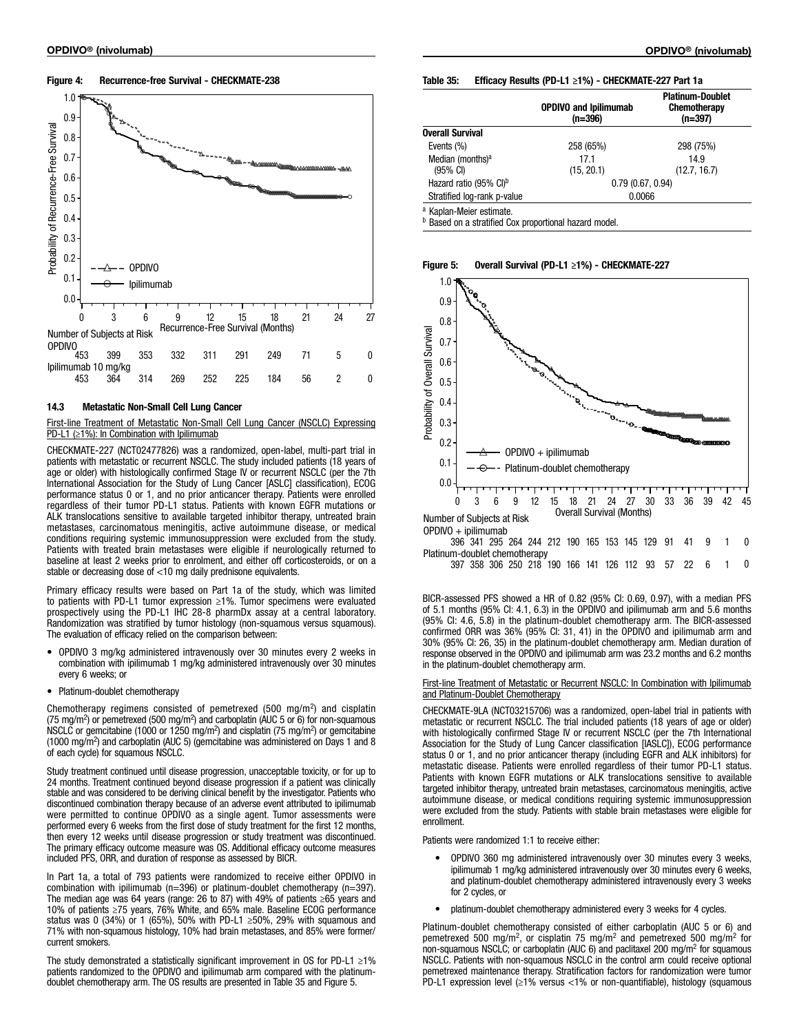**Figure 4: Recurrence-free Survival - CHECKMATE-238**

Probability of Recurrence-Free Survival

1.0
0.9
0.8
0.7
0.6
0.5
0.4
0.3
0.2
0.1
0.0

OPDIVO

Ipilimumab

0 3 6 9 12 15 18 21 24 27

Recurrence-Free Survival (Months)

Number of Subjects at Risk

OPDIVO

453 399 353 332 311 291 249 71 5 0

Ipilimumab 10 mg/kg

453 364 314 269 252 225 184 56 2 0

### 14.3 Metastatic Non-Small Cell Lung Cancer

First-line Treatment of Metastatic Non-Small Cell Lung Cancer (NSCLC) Expressing PD-L1 (≥1%): In Combination with Ipilimumab

CHECKMATE-227 (NCT02477826) was a randomized, open-label, multi-part trial in patients with metastatic or recurrent NSCLC. The study included patients (18 years of age or older) with histologically confirmed Stage IV or recurrent NSCLC (per the 7th International Association for the Study of Lung Cancer [ASLC] classification), ECOG performance status 0 or 1, and no prior anticancer therapy. Patients were enrolled regardless of their tumor PD-L1 status. Patients with known EGFR mutations or ALK translocations sensitive to available targeted inhibitor therapy, untreated brain metastases, carcinomatous meningitis, active autoimmune disease, or medical conditions requiring systemic immunosuppression were excluded from the study. Patients with treated brain metastases were eligible if neurologically returned to baseline at least 2 weeks prior to enrolment, and either off corticosteroids, or on a stable or decreasing dose of <10 mg daily prednisone equivalents.

Primary efficacy results were based on Part 1a of the study, which was limited to patients with PD-L1 tumor expression ≥1%. Tumor specimens were evaluated prospectively using the PD-L1 IHC 28-8 pharmDx assay at a central laboratory. Randomization was stratified by tumor histology (non-squamous versus squamous). The evaluation of efficacy relied on the comparison between:

- OPDIVO 3 mg/kg administered intravenously over 30 minutes every 2 weeks in combination with ipilimumab 1 mg/kg administered intravenously over 30 minutes every 6 weeks; or
- Platinum-doublet chemotherapy

Chemotherapy regimens consisted of pemetrexed (500 mg/m$^2$) and cisplatin (75 mg/m$^2$) or pemetrexed (500 mg/m$^2$) and carboplatin (AUC 5 or 6) for non-squamous NSCLC or gemcitabine (1000 or 1250 mg/m$^2$) and cisplatin (75 mg/m$^2$) or gemcitabine (1000 mg/m$^2$) and carboplatin (AUC 5) (gemcitabine was administered on Days 1 and 8 of each cycle) for squamous NSCLC.

Study treatment continued until disease progression, unacceptable toxicity, or for up to 24 months. Treatment continued beyond disease progression if a patient was clinically stable and was considered to be deriving clinical benefit by the investigator. Patients who discontinued combination therapy because of an adverse event attributed to ipilimumab were permitted to continue OPDIVO as a single agent. Tumor assessments were performed every 6 weeks from the first dose of study treatment for the first 12 months, then every 12 weeks until disease progression or study treatment was discontinued. The primary efficacy outcome measure was OS. Additional efficacy outcome measures included PFS, ORR, and duration of response as assessed by BICR.

In Part 1a, a total of 793 patients were randomized to receive either OPDIVO in combination with ipilimumab (n=396) or platinum-doublet chemotherapy (n=397). The median age was 64 years (range: 26 to 87) with 49% of patients ≥65 years and 10% of patients ≥75 years, 76% White, and 65% male. Baseline ECOG performance status was 0 (34%) or 1 (65%), 50% with PD-L1 ≥50%, 29% with squamous and 71% with non-squamous histology, 10% had brain metastases, and 85% were former/current smokers.

The study demonstrated a statistically significant improvement in OS for PD-L1 ≥1% patients randomized to the OPDIVO and ipilimumab arm compared with the platinum-doublet chemotherapy arm. The OS results are presented in Table 35 and Figure 5.

**Table 35: Efficacy Results (PD-L1 ≥1%) - CHECKMATE-227 Part 1a**

| | OPDIVO and Ipilimumab (n=396) | Platinum-Doublet Chemotherapy (n=397) |
|---|---|---|
| **Overall Survival** | | |
| Events (%) | 258 (65%) | 298 (75%) |
| Median (months)[a] (95% CI) | 17.1 (15, 20.1) | 14.9 (12.7, 16.7) |
| Hazard ratio (95% CI)[b] | 0.79 (0.67, 0.94) | |
| Stratified log-rank p-value | 0.0066 | |

[a] Kaplan-Meier estimate.
[b] Based on a stratified Cox proportional hazard model.

**Figure 5: Overall Survival (PD-L1 ≥1%) - CHECKMATE-227**

Probability of Overall Survival

1.0
0.9
0.8
0.7
0.6
0.5
0.4
0.3
0.2
0.1
0.0

OPDIVO + ipilimumab

Platinum-doublet chemotherapy

0 3 6 9 12 15 18 21 24 27 30 33 36 39 42 45

Overall Survival (Months)

Number of Subjects at Risk

OPDIVO + ipilimumab

396 341 295 264 244 212 190 165 153 145 129 91 41 9 1 0

Platinum-doublet chemotherapy

397 358 306 250 218 190 166 141 126 112 93 57 22 6 1 0

BICR-assessed PFS showed a HR of 0.82 (95% CI: 0.69, 0.97), with a median PFS of 5.1 months (95% CI: 4.1, 6.3) in the OPDIVO and ipilimumab arm and 5.6 months (95% CI: 4.6, 5.8) in the platinum-doublet chemotherapy arm. The BICR-assessed confirmed ORR was 36% (95% CI: 31, 41) in the OPDIVO and ipilimumab arm and 30% (95% CI: 26, 35) in the platinum-doublet chemotherapy arm. Median duration of response observed in the OPDIVO and ipilimumab arm was 23.2 months and 6.2 months in the platinum-doublet chemotherapy arm.

First-line Treatment of Metastatic or Recurrent NSCLC: In Combination with Ipilimumab and Platinum-Doublet Chemotherapy

CHECKMATE-9LA (NCT03215706) was a randomized, open-label trial in patients with metastatic or recurrent NSCLC. The trial included patients (18 years of age or older) with histologically confirmed Stage IV or recurrent NSCLC (per the 7th International Association for the Study of Lung Cancer classification [IASLC]), ECOG performance status 0 or 1, and no prior anticancer therapy (including EGFR and ALK inhibitors) for metastatic disease. Patients were enrolled regardless of their tumor PD-L1 status. Patients with known EGFR mutations or ALK translocations sensitive to available targeted inhibitor therapy, untreated brain metastases, carcinomatous meningitis, active autoimmune disease, or medical conditions requiring systemic immunosuppression were excluded from the study. Patients with stable brain metastases were eligible for enrollment.

Patients were randomized 1:1 to receive either:

- OPDIVO 360 mg administered intravenously over 30 minutes every 3 weeks, ipilimumab 1 mg/kg administered intravenously over 30 minutes every 6 weeks, and platinum-doublet chemotherapy administered intravenously every 3 weeks for 2 cycles, or
- platinum-doublet chemotherapy administered every 3 weeks for 4 cycles.

Platinum-doublet chemotherapy consisted of either carboplatin (AUC 5 or 6) and pemetrexed 500 mg/m$^2$, or cisplatin 75 mg/m$^2$ and pemetrexed 500 mg/m$^2$ for non-squamous NSCLC; or carboplatin (AUC 6) and paclitaxel 200 mg/m$^2$ for squamous NSCLC. Patients with non-squamous NSCLC in the control arm could receive optional pemetrexed maintenance therapy. Stratification factors for randomization were tumor PD-L1 expression level (≥1% versus <1% or non-quantifiable), histology (squamous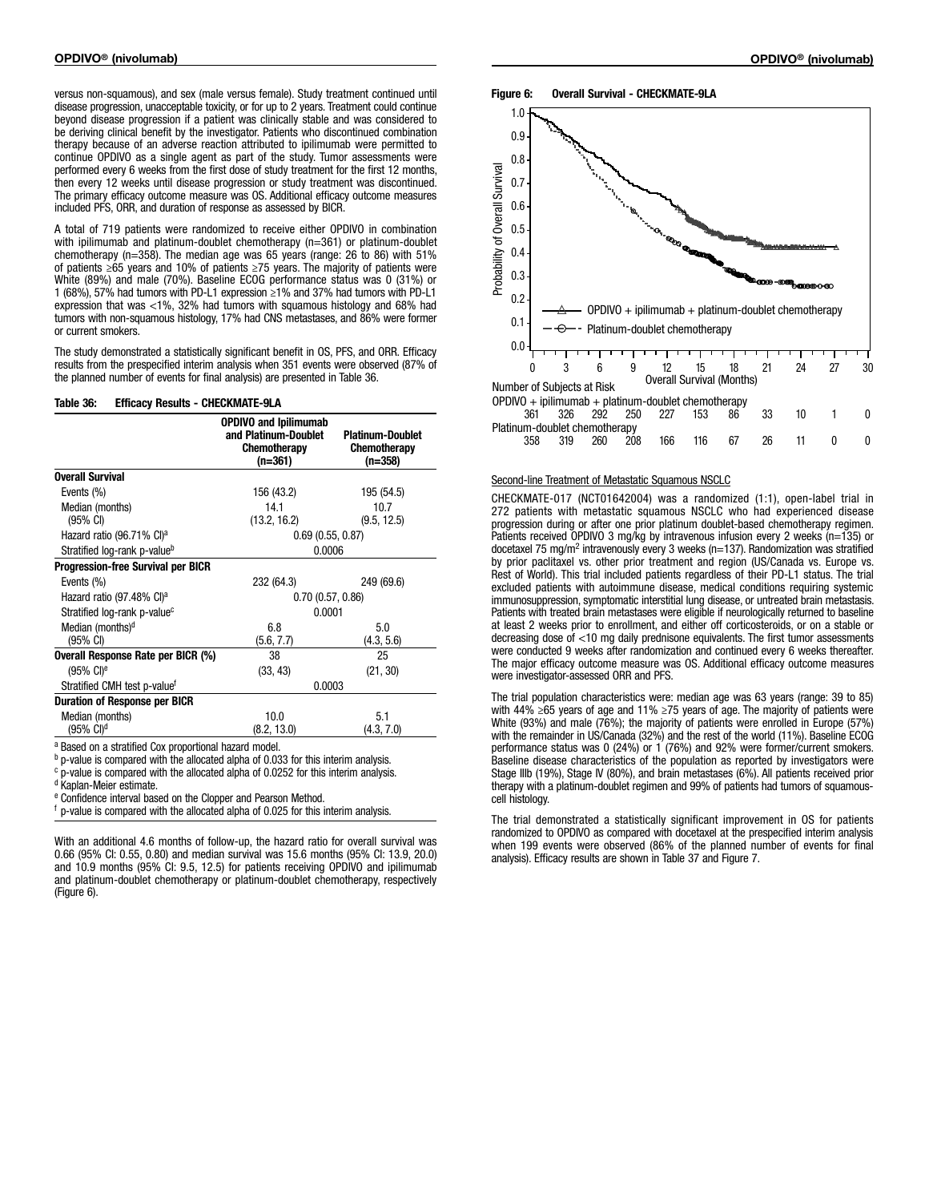versus non-squamous), and sex (male versus female). Study treatment continued until disease progression, unacceptable toxicity, or for up to 2 years. Treatment could continue beyond disease progression if a patient was clinically stable and was considered to be deriving clinical benefit by the investigator. Patients who discontinued combination therapy because of an adverse reaction attributed to ipilimumab were permitted to continue OPDIVO as a single agent as part of the study. Tumor assessments were performed every 6 weeks from the first dose of study treatment for the first 12 months, then every 12 weeks until disease progression or study treatment was discontinued. The primary efficacy outcome measure was OS. Additional efficacy outcome measures included PFS, ORR, and duration of response as assessed by BICR.

A total of 719 patients were randomized to receive either OPDIVO in combination with ipilimumab and platinum-doublet chemotherapy (n=361) or platinum-doublet chemotherapy (n=358). The median age was 65 years (range: 26 to 86) with 51% of patients ≥65 years and 10% of patients ≥75 years. The majority of patients were White (89%) and male (70%). Baseline ECOG performance status was 0 (31%) or 1 (68%), 57% had tumors with PD-L1 expression ≥1% and 37% had tumors with PD-L1 expression that was <1%, 32% had tumors with squamous histology and 68% had tumors with non-squamous histology, 17% had CNS metastases, and 86% were former or current smokers.

The study demonstrated a statistically significant benefit in OS, PFS, and ORR. Efficacy results from the prespecified interim analysis when 351 events were observed (87% of the planned number of events for final analysis) are presented in Table 36.

**Table 36: Efficacy Results - CHECKMATE-9LA**

| | OPDIVO and Ipilimumab and Platinum-Doublet Chemotherapy (n=361) | Platinum-Doublet Chemotherapy (n=358) |
|---|---|---|
| **Overall Survival** | | |
| Events (%) | 156 (43.2) | 195 (54.5) |
| Median (months) (95% CI) | 14.1 (13.2, 16.2) | 10.7 (9.5, 12.5) |
| Hazard ratio (96.71% CI)[a] | 0.69 (0.55, 0.87) | |
| Stratified log-rank p-value[b] | 0.0006 | |
| **Progression-free Survival per BICR** | | |
| Events (%) | 232 (64.3) | 249 (69.6) |
| Hazard ratio (97.48% CI)[a] | 0.70 (0.57, 0.86) | |
| Stratified log-rank p-value[c] | 0.0001 | |
| Median (months)[d] (95% CI) | 6.8 (5.6, 7.7) | 5.0 (4.3, 5.6) |
| **Overall Response Rate per BICR (%)** | 38 | 25 |
| (95% CI)[e] | (33, 43) | (21, 30) |
| Stratified CMH test p-value[f] | 0.0003 | |
| **Duration of Response per BICR** | | |
| Median (months) (95% CI)[d] | 10.0 (8.2, 13.0) | 5.1 (4.3, 7.0) |

[a] Based on a stratified Cox proportional hazard model.
[b] p-value is compared with the allocated alpha of 0.033 for this interim analysis.
[c] p-value is compared with the allocated alpha of 0.0252 for this interim analysis.
[d] Kaplan-Meier estimate.
[e] Confidence interval based on the Clopper and Pearson Method.
[f] p-value is compared with the allocated alpha of 0.025 for this interim analysis.

With an additional 4.6 months of follow-up, the hazard ratio for overall survival was 0.66 (95% CI: 0.55, 0.80) and median survival was 15.6 months (95% CI: 13.9, 20.0) and 10.9 months (95% CI: 9.5, 12.5) for patients receiving OPDIVO and ipilimumab and platinum-doublet chemotherapy or platinum-doublet chemotherapy, respectively (Figure 6).

**Figure 6: Overall Survival - CHECKMATE-9LA**

Probability of Overall Survival

1.0
0.9
0.8
0.7
0.6
0.5
0.4
0.3
0.2
0.1
0.0

OPDIVO + ipilimumab + platinum-doublet chemotherapy
Platinum-doublet chemotherapy

0 3 6 9 12 15 18 21 24 27 30

Overall Survival (Months)

Number of Subjects at Risk

OPDIVO + ipilimumab + platinum-doublet chemotherapy
361 326 292 250 227 153 86 33 10 1 0

Platinum-doublet chemotherapy
358 319 260 208 166 116 67 26 11 0 0

Second-line Treatment of Metastatic Squamous NSCLC

CHECKMATE-017 (NCT01642004) was a randomized (1:1), open-label trial in 272 patients with metastatic squamous NSCLC who had experienced disease progression during or after one prior platinum doublet-based chemotherapy regimen. Patients received OPDIVO 3 mg/kg by intravenous infusion every 2 weeks (n=135) or docetaxel 75 mg/m$^2$ intravenously every 3 weeks (n=137). Randomization was stratified by prior paclitaxel vs. other prior treatment and region (US/Canada vs. Europe vs. Rest of World). This trial included patients regardless of their PD-L1 status. The trial excluded patients with autoimmune disease, medical conditions requiring systemic immunosuppression, symptomatic interstitial lung disease, or untreated brain metastasis. Patients with treated brain metastases were eligible if neurologically returned to baseline at least 2 weeks prior to enrollment, and either off corticosteroids, or on a stable or decreasing dose of <10 mg daily prednisone equivalents. The first tumor assessments were conducted 9 weeks after randomization and continued every 6 weeks thereafter. The major efficacy outcome measure was OS. Additional efficacy outcome measures were investigator-assessed ORR and PFS.

The trial population characteristics were: median age was 63 years (range: 39 to 85) with 44% ≥65 years of age and 11% ≥75 years of age. The majority of patients were White (93%) and male (76%); the majority of patients were enrolled in Europe (57%) with the remainder in US/Canada (32%) and the rest of the world (11%). Baseline ECOG performance status was 0 (24%) or 1 (76%) and 92% were former/current smokers. Baseline disease characteristics of the population as reported by investigators were Stage IIIb (19%), Stage IV (80%), and brain metastases (6%). All patients received prior therapy with a platinum-doublet regimen and 99% of patients had tumors of squamous-cell histology.

The trial demonstrated a statistically significant improvement in OS for patients randomized to OPDIVO as compared with docetaxel at the prespecified interim analysis when 199 events were observed (86% of the planned number of events for final analysis). Efficacy results are shown in Table 37 and Figure 7.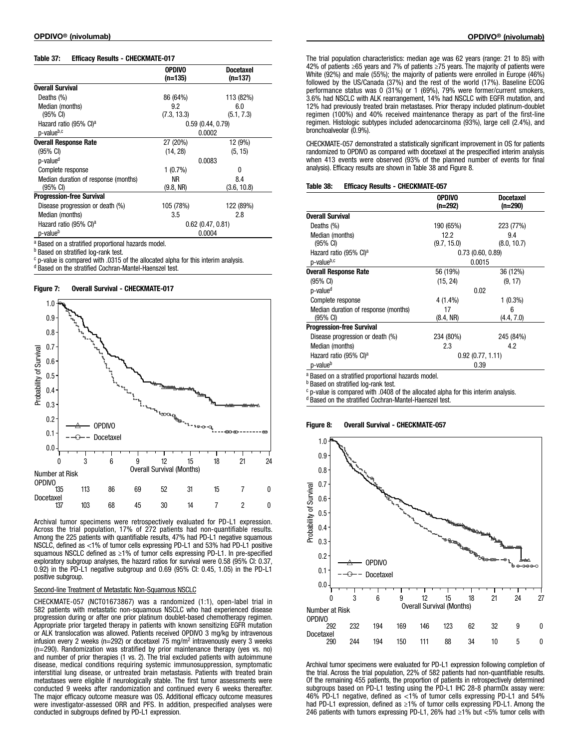**Table 37: Efficacy Results - CHECKMATE-017**

| | OPDIVO (n=135) | Docetaxel (n=137) |
|---|---|---|
| **Overall Survival** | | |
| Deaths (%) | 86 (64%) | 113 (82%) |
| Median (months) (95% CI) | 9.2 (7.3, 13.3) | 6.0 (5.1, 7.3) |
| Hazard ratio (95% CI)[a] | 0.59 (0.44, 0.79) | |
| p-value[b,c] | 0.0002 | |
| **Overall Response Rate** | 27 (20%) | 12 (9%) |
| (95% CI) | (14, 28) | (5, 15) |
| p-value[d] | 0.0083 | |
| Complete response | 1 (0.7%) | 0 |
| Median duration of response (months) (95% CI) | NR (9.8, NR) | 8.4 (3.6, 10.8) |
| **Progression-free Survival** | | |
| Disease progression or death (%) | 105 (78%) | 122 (89%) |
| Median (months) | 3.5 | 2.8 |
| Hazard ratio (95% CI)[a] | 0.62 (0.47, 0.81) | |
| p-value[b] | 0.0004 | |

[a] Based on a stratified proportional hazards model.
[b] Based on stratified log-rank test.
[c] p-value is compared with .0315 of the allocated alpha for this interim analysis.
[d] Based on the stratified Cochran-Mantel-Haenszel test.

**Figure 7: Overall Survival - CHECKMATE-017**

Probability of Survival
1.0
0.9
0.8
0.7
0.6
0.5
0.4
0.3
0.2
0.1
0.0
OPDIVO
Docetaxel
0 3 6 9 12 15 18 21 24
Overall Survival (Months)
Number at Risk
OPDIVO
135 113 86 69 52 31 15 7 0
Docetaxel
137 103 68 45 30 14 7 2 0

Archival tumor specimens were retrospectively evaluated for PD-L1 expression. Across the trial population, 17% of 272 patients had non-quantifiable results. Among the 225 patients with quantifiable results, 47% had PD-L1 negative squamous NSCLC, defined as <1% of tumor cells expressing PD-L1 and 53% had PD-L1 positive squamous NSCLC defined as ≥1% of tumor cells expressing PD-L1. In pre-specified exploratory subgroup analyses, the hazard ratios for survival were 0.58 (95% CI: 0.37, 0.92) in the PD-L1 negative subgroup and 0.69 (95% CI: 0.45, 1.05) in the PD-L1 positive subgroup.

Second-line Treatment of Metastatic Non-Squamous NSCLC

CHECKMATE-057 (NCT01673867) was a randomized (1:1), open-label trial in 582 patients with metastatic non-squamous NSCLC who had experienced disease progression during or after one prior platinum doublet-based chemotherapy regimen. Appropriate prior targeted therapy in patients with known sensitizing EGFR mutation or ALK translocation was allowed. Patients received OPDIVO 3 mg/kg by intravenous infusion every 2 weeks (n=292) or docetaxel 75 mg/m$^2$ intravenously every 3 weeks (n=290). Randomization was stratified by prior maintenance therapy (yes vs. no) and number of prior therapies (1 vs. 2). The trial excluded patients with autoimmune disease, medical conditions requiring systemic immunosuppression, symptomatic interstitial lung disease, or untreated brain metastasis. Patients with treated brain metastases were eligible if neurologically stable. The first tumor assessments were conducted 9 weeks after randomization and continued every 6 weeks thereafter. The major efficacy outcome measure was OS. Additional efficacy outcome measures were investigator-assessed ORR and PFS. In addition, prespecified analyses were conducted in subgroups defined by PD-L1 expression.

The trial population characteristics: median age was 62 years (range: 21 to 85) with 42% of patients ≥65 years and 7% of patients ≥75 years. The majority of patients were White (92%) and male (55%); the majority of patients were enrolled in Europe (46%) followed by the US/Canada (37%) and the rest of the world (17%). Baseline ECOG performance status was 0 (31%) or 1 (69%), 79% were former/current smokers, 3.6% had NSCLC with ALK rearrangement, 14% had NSCLC with EGFR mutation, and 12% had previously treated brain metastases. Prior therapy included platinum-doublet regimen (100%) and 40% received maintenance therapy as part of the first-line regimen. Histologic subtypes included adenocarcinoma (93%), large cell (2.4%), and bronchoalveolar (0.9%).

CHECKMATE-057 demonstrated a statistically significant improvement in OS for patients randomized to OPDIVO as compared with docetaxel at the prespecified interim analysis when 413 events were observed (93% of the planned number of events for final analysis). Efficacy results are shown in Table 38 and Figure 8.

**Table 38: Efficacy Results - CHECKMATE-057**

| | OPDIVO (n=292) | Docetaxel (n=290) |
|---|---|---|
| **Overall Survival** | | |
| Deaths (%) | 190 (65%) | 223 (77%) |
| Median (months) (95% CI) | 12.2 (9.7, 15.0) | 9.4 (8.0, 10.7) |
| Hazard ratio (95% CI)[a] | 0.73 (0.60, 0.89) | |
| p-value[b,c] | 0.0015 | |
| **Overall Response Rate** | 56 (19%) | 36 (12%) |
| (95% CI) | (15, 24) | (9, 17) |
| p-value[d] | 0.02 | |
| Complete response | 4 (1.4%) | 1 (0.3%) |
| Median duration of response (months) (95% CI) | 17 (8.4, NR) | 6 (4.4, 7.0) |
| **Progression-free Survival** | | |
| Disease progression or death (%) | 234 (80%) | 245 (84%) |
| Median (months) | 2.3 | 4.2 |
| Hazard ratio (95% CI)[a] | 0.92 (0.77, 1.11) | |
| p-value[b] | 0.39 | |

[a] Based on a stratified proportional hazards model.
[b] Based on stratified log-rank test.
[c] p-value is compared with .0408 of the allocated alpha for this interim analysis.
[d] Based on the stratified Cochran-Mantel-Haenszel test.

**Figure 8: Overall Survival - CHECKMATE-057**

Probability of Survival
1.0
0.9
0.8
0.7
0.6
0.5
0.4
0.3
0.2
0.1
0.0
OPDIVO
Docetaxel
0 3 6 9 12 15 18 21 24 27
Overall Survival (Months)
Number at Risk
OPDIVO
292 232 194 169 146 123 62 32 9 0
Docetaxel
290 244 194 150 111 88 34 10 5 0

Archival tumor specimens were evaluated for PD-L1 expression following completion of the trial. Across the trial population, 22% of 582 patients had non-quantifiable results. Of the remaining 455 patients, the proportion of patients in retrospectively determined subgroups based on PD-L1 testing using the PD-L1 IHC 28-8 pharmDx assay were: 46% PD-L1 negative, defined as <1% of tumor cells expressing PD-L1 and 54% had PD-L1 expression, defined as ≥1% of tumor cells expressing PD-L1. Among the 246 patients with tumors expressing PD-L1, 26% had ≥1% but <5% tumor cells with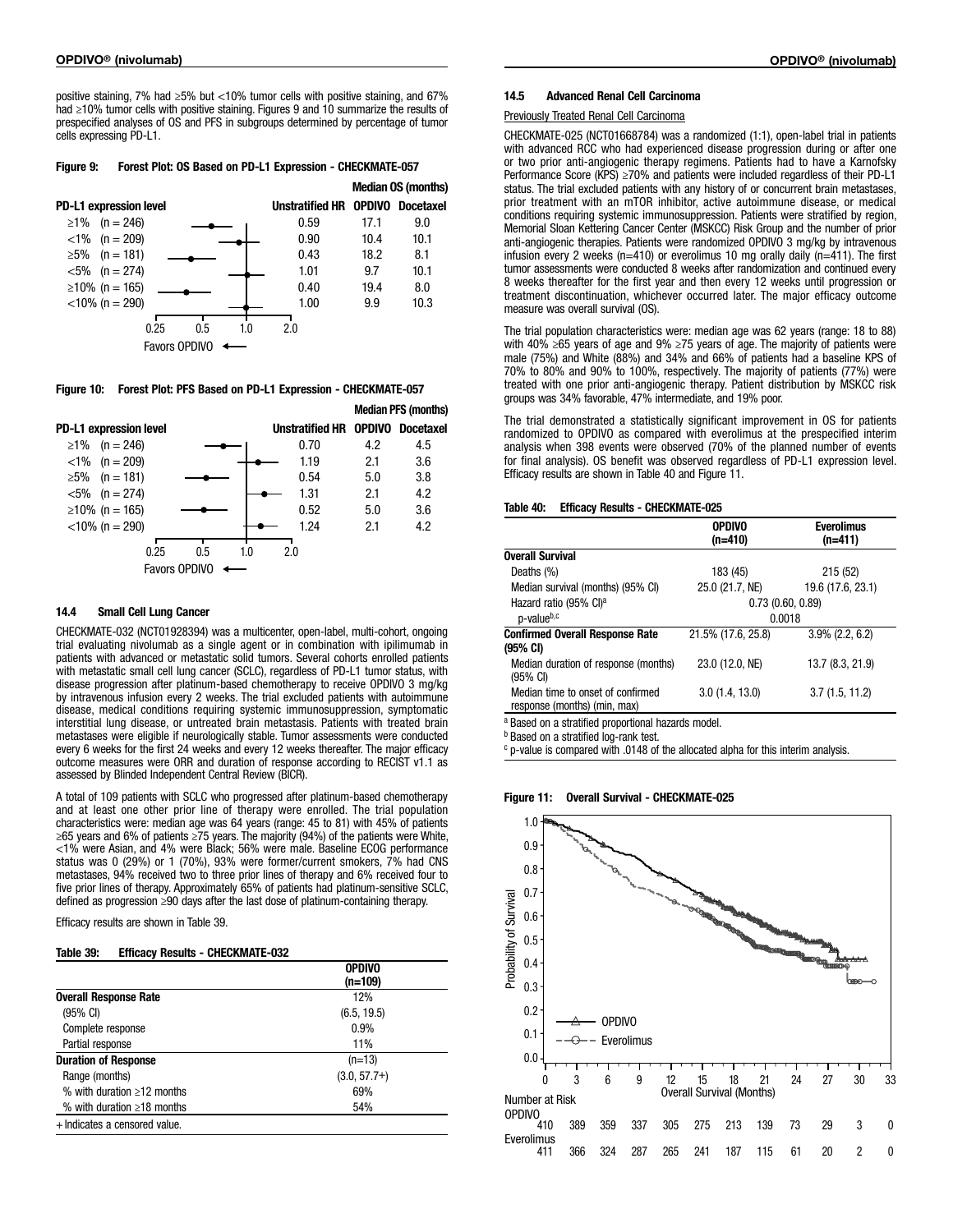positive staining, 7% had ≥5% but <10% tumor cells with positive staining, and 67% had ≥10% tumor cells with positive staining. Figures 9 and 10 summarize the results of prespecified analyses of OS and PFS in subgroups determined by percentage of tumor cells expressing PD-L1.

**Figure 9: Forest Plot: OS Based on PD-L1 Expression - CHECKMATE-057**

Median OS (months)

PD-L1 expression level | Unstratified HR | OPDIVO | Docetaxel

≥1% (n = 246) 0.59 17.1 9.0

<1% (n = 209) 0.90 10.4 10.1

≥5% (n = 181) 0.43 18.2 8.1

<5% (n = 274) 1.01 9.7 10.1

≥10% (n = 165) 0.40 19.4 8.0

<10% (n = 290) 1.00 9.9 10.3

0.25 0.5 1.0 2.0

Favors OPDIVO

**Figure 10: Forest Plot: PFS Based on PD-L1 Expression - CHECKMATE-057**

Median PFS (months)

PD-L1 expression level | Unstratified HR | OPDIVO | Docetaxel

≥1% (n = 246) 0.70 4.2 4.5

<1% (n = 209) 1.19 2.1 3.6

≥5% (n = 181) 0.54 5.0 3.8

<5% (n = 274) 1.31 2.1 4.2

≥10% (n = 165) 0.52 5.0 3.6

<10% (n = 290) 1.24 2.1 4.2

0.25 0.5 1.0 2.0

Favors OPDIVO

## 14.4 Small Cell Lung Cancer

CHECKMATE-032 (NCT01928394) was a multicenter, open-label, multi-cohort, ongoing trial evaluating nivolumab as a single agent or in combination with ipilimumab in patients with advanced or metastatic solid tumors. Several cohorts enrolled patients with metastatic small cell lung cancer (SCLC), regardless of PD-L1 tumor status, with disease progression after platinum-based chemotherapy to receive OPDIVO 3 mg/kg by intravenous infusion every 2 weeks. The trial excluded patients with autoimmune disease, medical conditions requiring systemic immunosuppression, symptomatic interstitial lung disease, or untreated brain metastasis. Patients with treated brain metastases were eligible if neurologically stable. Tumor assessments were conducted every 6 weeks for the first 24 weeks and every 12 weeks thereafter. The major efficacy outcome measures were ORR and duration of response according to RECIST v1.1 as assessed by Blinded Independent Central Review (BICR).

A total of 109 patients with SCLC who progressed after platinum-based chemotherapy and at least one other prior line of therapy were enrolled. The trial population characteristics were: median age was 64 years (range: 45 to 81) with 45% of patients ≥65 years and 6% of patients ≥75 years. The majority (94%) of the patients were White, <1% were Asian, and 4% were Black; 56% were male. Baseline ECOG performance status was 0 (29%) or 1 (70%), 93% were former/current smokers, 7% had CNS metastases, 94% received two to three prior lines of therapy and 6% received four to five prior lines of therapy. Approximately 65% of patients had platinum-sensitive SCLC, defined as progression ≥90 days after the last dose of platinum-containing therapy.

Efficacy results are shown in Table 39.

**Table 39: Efficacy Results - CHECKMATE-032**

| | OPDIVO (n=109) |
|---|---|
| **Overall Response Rate** | 12% |
| (95% CI) | (6.5, 19.5) |
| Complete response | 0.9% |
| Partial response | 11% |
| **Duration of Response** | (n=13) |
| Range (months) | (3.0, 57.7+) |
| % with duration ≥12 months | 69% |
| % with duration ≥18 months | 54% |

+ Indicates a censored value.

## 14.5 Advanced Renal Cell Carcinoma

Previously Treated Renal Cell Carcinoma

CHECKMATE-025 (NCT01668784) was a randomized (1:1), open-label trial in patients with advanced RCC who had experienced disease progression during or after one or two prior anti-angiogenic therapy regimens. Patients had to have a Karnofsky Performance Score (KPS) ≥70% and patients were included regardless of their PD-L1 status. The trial excluded patients with any history of or concurrent brain metastases, prior treatment with an mTOR inhibitor, active autoimmune disease, or medical conditions requiring systemic immunosuppression. Patients were stratified by region, Memorial Sloan Kettering Cancer Center (MSKCC) Risk Group and the number of prior anti-angiogenic therapies. Patients were randomized OPDIVO 3 mg/kg by intravenous infusion every 2 weeks (n=410) or everolimus 10 mg orally daily (n=411). The first tumor assessments were conducted 8 weeks after randomization and continued every 8 weeks thereafter for the first year and then every 12 weeks until progression or treatment discontinuation, whichever occurred later. The major efficacy outcome measure was overall survival (OS).

The trial population characteristics were: median age was 62 years (range: 18 to 88) with 40% ≥65 years of age and 9% ≥75 years of age. The majority of patients were male (75%) and White (88%) and 34% and 66% of patients had a baseline KPS of 70% to 80% and 90% to 100%, respectively. The majority of patients (77%) were treated with one prior anti-angiogenic therapy. Patient distribution by MSKCC risk groups was 34% favorable, 47% intermediate, and 19% poor.

The trial demonstrated a statistically significant improvement in OS for patients randomized to OPDIVO as compared with everolimus at the prespecified interim analysis when 398 events were observed (70% of the planned number of events for final analysis). OS benefit was observed regardless of PD-L1 expression level. Efficacy results are shown in Table 40 and Figure 11.

**Table 40: Efficacy Results - CHECKMATE-025**

| | OPDIVO (n=410) | Everolimus (n=411) |
|---|---|---|
| **Overall Survival** | | |
| Deaths (%) | 183 (45) | 215 (52) |
| Median survival (months) (95% CI) | 25.0 (21.7, NE) | 19.6 (17.6, 23.1) |
| Hazard ratio (95% CI)[a] | 0.73 (0.60, 0.89) | |
| p-value[b,c] | 0.0018 | |
| **Confirmed Overall Response Rate (95% CI)** | 21.5% (17.6, 25.8) | 3.9% (2.2, 6.2) |
| Median duration of response (months) (95% CI) | 23.0 (12.0, NE) | 13.7 (8.3, 21.9) |
| Median time to onset of confirmed response (months) (min, max) | 3.0 (1.4, 13.0) | 3.7 (1.5, 11.2) |

[a] Based on a stratified proportional hazards model.

[b] Based on a stratified log-rank test.

[c] p-value is compared with .0148 of the allocated alpha for this interim analysis.

**Figure 11: Overall Survival - CHECKMATE-025**

Probability of Survival

1.0 0.9 0.8 0.7 0.6 0.5 0.4 0.3 0.2 0.1 0.0

OPDIVO

Everolimus

0 3 6 9 12 15 18 21 24 27 30 33

Overall Survival (Months)

Number at Risk

OPDIVO

410 389 359 337 305 275 213 139 73 29 3 0

Everolimus

411 366 324 287 265 241 187 115 61 20 2 0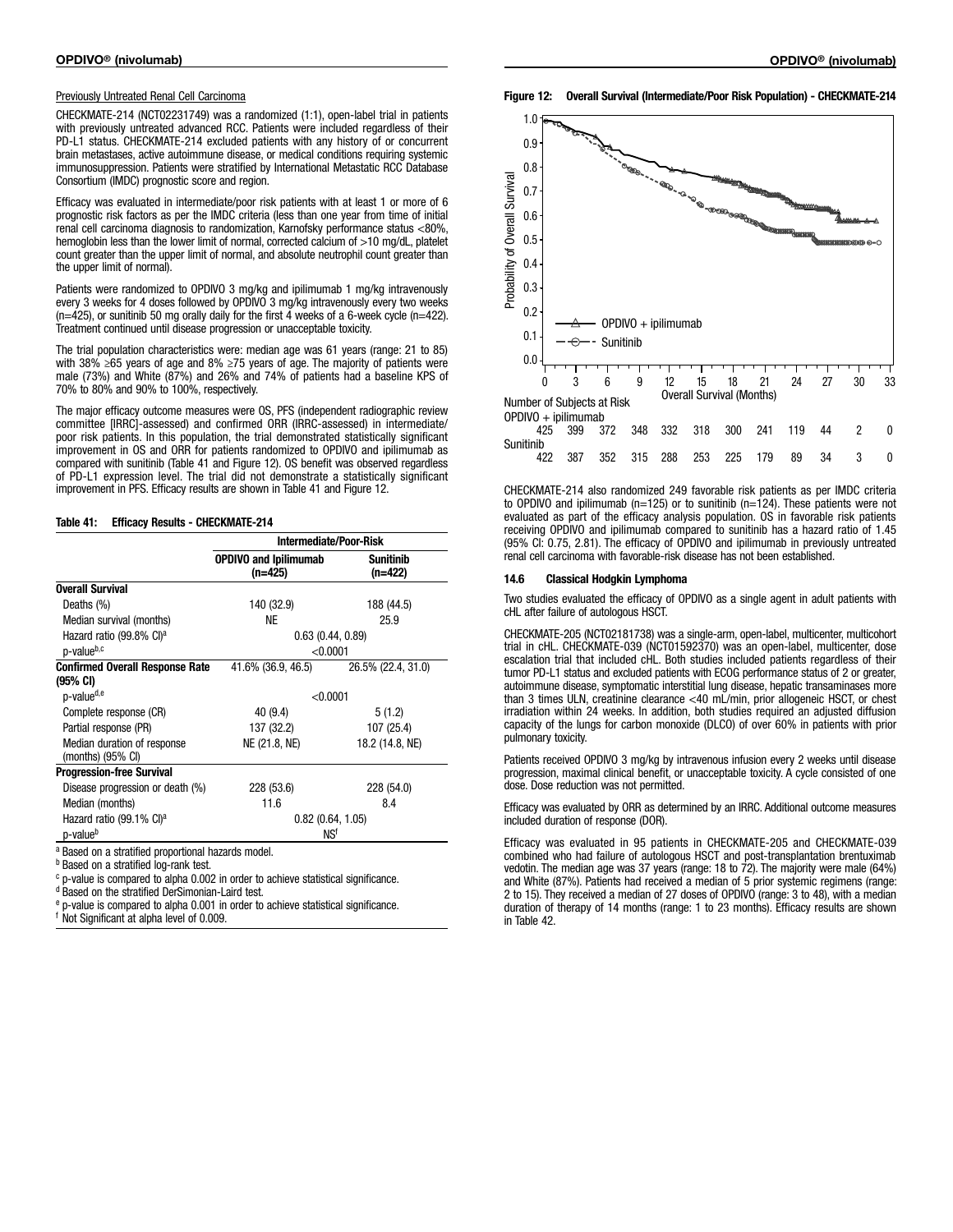#### Previously Untreated Renal Cell Carcinoma

CHECKMATE-214 (NCT02231749) was a randomized (1:1), open-label trial in patients with previously untreated advanced RCC. Patients were included regardless of their PD-L1 status. CHECKMATE-214 excluded patients with any history of or concurrent brain metastases, active autoimmune disease, or medical conditions requiring systemic immunosuppression. Patients were stratified by International Metastatic RCC Database Consortium (IMDC) prognostic score and region.

Efficacy was evaluated in intermediate/poor risk patients with at least 1 or more of 6 prognostic risk factors as per the IMDC criteria (less than one year from time of initial renal cell carcinoma diagnosis to randomization, Karnofsky performance status <80%, hemoglobin less than the lower limit of normal, corrected calcium of >10 mg/dL, platelet count greater than the upper limit of normal, and absolute neutrophil count greater than the upper limit of normal).

Patients were randomized to OPDIVO 3 mg/kg and ipilimumab 1 mg/kg intravenously every 3 weeks for 4 doses followed by OPDIVO 3 mg/kg intravenously every two weeks (n=425), or sunitinib 50 mg orally daily for the first 4 weeks of a 6-week cycle (n=422). Treatment continued until disease progression or unacceptable toxicity.

The trial population characteristics were: median age was 61 years (range: 21 to 85) with 38% ≥65 years of age and 8% ≥75 years of age. The majority of patients were male (73%) and White (87%) and 26% and 74% of patients had a baseline KPS of 70% to 80% and 90% to 100%, respectively.

The major efficacy outcome measures were OS, PFS (independent radiographic review committee [IRRC]-assessed) and confirmed ORR (IRRC-assessed) in intermediate/poor risk patients. In this population, the trial demonstrated statistically significant improvement in OS and ORR for patients randomized to OPDIVO and ipilimumab as compared with sunitinib (Table 41 and Figure 12). OS benefit was observed regardless of PD-L1 expression level. The trial did not demonstrate a statistically significant improvement in PFS. Efficacy results are shown in Table 41 and Figure 12.

**Table 41: Efficacy Results - CHECKMATE-214**

| | Intermediate/Poor-Risk | |
|---|---|---|
| | **OPDIVO and Ipilimumab (n=425)** | **Sunitinib (n=422)** |
| **Overall Survival** | | |
| Deaths (%) | 140 (32.9) | 188 (44.5) |
| Median survival (months) | NE | 25.9 |
| Hazard ratio (99.8% CI)[a] | 0.63 (0.44, 0.89) | |
| p-value[b,c] | <0.0001 | |
| **Confirmed Overall Response Rate (95% CI)** | 41.6% (36.9, 46.5) | 26.5% (22.4, 31.0) |
| p-value[d,e] | <0.0001 | |
| Complete response (CR) | 40 (9.4) | 5 (1.2) |
| Partial response (PR) | 137 (32.2) | 107 (25.4) |
| Median duration of response (months) (95% CI) | NE (21.8, NE) | 18.2 (14.8, NE) |
| **Progression-free Survival** | | |
| Disease progression or death (%) | 228 (53.6) | 228 (54.0) |
| Median (months) | 11.6 | 8.4 |
| Hazard ratio (99.1% CI)[a] | 0.82 (0.64, 1.05) | |
| p-value[b] | NS[f] | |

[a] Based on a stratified proportional hazards model.
[b] Based on a stratified log-rank test.
[c] p-value is compared to alpha 0.002 in order to achieve statistical significance.
[d] Based on the stratified DerSimonian-Laird test.
[e] p-value is compared to alpha 0.001 in order to achieve statistical significance.
[f] Not Significant at alpha level of 0.009.

**Figure 12: Overall Survival (Intermediate/Poor Risk Population) - CHECKMATE-214**

Probability of Overall Survival
1.0
0.9
0.8
0.7
0.6
0.5
0.4
0.3
0.2
0.1
0.0
0 3 6 9 12 15 18 21 24 27 30 33
Overall Survival (Months)
OPDIVO + ipilimumab
Sunitinib

Number of Subjects at Risk
OPDIVO + ipilimumab
425 399 372 348 332 318 300 241 119 44 2 0
Sunitinib
422 387 352 315 288 253 225 179 89 34 3 0

CHECKMATE-214 also randomized 249 favorable risk patients as per IMDC criteria to OPDIVO and ipilimumab (n=125) or to sunitinib (n=124). These patients were not evaluated as part of the efficacy analysis population. OS in favorable risk patients receiving OPDIVO and ipilimumab compared to sunitinib has a hazard ratio of 1.45 (95% CI: 0.75, 2.81). The efficacy of OPDIVO and ipilimumab in previously untreated renal cell carcinoma with favorable-risk disease has not been established.

### 14.6 Classical Hodgkin Lymphoma

Two studies evaluated the efficacy of OPDIVO as a single agent in adult patients with cHL after failure of autologous HSCT.

CHECKMATE-205 (NCT02181738) was a single-arm, open-label, multicenter, multicohort trial in cHL. CHECKMATE-039 (NCT01592370) was an open-label, multicenter, dose escalation trial that included cHL. Both studies included patients regardless of their tumor PD-L1 status and excluded patients with ECOG performance status of 2 or greater, autoimmune disease, symptomatic interstitial lung disease, hepatic transaminases more than 3 times ULN, creatinine clearance <40 mL/min, prior allogeneic HSCT, or chest irradiation within 24 weeks. In addition, both studies required an adjusted diffusion capacity of the lungs for carbon monoxide (DLCO) of over 60% in patients with prior pulmonary toxicity.

Patients received OPDIVO 3 mg/kg by intravenous infusion every 2 weeks until disease progression, maximal clinical benefit, or unacceptable toxicity. A cycle consisted of one dose. Dose reduction was not permitted.

Efficacy was evaluated by ORR as determined by an IRRC. Additional outcome measures included duration of response (DOR).

Efficacy was evaluated in 95 patients in CHECKMATE-205 and CHECKMATE-039 combined who had failure of autologous HSCT and post-transplantation brentuximab vedotin. The median age was 37 years (range: 18 to 72). The majority were male (64%) and White (87%). Patients had received a median of 5 prior systemic regimens (range: 2 to 15). They received a median of 27 doses of OPDIVO (range: 3 to 48), with a median duration of therapy of 14 months (range: 1 to 23 months). Efficacy results are shown in Table 42.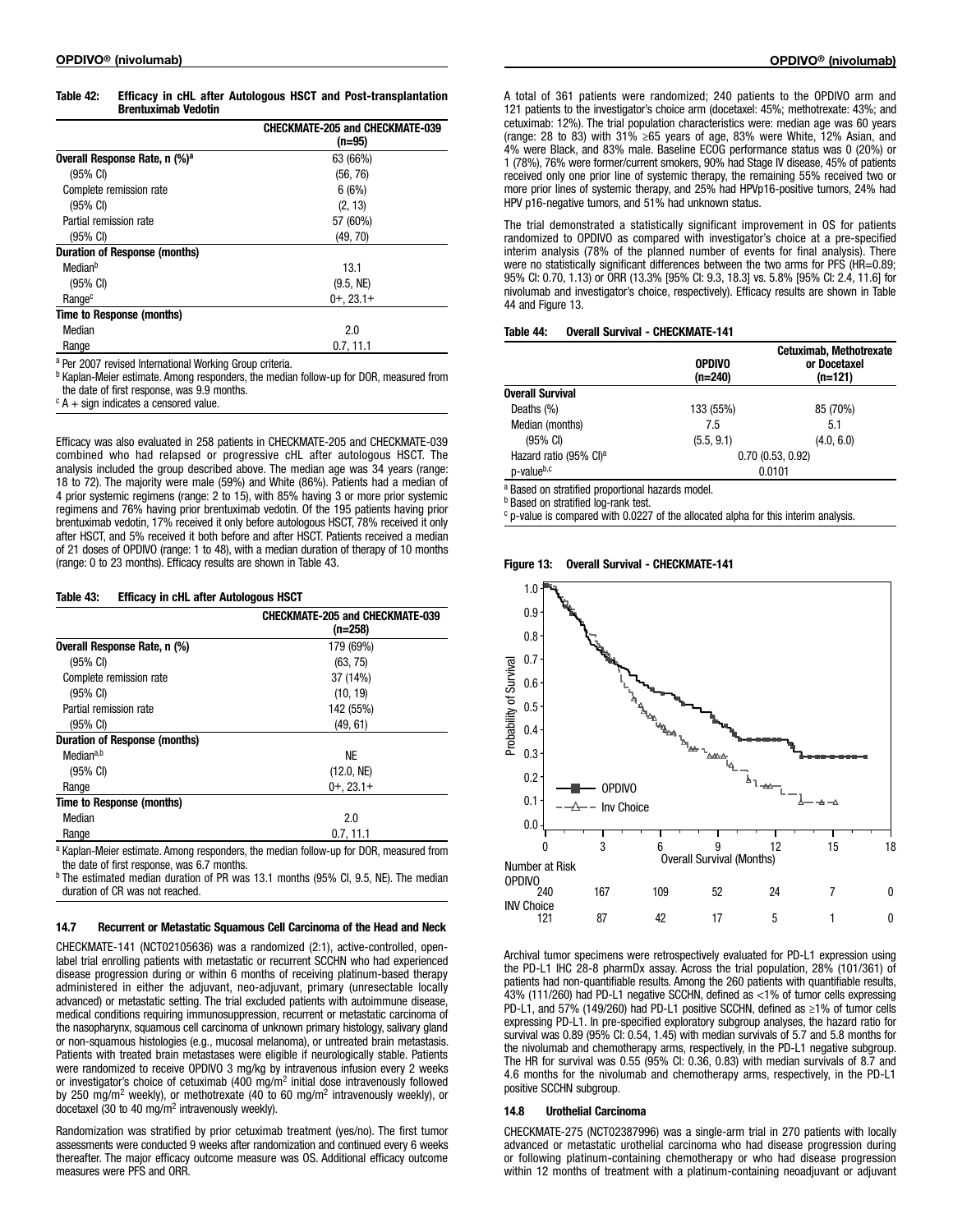**Table 42: Efficacy in cHL after Autologous HSCT and Post-transplantation Brentuximab Vedotin**

| | CHECKMATE-205 and CHECKMATE-039 (n=95) |
|---|---|
| **Overall Response Rate, n (%)[a]** | 63 (66%) |
| (95% CI) | (56, 76) |
| Complete remission rate | 6 (6%) |
| (95% CI) | (2, 13) |
| Partial remission rate | 57 (60%) |
| (95% CI) | (49, 70) |
| **Duration of Response (months)** | |
| Median[b] | 13.1 |
| (95% CI) | (9.5, NE) |
| Range[c] | 0+, 23.1+ |
| **Time to Response (months)** | |
| Median | 2.0 |
| Range | 0.7, 11.1 |

[a] Per 2007 revised International Working Group criteria.
[b] Kaplan-Meier estimate. Among responders, the median follow-up for DOR, measured from the date of first response, was 9.9 months.
[c] A + sign indicates a censored value.

Efficacy was also evaluated in 258 patients in CHECKMATE-205 and CHECKMATE-039 combined who had relapsed or progressive cHL after autologous HSCT. The analysis included the group described above. The median age was 34 years (range: 18 to 72). The majority were male (59%) and White (86%). Patients had a median of 4 prior systemic regimens (range: 2 to 15), with 85% having 3 or more prior systemic regimens and 76% having prior brentuximab vedotin. Of the 195 patients having prior brentuximab vedotin, 17% received it only before autologous HSCT, 78% received it only after HSCT, and 5% received it both before and after HSCT. Patients received a median of 21 doses of OPDIVO (range: 1 to 48), with a median duration of therapy of 10 months (range: 0 to 23 months). Efficacy results are shown in Table 43.

**Table 43: Efficacy in cHL after Autologous HSCT**

| | CHECKMATE-205 and CHECKMATE-039 (n=258) |
|---|---|
| **Overall Response Rate, n (%)** | 179 (69%) |
| (95% CI) | (63, 75) |
| Complete remission rate | 37 (14%) |
| (95% CI) | (10, 19) |
| Partial remission rate | 142 (55%) |
| (95% CI) | (49, 61) |
| **Duration of Response (months)** | |
| Median[a,b] | NE |
| (95% CI) | (12.0, NE) |
| Range | 0+, 23.1+ |
| **Time to Response (months)** | |
| Median | 2.0 |
| Range | 0.7, 11.1 |

[a] Kaplan-Meier estimate. Among responders, the median follow-up for DOR, measured from the date of first response, was 6.7 months.
[b] The estimated median duration of PR was 13.1 months (95% CI, 9.5, NE). The median duration of CR was not reached.

### 14.7 Recurrent or Metastatic Squamous Cell Carcinoma of the Head and Neck

CHECKMATE-141 (NCT02105636) was a randomized (2:1), active-controlled, open-label trial enrolling patients with metastatic or recurrent SCCHN who had experienced disease progression during or within 6 months of receiving platinum-based therapy administered in either the adjuvant, neo-adjuvant, primary (unresectable locally advanced) or metastatic setting. The trial excluded patients with autoimmune disease, medical conditions requiring immunosuppression, recurrent or metastatic carcinoma of the nasopharynx, squamous cell carcinoma of unknown primary histology, salivary gland or non-squamous histologies (e.g., mucosal melanoma), or untreated brain metastasis. Patients with treated brain metastases were eligible if neurologically stable. Patients were randomized to receive OPDIVO 3 mg/kg by intravenous infusion every 2 weeks or investigator's choice of cetuximab (400 mg/m$^2$ initial dose intravenously followed by 250 mg/m$^2$ weekly), or methotrexate (40 to 60 mg/m$^2$ intravenously weekly), or docetaxel (30 to 40 mg/m$^2$ intravenously weekly).

Randomization was stratified by prior cetuximab treatment (yes/no). The first tumor assessments were conducted 9 weeks after randomization and continued every 6 weeks thereafter. The major efficacy outcome measure was OS. Additional efficacy outcome measures were PFS and ORR.

A total of 361 patients were randomized; 240 patients to the OPDIVO arm and 121 patients to the investigator's choice arm (docetaxel: 45%; methotrexate: 43%; and cetuximab: 12%). The trial population characteristics were: median age was 60 years (range: 28 to 83) with 31% ≥65 years of age, 83% were White, 12% Asian, and 4% were Black, and 83% male. Baseline ECOG performance status was 0 (20%) or 1 (78%), 76% were former/current smokers, 90% had Stage IV disease, 45% of patients received only one prior line of systemic therapy, the remaining 55% received two or more prior lines of systemic therapy, and 25% had HPVp16-positive tumors, 24% had HPV p16-negative tumors, and 51% had unknown status.

The trial demonstrated a statistically significant improvement in OS for patients randomized to OPDIVO as compared with investigator's choice at a pre-specified interim analysis (78% of the planned number of events for final analysis). There were no statistically significant differences between the two arms for PFS (HR=0.89; 95% CI: 0.70, 1.13) or ORR (13.3% [95% CI: 9.3, 18.3] vs. 5.8% [95% CI: 2.4, 11.6] for nivolumab and investigator's choice, respectively). Efficacy results are shown in Table 44 and Figure 13.

**Table 44: Overall Survival - CHECKMATE-141**

| | OPDIVO (n=240) | Cetuximab, Methotrexate or Docetaxel (n=121) |
|---|---|---|
| **Overall Survival** | | |
| Deaths (%) | 133 (55%) | 85 (70%) |
| Median (months) | 7.5 | 5.1 |
| (95% CI) | (5.5, 9.1) | (4.0, 6.0) |
| Hazard ratio (95% CI)[a] | 0.70 (0.53, 0.92) | |
| p-value[b,c] | 0.0101 | |

[a] Based on stratified proportional hazards model.
[b] Based on stratified log-rank test.
[c] p-value is compared with 0.0227 of the allocated alpha for this interim analysis.

**Figure 13: Overall Survival - CHECKMATE-141**

Probability of Survival
1.0
0.9
0.8
0.7
0.6
0.5
0.4
0.3
0.2
0.1
0.0
OPDIVO
Inv Choice
0 3 6 9 12 15 18
Overall Survival (Months)
Number at Risk
OPDIVO
240 167 109 52 24 7 0
INV Choice
121 87 42 17 5 1 0

Archival tumor specimens were retrospectively evaluated for PD-L1 expression using the PD-L1 IHC 28-8 pharmDx assay. Across the trial population, 28% (101/361) of patients had non-quantifiable results. Among the 260 patients with quantifiable results, 43% (111/260) had PD-L1 negative SCCHN, defined as <1% of tumor cells expressing PD-L1, and 57% (149/260) had PD-L1 positive SCCHN, defined as ≥1% of tumor cells expressing PD-L1. In pre-specified exploratory subgroup analyses, the hazard ratio for survival was 0.89 (95% CI: 0.54, 1.45) with median survivals of 5.7 and 5.8 months for the nivolumab and chemotherapy arms, respectively, in the PD-L1 negative subgroup. The HR for survival was 0.55 (95% CI: 0.36, 0.83) with median survivals of 8.7 and 4.6 months for the nivolumab and chemotherapy arms, respectively, in the PD-L1 positive SCCHN subgroup.

### 14.8 Urothelial Carcinoma

CHECKMATE-275 (NCT02387996) was a single-arm trial in 270 patients with locally advanced or metastatic urothelial carcinoma who had disease progression during or following platinum-containing chemotherapy or who had disease progression within 12 months of treatment with a platinum-containing neoadjuvant or adjuvant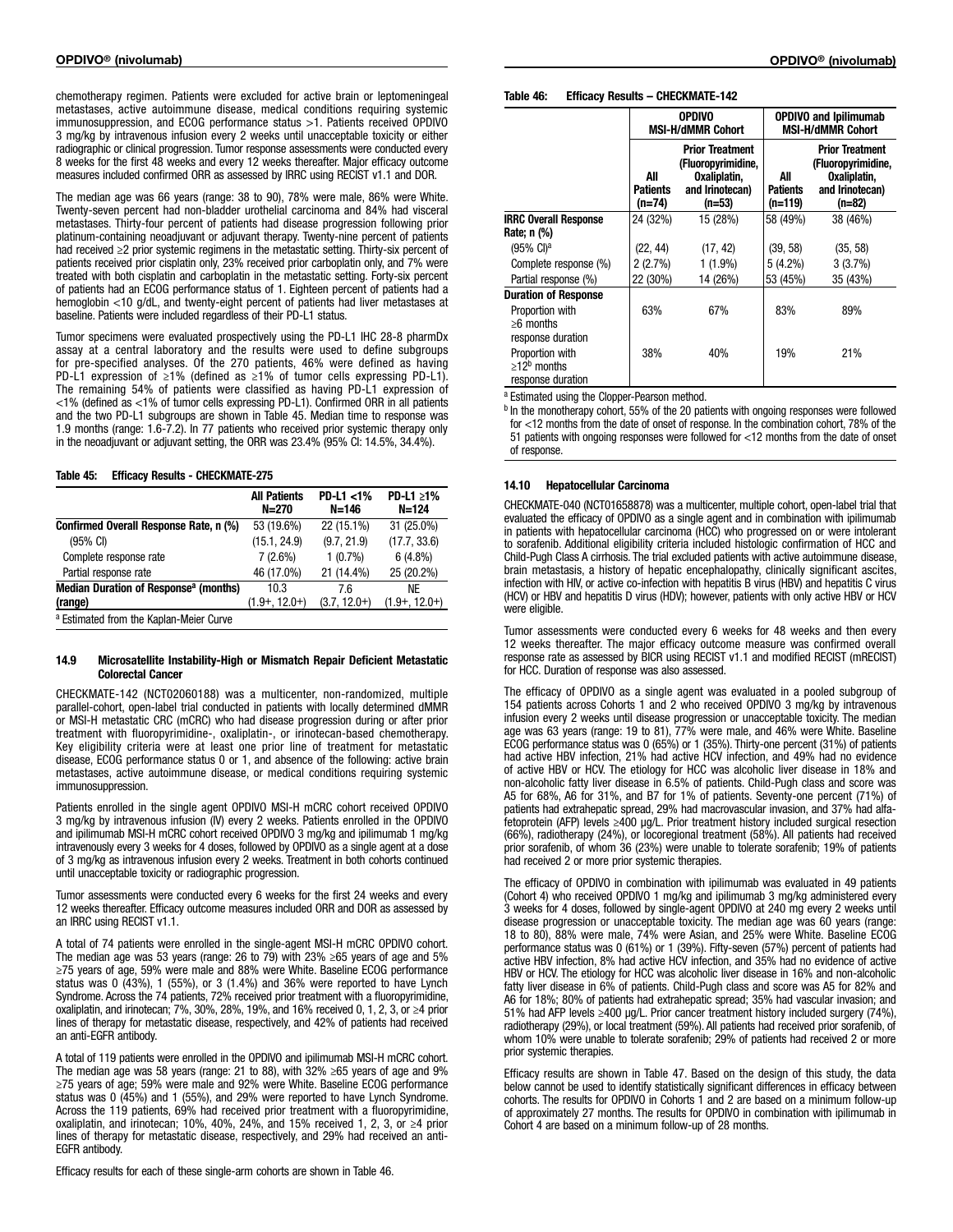chemotherapy regimen. Patients were excluded for active brain or leptomeningeal metastases, active autoimmune disease, medical conditions requiring systemic immunosuppression, and ECOG performance status >1. Patients received OPDIVO 3 mg/kg by intravenous infusion every 2 weeks until unacceptable toxicity or either radiographic or clinical progression. Tumor response assessments were conducted every 8 weeks for the first 48 weeks and every 12 weeks thereafter. Major efficacy outcome measures included confirmed ORR as assessed by IRRC using RECIST v1.1 and DOR.

The median age was 66 years (range: 38 to 90), 78% were male, 86% were White. Twenty-seven percent had non-bladder urothelial carcinoma and 84% had visceral metastases. Thirty-four percent of patients had disease progression following prior platinum-containing neoadjuvant or adjuvant therapy. Twenty-nine percent of patients had received ≥2 prior systemic regimens in the metastatic setting. Thirty-six percent of patients received prior cisplatin only, 23% received prior carboplatin only, and 7% were treated with both cisplatin and carboplatin in the metastatic setting. Forty-six percent of patients had an ECOG performance status of 1. Eighteen percent of patients had a hemoglobin <10 g/dL, and twenty-eight percent of patients had liver metastases at baseline. Patients were included regardless of their PD-L1 status.

Tumor specimens were evaluated prospectively using the PD-L1 IHC 28-8 pharmDx assay at a central laboratory and the results were used to define subgroups for pre-specified analyses. Of the 270 patients, 46% were defined as having PD-L1 expression of ≥1% (defined as ≥1% of tumor cells expressing PD-L1). The remaining 54% of patients were classified as having PD-L1 expression of <1% (defined as <1% of tumor cells expressing PD-L1). Confirmed ORR in all patients and the two PD-L1 subgroups are shown in Table 45. Median time to response was 1.9 months (range: 1.6-7.2). In 77 patients who received prior systemic therapy only in the neoadjuvant or adjuvant setting, the ORR was 23.4% (95% CI: 14.5%, 34.4%).

**Table 45: Efficacy Results - CHECKMATE-275**

| | All Patients N=270 | PD-L1 <1% N=146 | PD-L1 ≥1% N=124 |
|---|---|---|---|
| **Confirmed Overall Response Rate, n (%)** | 53 (19.6%) | 22 (15.1%) | 31 (25.0%) |
| (95% CI) | (15.1, 24.9) | (9.7, 21.9) | (17.7, 33.6) |
| Complete response rate | 7 (2.6%) | 1 (0.7%) | 6 (4.8%) |
| Partial response rate | 46 (17.0%) | 21 (14.4%) | 25 (20.2%) |
| **Median Duration of Response[a] (months) (range)** | 10.3 (1.9+, 12.0+) | 7.6 (3.7, 12.0+) | NE (1.9+, 12.0+) |

[a] Estimated from the Kaplan-Meier Curve

### 14.9 Microsatellite Instability-High or Mismatch Repair Deficient Metastatic Colorectal Cancer

CHECKMATE-142 (NCT02060188) was a multicenter, non-randomized, multiple parallel-cohort, open-label trial conducted in patients with locally determined dMMR or MSI-H metastatic CRC (mCRC) who had disease progression during or after prior treatment with fluoropyrimidine-, oxaliplatin-, or irinotecan-based chemotherapy. Key eligibility criteria were at least one prior line of treatment for metastatic disease, ECOG performance status 0 or 1, and absence of the following: active brain metastases, active autoimmune disease, or medical conditions requiring systemic immunosuppression.

Patients enrolled in the single agent OPDIVO MSI-H mCRC cohort received OPDIVO 3 mg/kg by intravenous infusion (IV) every 2 weeks. Patients enrolled in the OPDIVO and ipilimumab MSI-H mCRC cohort received OPDIVO 3 mg/kg and ipilimumab 1 mg/kg intravenously every 3 weeks for 4 doses, followed by OPDIVO as a single agent at a dose of 3 mg/kg as intravenous infusion every 2 weeks. Treatment in both cohorts continued until unacceptable toxicity or radiographic progression.

Tumor assessments were conducted every 6 weeks for the first 24 weeks and every 12 weeks thereafter. Efficacy outcome measures included ORR and DOR as assessed by an IRRC using RECIST v1.1.

A total of 74 patients were enrolled in the single-agent MSI-H mCRC OPDIVO cohort. The median age was 53 years (range: 26 to 79) with 23% ≥65 years of age and 5% ≥75 years of age, 59% were male and 88% were White. Baseline ECOG performance status was 0 (43%), 1 (55%), or 3 (1.4%) and 36% were reported to have Lynch Syndrome. Across the 74 patients, 72% received prior treatment with a fluoropyrimidine, oxaliplatin, and irinotecan; 7%, 30%, 28%, 19%, and 16% received 0, 1, 2, 3, or ≥4 prior lines of therapy for metastatic disease, respectively, and 42% of patients had received an anti-EGFR antibody.

A total of 119 patients were enrolled in the OPDIVO and ipilimumab MSI-H mCRC cohort. The median age was 58 years (range: 21 to 88), with 32% ≥65 years of age and 9% ≥75 years of age; 59% were male and 92% were White. Baseline ECOG performance status was 0 (45%) and 1 (55%), and 29% were reported to have Lynch Syndrome. Across the 119 patients, 69% had received prior treatment with a fluoropyrimidine, oxaliplatin, and irinotecan; 10%, 40%, 24%, and 15% received 1, 2, 3, or ≥4 prior lines of therapy for metastatic disease, respectively, and 29% had received an anti-EGFR antibody.

Efficacy results for each of these single-arm cohorts are shown in Table 46.

**Table 46: Efficacy Results – CHECKMATE-142**

| | OPDIVO MSI-H/dMMR Cohort | | OPDIVO and Ipilimumab MSI-H/dMMR Cohort | |
|---|---|---|---|---|
| | All Patients (n=74) | Prior Treatment (Fluoropyrimidine, Oxaliplatin, and Irinotecan) (n=53) | All Patients (n=119) | Prior Treatment (Fluoropyrimidine, Oxaliplatin, and Irinotecan) (n=82) |
| **IRRC Overall Response Rate; n (%)** | 24 (32%) | 15 (28%) | 58 (49%) | 38 (46%) |
| (95% CI)[a] | (22, 44) | (17, 42) | (39, 58) | (35, 58) |
| Complete response (%) | 2 (2.7%) | 1 (1.9%) | 5 (4.2%) | 3 (3.7%) |
| Partial response (%) | 22 (30%) | 14 (26%) | 53 (45%) | 35 (43%) |
| **Duration of Response** | | | | |
| Proportion with ≥6 months response duration | 63% | 67% | 83% | 89% |
| Proportion with ≥12[b] months response duration | 38% | 40% | 19% | 21% |

[a] Estimated using the Clopper-Pearson method.

[b] In the monotherapy cohort, 55% of the 20 patients with ongoing responses were followed for <12 months from the date of onset of response. In the combination cohort, 78% of the 51 patients with ongoing responses were followed for <12 months from the date of onset of response.

### 14.10 Hepatocellular Carcinoma

CHECKMATE-040 (NCT01658878) was a multicenter, multiple cohort, open-label trial that evaluated the efficacy of OPDIVO as a single agent and in combination with ipilimumab in patients with hepatocellular carcinoma (HCC) who progressed on or were intolerant to sorafenib. Additional eligibility criteria included histologic confirmation of HCC and Child-Pugh Class A cirrhosis. The trial excluded patients with active autoimmune disease, brain metastasis, a history of hepatic encephalopathy, clinically significant ascites, infection with HIV, or active co-infection with hepatitis B virus (HBV) and hepatitis C virus (HCV) or HBV and hepatitis D virus (HDV); however, patients with only active HBV or HCV were eligible.

Tumor assessments were conducted every 6 weeks for 48 weeks and then every 12 weeks thereafter. The major efficacy outcome measure was confirmed overall response rate as assessed by BICR using RECIST v1.1 and modified RECIST (mRECIST) for HCC. Duration of response was also assessed.

The efficacy of OPDIVO as a single agent was evaluated in a pooled subgroup of 154 patients across Cohorts 1 and 2 who received OPDIVO 3 mg/kg by intravenous infusion every 2 weeks until disease progression or unacceptable toxicity. The median age was 63 years (range: 19 to 81), 77% were male, and 46% were White. Baseline ECOG performance status was 0 (65%) or 1 (35%). Thirty-one percent (31%) of patients had active HBV infection, 21% had active HCV infection, and 49% had no evidence of active HBV or HCV. The etiology for HCC was alcoholic liver disease in 18% and non-alcoholic fatty liver disease in 6.5% of patients. Child-Pugh class and score was A5 for 68%, A6 for 31%, and B7 for 1% of patients. Seventy-one percent (71%) of patients had extrahepatic spread, 29% had macrovascular invasion, and 37% had alfa-fetoprotein (AFP) levels ≥400 µg/L. Prior treatment history included surgical resection (66%), radiotherapy (24%), or locoregional treatment (58%). All patients had received prior sorafenib, of whom 36 (23%) were unable to tolerate sorafenib; 19% of patients had received 2 or more prior systemic therapies.

The efficacy of OPDIVO in combination with ipilimumab was evaluated in 49 patients (Cohort 4) who received OPDIVO 1 mg/kg and ipilimumab 3 mg/kg administered every 3 weeks for 4 doses, followed by single-agent OPDIVO at 240 mg every 2 weeks until disease progression or unacceptable toxicity. The median age was 60 years (range: 18 to 80), 88% were male, 74% were Asian, and 25% were White. Baseline ECOG performance status was 0 (61%) or 1 (39%). Fifty-seven (57%) percent of patients had active HBV infection, 8% had active HCV infection, and 35% had no evidence of active HBV or HCV. The etiology for HCC was alcoholic liver disease in 16% and non-alcoholic fatty liver disease in 6% of patients. Child-Pugh class and score was A5 for 82% and A6 for 18%; 80% of patients had extrahepatic spread; 35% had vascular invasion; and 51% had AFP levels ≥400 µg/L. Prior cancer treatment history included surgery (74%), radiotherapy (29%), or local treatment (59%). All patients had received prior sorafenib, of whom 10% were unable to tolerate sorafenib; 29% of patients had received 2 or more prior systemic therapies.

Efficacy results are shown in Table 47. Based on the design of this study, the data below cannot be used to identify statistically significant differences in efficacy between cohorts. The results for OPDIVO in Cohorts 1 and 2 are based on a minimum follow-up of approximately 27 months. The results for OPDIVO in combination with ipilimumab in Cohort 4 are based on a minimum follow-up of 28 months.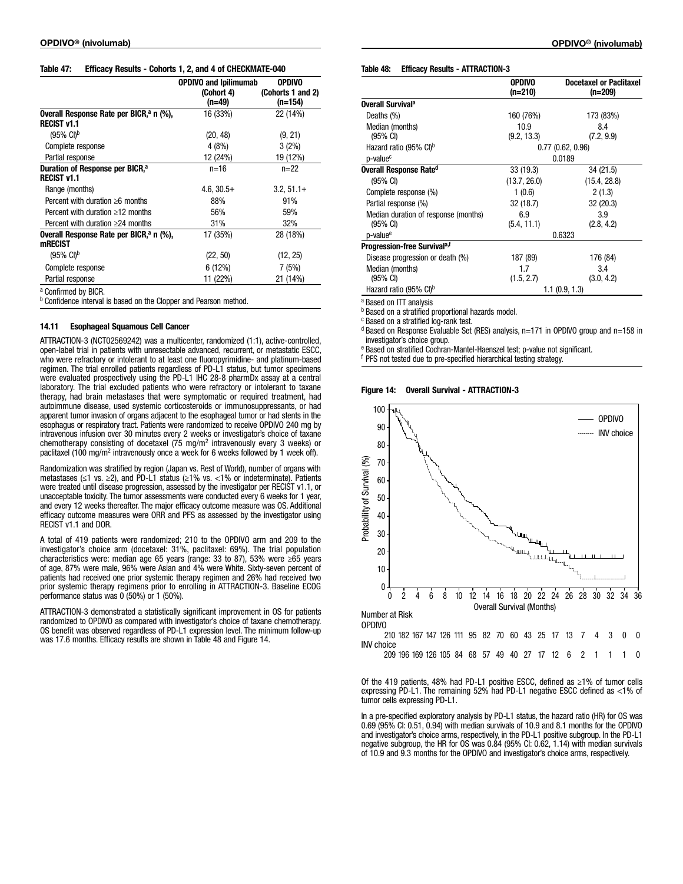**Table 47: Efficacy Results - Cohorts 1, 2, and 4 of CHECKMATE-040**

| | OPDIVO and Ipilimumab (Cohort 4) (n=49) | OPDIVO (Cohorts 1 and 2) (n=154) |
|---|---|---|
| **Overall Response Rate per BICR,[a] n (%), RECIST v1.1** | 16 (33%) | 22 (14%) |
| (95% CI)[b] | (20, 48) | (9, 21) |
| Complete response | 4 (8%) | 3 (2%) |
| Partial response | 12 (24%) | 19 (12%) |
| **Duration of Response per BICR,[a] RECIST v1.1** | n=16 | n=22 |
| Range (months) | 4.6, 30.5+ | 3.2, 51.1+ |
| Percent with duration ≥6 months | 88% | 91% |
| Percent with duration ≥12 months | 56% | 59% |
| Percent with duration ≥24 months | 31% | 32% |
| **Overall Response Rate per BICR,[a] n (%), mRECIST** | 17 (35%) | 28 (18%) |
| (95% CI)[b] | (22, 50) | (12, 25) |
| Complete response | 6 (12%) | 7 (5%) |
| Partial response | 11 (22%) | 21 (14%) |

[a] Confirmed by BICR.
[b] Confidence interval is based on the Clopper and Pearson method.

### 14.11 Esophageal Squamous Cell Cancer

ATTRACTION-3 (NCT02569242) was a multicenter, randomized (1:1), active-controlled, open-label trial in patients with unresectable advanced, recurrent, or metastatic ESCC, who were refractory or intolerant to at least one fluoropyrimidine- and platinum-based regimen. The trial enrolled patients regardless of PD-L1 status, but tumor specimens were evaluated prospectively using the PD-L1 IHC 28-8 pharmDx assay at a central laboratory. The trial excluded patients who were refractory or intolerant to taxane therapy, had brain metastases that were symptomatic or required treatment, had autoimmune disease, used systemic corticosteroids or immunosuppressants, or had apparent tumor invasion of organs adjacent to the esophageal tumor or had stents in the esophagus or respiratory tract. Patients were randomized to receive OPDIVO 240 mg by intravenous infusion over 30 minutes every 2 weeks or investigator's choice of taxane chemotherapy consisting of docetaxel (75 mg/m$^2$ intravenously every 3 weeks) or paclitaxel (100 mg/m$^2$ intravenously once a week for 6 weeks followed by 1 week off).

Randomization was stratified by region (Japan vs. Rest of World), number of organs with metastases (≤1 vs. ≥2), and PD-L1 status (≥1% vs. <1% or indeterminate). Patients were treated until disease progression, assessed by the investigator per RECIST v1.1, or unacceptable toxicity. The tumor assessments were conducted every 6 weeks for 1 year, and every 12 weeks thereafter. The major efficacy outcome measure was OS. Additional efficacy outcome measures were ORR and PFS as assessed by the investigator using RECIST v1.1 and DOR.

A total of 419 patients were randomized; 210 to the OPDIVO arm and 209 to the investigator's choice arm (docetaxel: 31%, paclitaxel: 69%). The trial population characteristics were: median age 65 years (range: 33 to 87), 53% were ≥65 years of age, 87% were male, 96% were Asian and 4% were White. Sixty-seven percent of patients had received one prior systemic therapy regimen and 26% had received two prior systemic therapy regimens prior to enrolling in ATTRACTION-3. Baseline ECOG performance status was 0 (50%) or 1 (50%).

ATTRACTION-3 demonstrated a statistically significant improvement in OS for patients randomized to OPDIVO as compared with investigator's choice of taxane chemotherapy. OS benefit was observed regardless of PD-L1 expression level. The minimum follow-up was 17.6 months. Efficacy results are shown in Table 48 and Figure 14.

**Table 48: Efficacy Results - ATTRACTION-3**

| | OPDIVO (n=210) | Docetaxel or Paclitaxel (n=209) |
|---|---|---|
| **Overall Survival[a]** | | |
| Deaths (%) | 160 (76%) | 173 (83%) |
| Median (months) (95% CI) | 10.9 (9.2, 13.3) | 8.4 (7.2, 9.9) |
| Hazard ratio (95% CI)[b] | 0.77 (0.62, 0.96) | |
| p-value[c] | 0.0189 | |
| **Overall Response Rate[d]** | 33 (19.3) | 34 (21.5) |
| (95% CI) | (13.7, 26.0) | (15.4, 28.8) |
| Complete response (%) | 1 (0.6) | 2 (1.3) |
| Partial response (%) | 32 (18.7) | 32 (20.3) |
| Median duration of response (months) (95% CI) | 6.9 (5.4, 11.1) | 3.9 (2.8, 4.2) |
| p-value[e] | 0.6323 | |
| **Progression-free Survival[a,f]** | | |
| Disease progression or death (%) | 187 (89) | 176 (84) |
| Median (months) (95% CI) | 1.7 (1.5, 2.7) | 3.4 (3.0, 4.2) |
| Hazard ratio (95% CI)[b] | 1.1 (0.9, 1.3) | |

[a] Based on ITT analysis
[b] Based on a stratified proportional hazards model.
[c] Based on a stratified log-rank test.
[d] Based on Response Evaluable Set (RES) analysis, n=171 in OPDIVO group and n=158 in investigator's choice group.
[e] Based on stratified Cochran-Mantel-Haenszel test; p-value not significant.
[f] PFS not tested due to pre-specified hierarchical testing strategy.

**Figure 14: Overall Survival - ATTRACTION-3**

OPDIVO
INV choice
Probability of Survival (%)
Overall Survival (Months)
0 2 4 6 8 10 12 14 16 18 20 22 24 26 28 30 32 34 36

Number at Risk
OPDIVO
210 182 167 147 126 111 95 82 70 60 43 25 17 13 7 4 3 0 0
INV choice
209 196 169 126 105 84 68 57 49 40 27 17 12 6 2 1 1 1 0

Of the 419 patients, 48% had PD-L1 positive ESCC, defined as ≥1% of tumor cells expressing PD-L1. The remaining 52% had PD-L1 negative ESCC defined as <1% of tumor cells expressing PD-L1.

In a pre-specified exploratory analysis by PD-L1 status, the hazard ratio (HR) for OS was 0.69 (95% CI: 0.51, 0.94) with median survivals of 10.9 and 8.1 months for the OPDIVO and investigator's choice arms, respectively, in the PD-L1 positive subgroup. In the PD-L1 negative subgroup, the HR for OS was 0.84 (95% CI: 0.62, 1.14) with median survivals of 10.9 and 9.3 months for the OPDIVO and investigator's choice arms, respectively.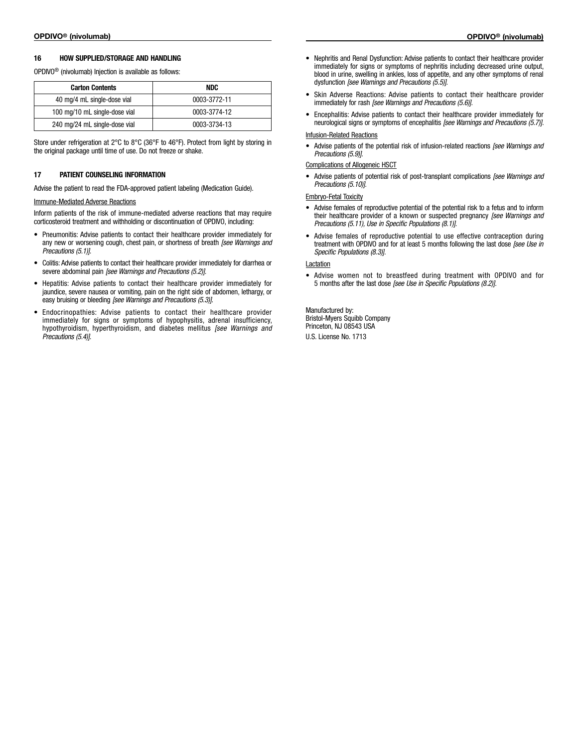## 16 HOW SUPPLIED/STORAGE AND HANDLING

OPDIVO® (nivolumab) Injection is available as follows:

| Carton Contents | NDC |
|---|---|
| 40 mg/4 mL single-dose vial | 0003-3772-11 |
| 100 mg/10 mL single-dose vial | 0003-3774-12 |
| 240 mg/24 mL single-dose vial | 0003-3734-13 |

Store under refrigeration at 2°C to 8°C (36°F to 46°F). Protect from light by storing in the original package until time of use. Do not freeze or shake.

## 17 PATIENT COUNSELING INFORMATION

Advise the patient to read the FDA-approved patient labeling (Medication Guide).

Immune-Mediated Adverse Reactions

Inform patients of the risk of immune-mediated adverse reactions that may require corticosteroid treatment and withholding or discontinuation of OPDIVO, including:

- Pneumonitis: Advise patients to contact their healthcare provider immediately for any new or worsening cough, chest pain, or shortness of breath *[see Warnings and Precautions (5.1)]*.
- Colitis: Advise patients to contact their healthcare provider immediately for diarrhea or severe abdominal pain *[see Warnings and Precautions (5.2)]*.
- Hepatitis: Advise patients to contact their healthcare provider immediately for jaundice, severe nausea or vomiting, pain on the right side of abdomen, lethargy, or easy bruising or bleeding *[see Warnings and Precautions (5.3)]*.
- Endocrinopathies: Advise patients to contact their healthcare provider immediately for signs or symptoms of hypophysitis, adrenal insufficiency, hypothyroidism, hyperthyroidism, and diabetes mellitus *[see Warnings and Precautions (5.4)]*.
- Nephritis and Renal Dysfunction: Advise patients to contact their healthcare provider immediately for signs or symptoms of nephritis including decreased urine output, blood in urine, swelling in ankles, loss of appetite, and any other symptoms of renal dysfunction *[see Warnings and Precautions (5.5)]*.
- Skin Adverse Reactions: Advise patients to contact their healthcare provider immediately for rash *[see Warnings and Precautions (5.6)]*.
- Encephalitis: Advise patients to contact their healthcare provider immediately for neurological signs or symptoms of encephalitis *[see Warnings and Precautions (5.7)]*.

Infusion-Related Reactions

- Advise patients of the potential risk of infusion-related reactions *[see Warnings and Precautions (5.9)]*.

Complications of Allogeneic HSCT

- Advise patients of potential risk of post-transplant complications *[see Warnings and Precautions (5.10)]*.

Embryo-Fetal Toxicity

- Advise females of reproductive potential of the potential risk to a fetus and to inform their healthcare provider of a known or suspected pregnancy *[see Warnings and Precautions (5.11), Use in Specific Populations (8.1)]*.
- Advise females of reproductive potential to use effective contraception during treatment with OPDIVO and for at least 5 months following the last dose *[see Use in Specific Populations (8.3)]*.

Lactation

- Advise women not to breastfeed during treatment with OPDIVO and for 5 months after the last dose *[see Use in Specific Populations (8.2)]*.

Manufactured by:
Bristol-Myers Squibb Company
Princeton, NJ 08543 USA
U.S. License No. 1713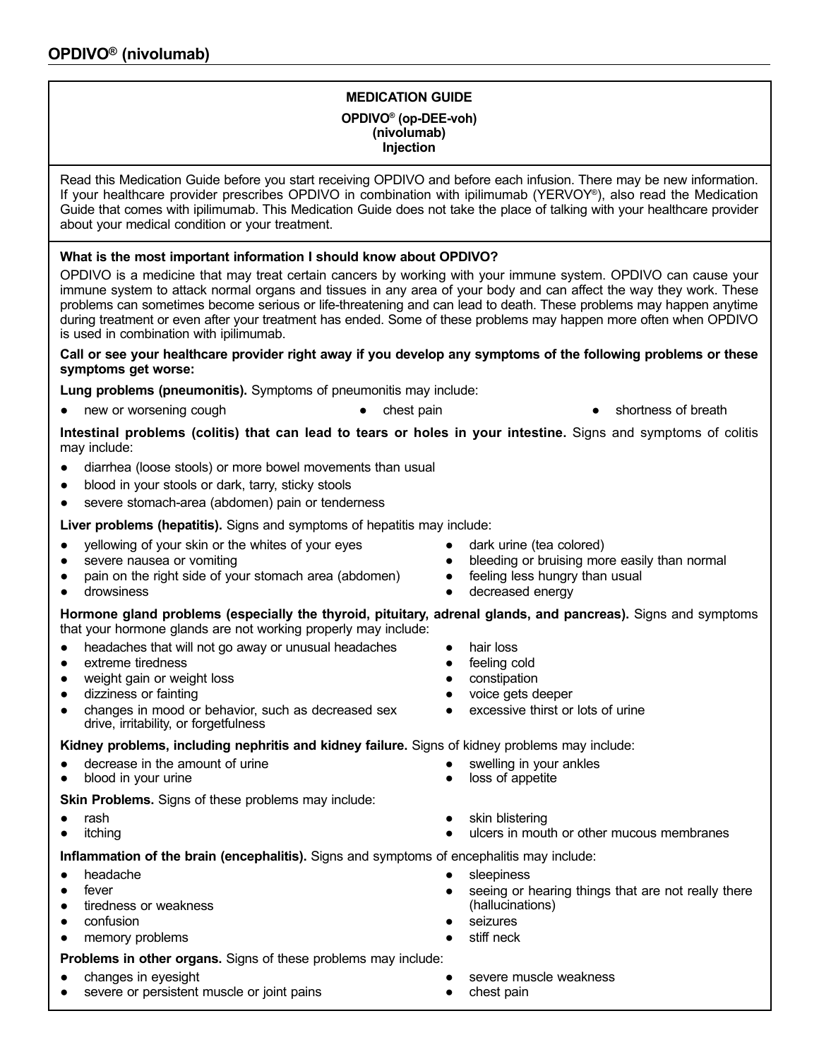# MEDICATION GUIDE

**OPDIVO® (op-DEE-voh)**
**(nivolumab)**
**Injection**

Read this Medication Guide before you start receiving OPDIVO and before each infusion. There may be new information. If your healthcare provider prescribes OPDIVO in combination with ipilimumab (YERVOY®), also read the Medication Guide that comes with ipilimumab. This Medication Guide does not take the place of talking with your healthcare provider about your medical condition or your treatment.

## What is the most important information I should know about OPDIVO?

OPDIVO is a medicine that may treat certain cancers by working with your immune system. OPDIVO can cause your immune system to attack normal organs and tissues in any area of your body and can affect the way they work. These problems can sometimes become serious or life-threatening and can lead to death. These problems may happen anytime during treatment or even after your treatment has ended. Some of these problems may happen more often when OPDIVO is used in combination with ipilimumab.

**Call or see your healthcare provider right away if you develop any symptoms of the following problems or these symptoms get worse:**

**Lung problems (pneumonitis).** Symptoms of pneumonitis may include:

- new or worsening cough
- chest pain
- shortness of breath

**Intestinal problems (colitis) that can lead to tears or holes in your intestine.** Signs and symptoms of colitis may include:

- diarrhea (loose stools) or more bowel movements than usual
- blood in your stools or dark, tarry, sticky stools
- severe stomach-area (abdomen) pain or tenderness

**Liver problems (hepatitis).** Signs and symptoms of hepatitis may include:

- yellowing of your skin or the whites of your eyes
- severe nausea or vomiting
- pain on the right side of your stomach area (abdomen)
- drowsiness
- dark urine (tea colored)
- bleeding or bruising more easily than normal
- feeling less hungry than usual
- decreased energy

**Hormone gland problems (especially the thyroid, pituitary, adrenal glands, and pancreas).** Signs and symptoms that your hormone glands are not working properly may include:

- headaches that will not go away or unusual headaches
- extreme tiredness
- weight gain or weight loss
- dizziness or fainting
- changes in mood or behavior, such as decreased sex drive, irritability, or forgetfulness
- hair loss
- feeling cold
- constipation
- voice gets deeper
- excessive thirst or lots of urine

**Kidney problems, including nephritis and kidney failure.** Signs of kidney problems may include:

- decrease in the amount of urine
- blood in your urine
- swelling in your ankles
- loss of appetite

**Skin Problems.** Signs of these problems may include:

- rash
- itching
- skin blistering
- ulcers in mouth or other mucous membranes

**Inflammation of the brain (encephalitis).** Signs and symptoms of encephalitis may include:

- headache
- fever
- tiredness or weakness
- confusion
- memory problems
- sleepiness
- seeing or hearing things that are not really there (hallucinations)
- seizures
- stiff neck

**Problems in other organs.** Signs of these problems may include:

- changes in eyesight
- severe or persistent muscle or joint pains
- severe muscle weakness
- chest pain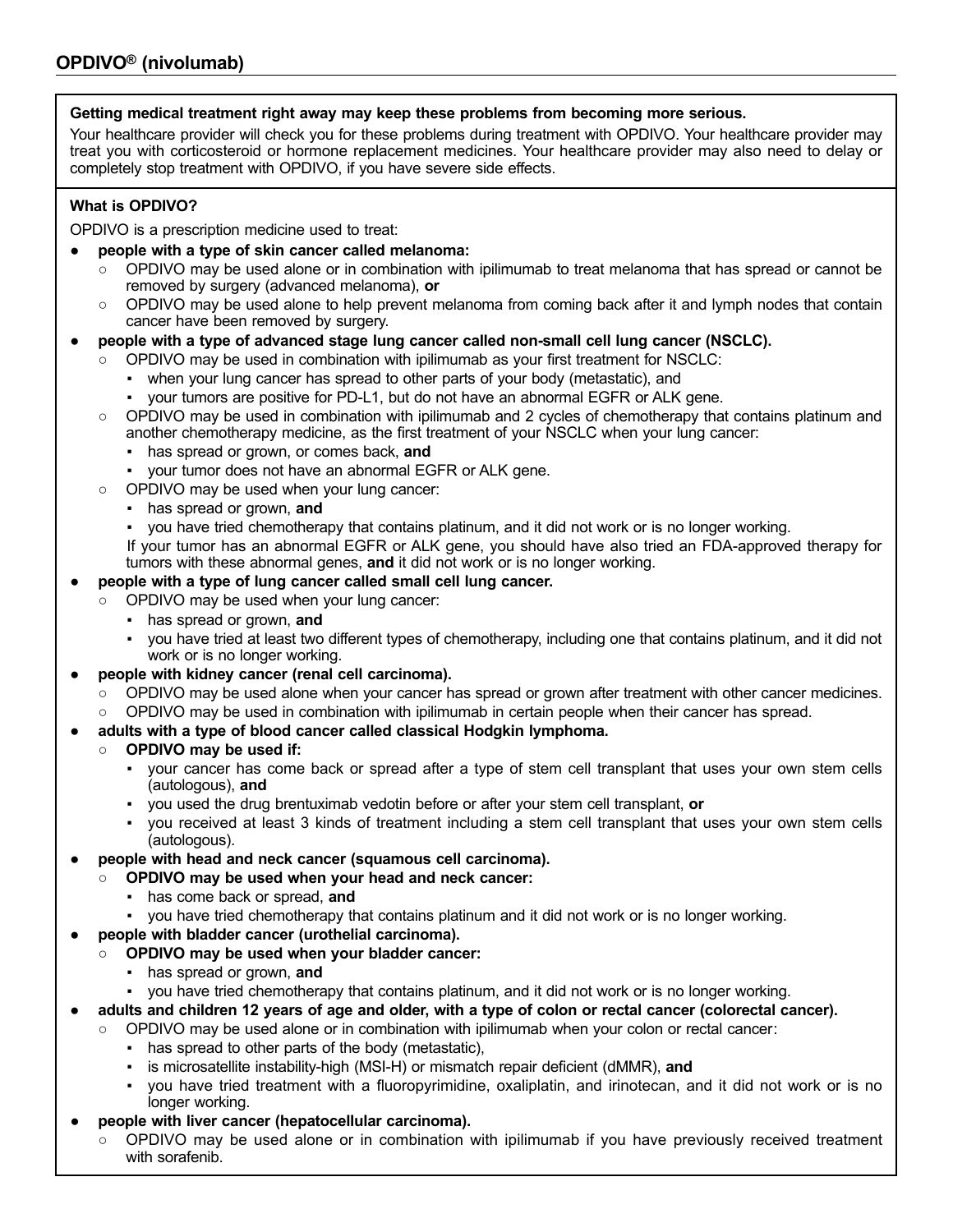**Getting medical treatment right away may keep these problems from becoming more serious.**

Your healthcare provider will check you for these problems during treatment with OPDIVO. Your healthcare provider may treat you with corticosteroid or hormone replacement medicines. Your healthcare provider may also need to delay or completely stop treatment with OPDIVO, if you have severe side effects.

**What is OPDIVO?**

OPDIVO is a prescription medicine used to treat:

- **people with a type of skin cancer called melanoma:**
  - OPDIVO may be used alone or in combination with ipilimumab to treat melanoma that has spread or cannot be removed by surgery (advanced melanoma), **or**
  - OPDIVO may be used alone to help prevent melanoma from coming back after it and lymph nodes that contain cancer have been removed by surgery.
- **people with a type of advanced stage lung cancer called non-small cell lung cancer (NSCLC).**
  - OPDIVO may be used in combination with ipilimumab as your first treatment for NSCLC:
    - when your lung cancer has spread to other parts of your body (metastatic), and
    - your tumors are positive for PD-L1, but do not have an abnormal EGFR or ALK gene.
  - OPDIVO may be used in combination with ipilimumab and 2 cycles of chemotherapy that contains platinum and another chemotherapy medicine, as the first treatment of your NSCLC when your lung cancer:
    - has spread or grown, or comes back, **and**
    - your tumor does not have an abnormal EGFR or ALK gene.
  - OPDIVO may be used when your lung cancer:
    - has spread or grown, **and**
    - you have tried chemotherapy that contains platinum, and it did not work or is no longer working.

    If your tumor has an abnormal EGFR or ALK gene, you should have also tried an FDA-approved therapy for tumors with these abnormal genes, **and** it did not work or is no longer working.
- **people with a type of lung cancer called small cell lung cancer.**
  - OPDIVO may be used when your lung cancer:
    - has spread or grown, **and**
    - you have tried at least two different types of chemotherapy, including one that contains platinum, and it did not work or is no longer working.
- **people with kidney cancer (renal cell carcinoma).**
  - OPDIVO may be used alone when your cancer has spread or grown after treatment with other cancer medicines.
  - OPDIVO may be used in combination with ipilimumab in certain people when their cancer has spread.
- **adults with a type of blood cancer called classical Hodgkin lymphoma.**
  - **OPDIVO may be used if:**
    - your cancer has come back or spread after a type of stem cell transplant that uses your own stem cells (autologous), **and**
    - you used the drug brentuximab vedotin before or after your stem cell transplant, **or**
    - you received at least 3 kinds of treatment including a stem cell transplant that uses your own stem cells (autologous).
- **people with head and neck cancer (squamous cell carcinoma).**
  - **OPDIVO may be used when your head and neck cancer:**
    - has come back or spread, **and**
    - you have tried chemotherapy that contains platinum and it did not work or is no longer working.
- **people with bladder cancer (urothelial carcinoma).**
  - **OPDIVO may be used when your bladder cancer:**
    - has spread or grown, **and**
    - you have tried chemotherapy that contains platinum, and it did not work or is no longer working.
- **adults and children 12 years of age and older, with a type of colon or rectal cancer (colorectal cancer).**
  - OPDIVO may be used alone or in combination with ipilimumab when your colon or rectal cancer:
    - has spread to other parts of the body (metastatic),
    - is microsatellite instability-high (MSI-H) or mismatch repair deficient (dMMR), **and**
    - you have tried treatment with a fluoropyrimidine, oxaliplatin, and irinotecan, and it did not work or is no longer working.
- **people with liver cancer (hepatocellular carcinoma).**
  - OPDIVO may be used alone or in combination with ipilimumab if you have previously received treatment with sorafenib.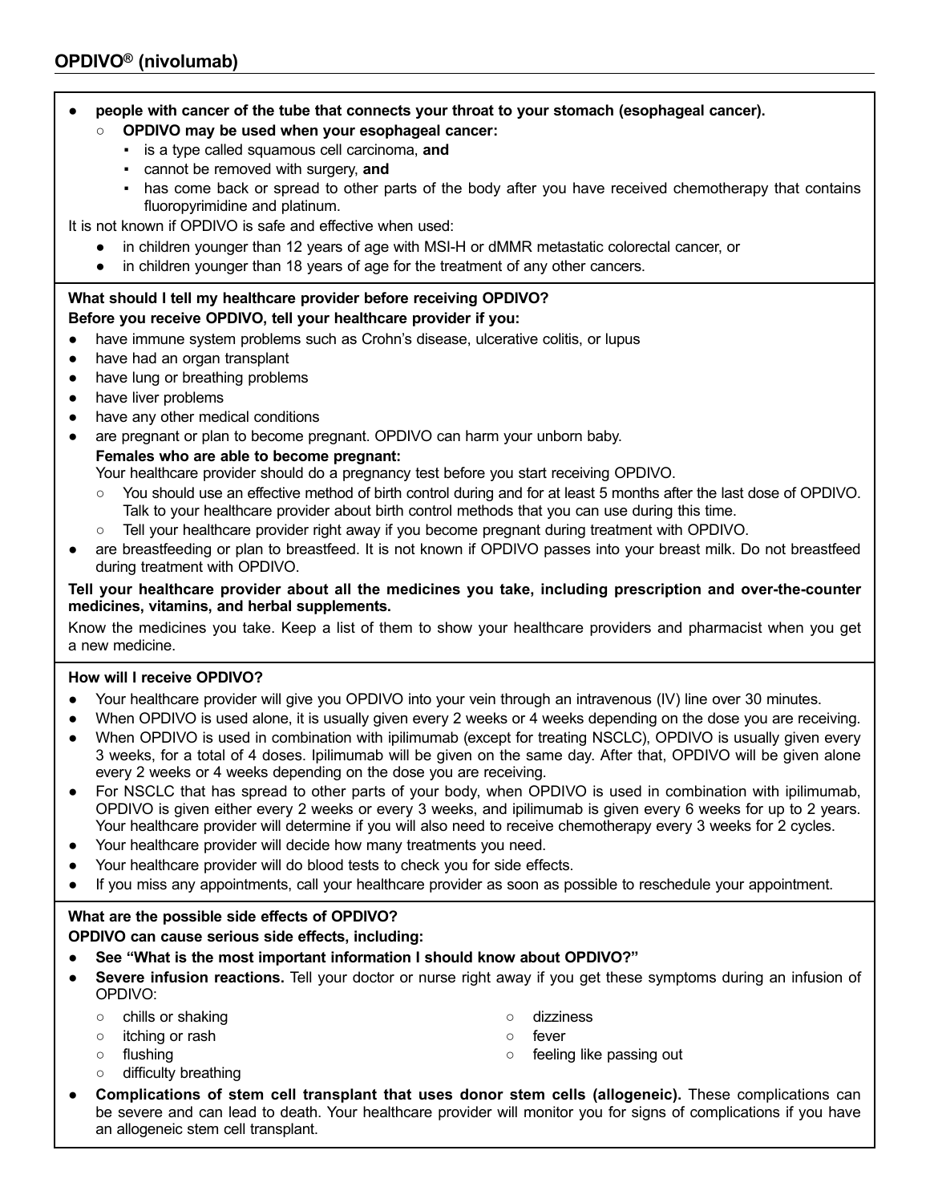- **people with cancer of the tube that connects your throat to your stomach (esophageal cancer).**
    - **OPDIVO may be used when your esophageal cancer:**
        - is a type called squamous cell carcinoma, **and**
        - cannot be removed with surgery, **and**
        - has come back or spread to other parts of the body after you have received chemotherapy that contains fluoropyrimidine and platinum.

It is not known if OPDIVO is safe and effective when used:

- in children younger than 12 years of age with MSI-H or dMMR metastatic colorectal cancer, or
- in children younger than 18 years of age for the treatment of any other cancers.

**What should I tell my healthcare provider before receiving OPDIVO?**

**Before you receive OPDIVO, tell your healthcare provider if you:**

- have immune system problems such as Crohn's disease, ulcerative colitis, or lupus
- have had an organ transplant
- have lung or breathing problems
- have liver problems
- have any other medical conditions
- are pregnant or plan to become pregnant. OPDIVO can harm your unborn baby.

  **Females who are able to become pregnant:**

  Your healthcare provider should do a pregnancy test before you start receiving OPDIVO.

    - You should use an effective method of birth control during and for at least 5 months after the last dose of OPDIVO. Talk to your healthcare provider about birth control methods that you can use during this time.
    - Tell your healthcare provider right away if you become pregnant during treatment with OPDIVO.
- are breastfeeding or plan to breastfeed. It is not known if OPDIVO passes into your breast milk. Do not breastfeed during treatment with OPDIVO.

**Tell your healthcare provider about all the medicines you take, including prescription and over-the-counter medicines, vitamins, and herbal supplements.**

Know the medicines you take. Keep a list of them to show your healthcare providers and pharmacist when you get a new medicine.

**How will I receive OPDIVO?**

- Your healthcare provider will give you OPDIVO into your vein through an intravenous (IV) line over 30 minutes.
- When OPDIVO is used alone, it is usually given every 2 weeks or 4 weeks depending on the dose you are receiving.
- When OPDIVO is used in combination with ipilimumab (except for treating NSCLC), OPDIVO is usually given every 3 weeks, for a total of 4 doses. Ipilimumab will be given on the same day. After that, OPDIVO will be given alone every 2 weeks or 4 weeks depending on the dose you are receiving.
- For NSCLC that has spread to other parts of your body, when OPDIVO is used in combination with ipilimumab, OPDIVO is given either every 2 weeks or every 3 weeks, and ipilimumab is given every 6 weeks for up to 2 years. Your healthcare provider will determine if you will also need to receive chemotherapy every 3 weeks for 2 cycles.
- Your healthcare provider will decide how many treatments you need.
- Your healthcare provider will do blood tests to check you for side effects.
- If you miss any appointments, call your healthcare provider as soon as possible to reschedule your appointment.

**What are the possible side effects of OPDIVO?**

**OPDIVO can cause serious side effects, including:**

- **See "What is the most important information I should know about OPDIVO?"**
- **Severe infusion reactions.** Tell your doctor or nurse right away if you get these symptoms during an infusion of OPDIVO:
    - chills or shaking
    - itching or rash
    - flushing
    - difficulty breathing
    - dizziness
    - fever
    - feeling like passing out
- **Complications of stem cell transplant that uses donor stem cells (allogeneic).** These complications can be severe and can lead to death. Your healthcare provider will monitor you for signs of complications if you have an allogeneic stem cell transplant.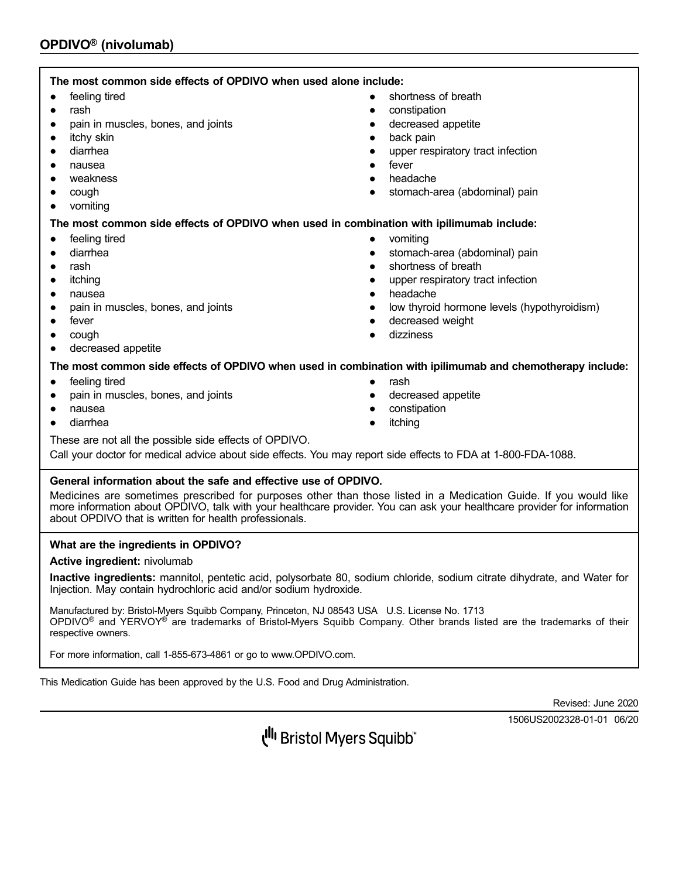**The most common side effects of OPDIVO when used alone include:**

- feeling tired
- rash
- pain in muscles, bones, and joints
- itchy skin
- diarrhea
- nausea
- weakness
- cough
- vomiting
- shortness of breath
- constipation
- decreased appetite
- back pain
- upper respiratory tract infection
- fever
- headache
- stomach-area (abdominal) pain

**The most common side effects of OPDIVO when used in combination with ipilimumab include:**

- feeling tired
- diarrhea
- rash
- itching
- nausea
- pain in muscles, bones, and joints
- fever
- cough
- decreased appetite
- vomiting
- stomach-area (abdominal) pain
- shortness of breath
- upper respiratory tract infection
- headache
- low thyroid hormone levels (hypothyroidism)
- decreased weight
- dizziness

**The most common side effects of OPDIVO when used in combination with ipilimumab and chemotherapy include:**

- feeling tired
- pain in muscles, bones, and joints
- nausea
- diarrhea
- rash
- decreased appetite
- constipation
- itching

These are not all the possible side effects of OPDIVO.

Call your doctor for medical advice about side effects. You may report side effects to FDA at 1-800-FDA-1088.

**General information about the safe and effective use of OPDIVO.**

Medicines are sometimes prescribed for purposes other than those listed in a Medication Guide. If you would like more information about OPDIVO, talk with your healthcare provider. You can ask your healthcare provider for information about OPDIVO that is written for health professionals.

**What are the ingredients in OPDIVO?**

**Active ingredient:** nivolumab

**Inactive ingredients:** mannitol, pentetic acid, polysorbate 80, sodium chloride, sodium citrate dihydrate, and Water for Injection. May contain hydrochloric acid and/or sodium hydroxide.

Manufactured by: Bristol-Myers Squibb Company, Princeton, NJ 08543 USA U.S. License No. 1713
OPDIVO® and YERVOY® are trademarks of Bristol-Myers Squibb Company. Other brands listed are the trademarks of their respective owners.

For more information, call 1-855-673-4861 or go to www.OPDIVO.com.

This Medication Guide has been approved by the U.S. Food and Drug Administration.

Revised: June 2020

1506US2002328-01-01 06/20

Bristol Myers Squibb™